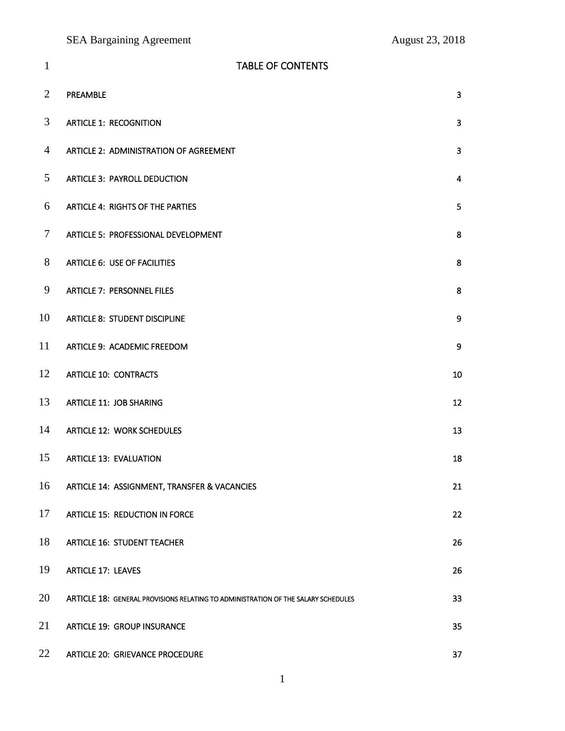# TABLE OF CONTENTS

| | |
|---|---|
| PREAMBLE | 3 |
| ARTICLE 1: RECOGNITION | 3 |
| ARTICLE 2: ADMINISTRATION OF AGREEMENT | 3 |
| ARTICLE 3: PAYROLL DEDUCTION | 4 |
| ARTICLE 4: RIGHTS OF THE PARTIES | 5 |
| ARTICLE 5: PROFESSIONAL DEVELOPMENT | 8 |
| ARTICLE 6: USE OF FACILITIES | 8 |
| ARTICLE 7: PERSONNEL FILES | 8 |
| ARTICLE 8: STUDENT DISCIPLINE | 9 |
| ARTICLE 9: ACADEMIC FREEDOM | 9 |
| ARTICLE 10: CONTRACTS | 10 |
| ARTICLE 11: JOB SHARING | 12 |
| ARTICLE 12: WORK SCHEDULES | 13 |
| ARTICLE 13: EVALUATION | 18 |
| ARTICLE 14: ASSIGNMENT, TRANSFER & VACANCIES | 21 |
| ARTICLE 15: REDUCTION IN FORCE | 22 |
| ARTICLE 16: STUDENT TEACHER | 26 |
| ARTICLE 17: LEAVES | 26 |
| ARTICLE 18: GENERAL PROVISIONS RELATING TO ADMINISTRATION OF THE SALARY SCHEDULES | 33 |
| ARTICLE 19: GROUP INSURANCE | 35 |
| ARTICLE 20: GRIEVANCE PROCEDURE | 37 |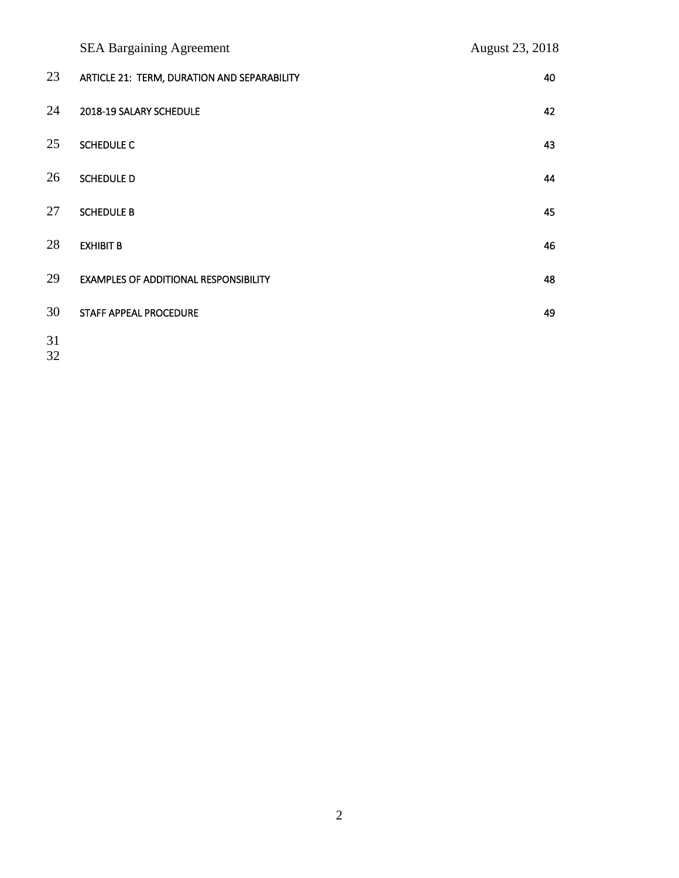| | |
|---|---|
| ARTICLE 21: TERM, DURATION AND SEPARABILITY | 40 |
| 2018-19 SALARY SCHEDULE | 42 |
| SCHEDULE C | 43 |
| SCHEDULE D | 44 |
| SCHEDULE B | 45 |
| EXHIBIT B | 46 |
| EXAMPLES OF ADDITIONAL RESPONSIBILITY | 48 |
| STAFF APPEAL PROCEDURE | 49 |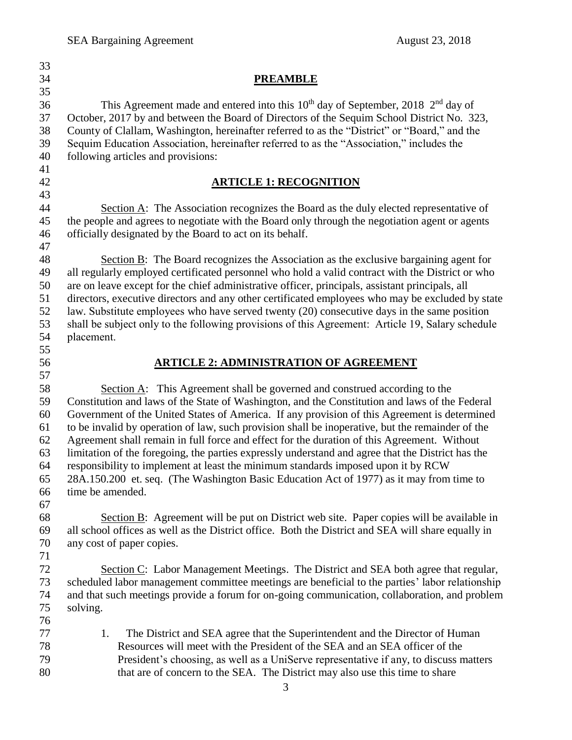## PREAMBLE

This Agreement made and entered into this 10th day of September, 2018 2nd day of October, 2017 by and between the Board of Directors of the Sequim School District No. 323, County of Clallam, Washington, hereinafter referred to as the "District" or "Board," and the Sequim Education Association, hereinafter referred to as the "Association," includes the following articles and provisions:

## ARTICLE 1: RECOGNITION

Section A: The Association recognizes the Board as the duly elected representative of the people and agrees to negotiate with the Board only through the negotiation agent or agents officially designated by the Board to act on its behalf.

Section B: The Board recognizes the Association as the exclusive bargaining agent for all regularly employed certificated personnel who hold a valid contract with the District or who are on leave except for the chief administrative officer, principals, assistant principals, all directors, executive directors and any other certificated employees who may be excluded by state law. Substitute employees who have served twenty (20) consecutive days in the same position shall be subject only to the following provisions of this Agreement: Article 19, Salary schedule placement.

## ARTICLE 2: ADMINISTRATION OF AGREEMENT

Section A: This Agreement shall be governed and construed according to the Constitution and laws of the State of Washington, and the Constitution and laws of the Federal Government of the United States of America. If any provision of this Agreement is determined to be invalid by operation of law, such provision shall be inoperative, but the remainder of the Agreement shall remain in full force and effect for the duration of this Agreement. Without limitation of the foregoing, the parties expressly understand and agree that the District has the responsibility to implement at least the minimum standards imposed upon it by RCW 28A.150.200 et. seq. (The Washington Basic Education Act of 1977) as it may from time to time be amended.

Section B: Agreement will be put on District web site. Paper copies will be available in all school offices as well as the District office. Both the District and SEA will share equally in any cost of paper copies.

Section C: Labor Management Meetings. The District and SEA both agree that regular, scheduled labor management committee meetings are beneficial to the parties' labor relationship and that such meetings provide a forum for on-going communication, collaboration, and problem solving.

1. The District and SEA agree that the Superintendent and the Director of Human Resources will meet with the President of the SEA and an SEA officer of the President's choosing, as well as a UniServe representative if any, to discuss matters that are of concern to the SEA. The District may also use this time to share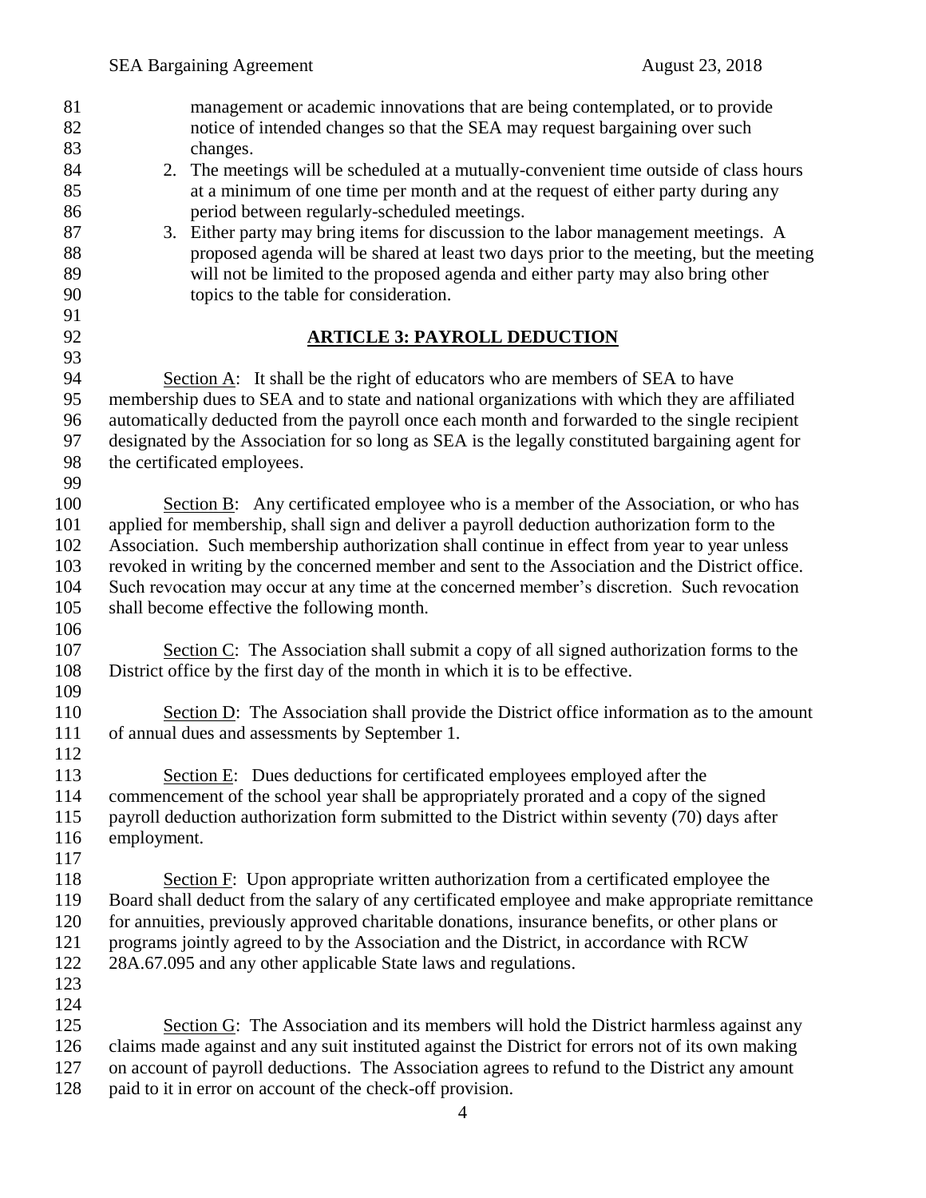management or academic innovations that are being contemplated, or to provide notice of intended changes so that the SEA may request bargaining over such changes.

2. The meetings will be scheduled at a mutually-convenient time outside of class hours at a minimum of one time per month and at the request of either party during any period between regularly-scheduled meetings.
3. Either party may bring items for discussion to the labor management meetings. A proposed agenda will be shared at least two days prior to the meeting, but the meeting will not be limited to the proposed agenda and either party may also bring other topics to the table for consideration.

## ARTICLE 3: PAYROLL DEDUCTION

Section A: It shall be the right of educators who are members of SEA to have membership dues to SEA and to state and national organizations with which they are affiliated automatically deducted from the payroll once each month and forwarded to the single recipient designated by the Association for so long as SEA is the legally constituted bargaining agent for the certificated employees.

Section B: Any certificated employee who is a member of the Association, or who has applied for membership, shall sign and deliver a payroll deduction authorization form to the Association. Such membership authorization shall continue in effect from year to year unless revoked in writing by the concerned member and sent to the Association and the District office. Such revocation may occur at any time at the concerned member's discretion. Such revocation shall become effective the following month.

Section C: The Association shall submit a copy of all signed authorization forms to the District office by the first day of the month in which it is to be effective.

Section D: The Association shall provide the District office information as to the amount of annual dues and assessments by September 1.

Section E: Dues deductions for certificated employees employed after the commencement of the school year shall be appropriately prorated and a copy of the signed payroll deduction authorization form submitted to the District within seventy (70) days after employment.

Section F: Upon appropriate written authorization from a certificated employee the Board shall deduct from the salary of any certificated employee and make appropriate remittance for annuities, previously approved charitable donations, insurance benefits, or other plans or programs jointly agreed to by the Association and the District, in accordance with RCW 28A.67.095 and any other applicable State laws and regulations.

Section G: The Association and its members will hold the District harmless against any claims made against and any suit instituted against the District for errors not of its own making on account of payroll deductions. The Association agrees to refund to the District any amount paid to it in error on account of the check-off provision.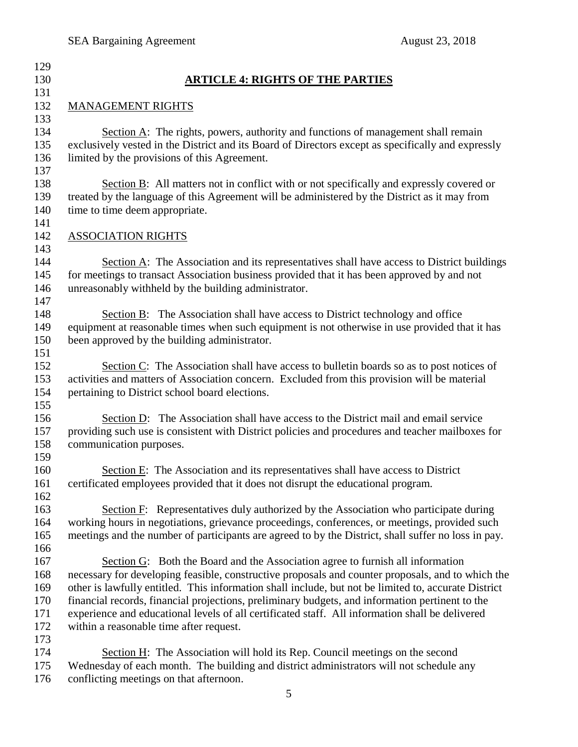## ARTICLE 4: RIGHTS OF THE PARTIES

MANAGEMENT RIGHTS

Section A: The rights, powers, authority and functions of management shall remain exclusively vested in the District and its Board of Directors except as specifically and expressly limited by the provisions of this Agreement.

Section B: All matters not in conflict with or not specifically and expressly covered or treated by the language of this Agreement will be administered by the District as it may from time to time deem appropriate.

ASSOCIATION RIGHTS

Section A: The Association and its representatives shall have access to District buildings for meetings to transact Association business provided that it has been approved by and not unreasonably withheld by the building administrator.

Section B: The Association shall have access to District technology and office equipment at reasonable times when such equipment is not otherwise in use provided that it has been approved by the building administrator.

Section C: The Association shall have access to bulletin boards so as to post notices of activities and matters of Association concern. Excluded from this provision will be material pertaining to District school board elections.

Section D: The Association shall have access to the District mail and email service providing such use is consistent with District policies and procedures and teacher mailboxes for communication purposes.

Section E: The Association and its representatives shall have access to District certificated employees provided that it does not disrupt the educational program.

Section F: Representatives duly authorized by the Association who participate during working hours in negotiations, grievance proceedings, conferences, or meetings, provided such meetings and the number of participants are agreed to by the District, shall suffer no loss in pay.

Section G: Both the Board and the Association agree to furnish all information necessary for developing feasible, constructive proposals and counter proposals, and to which the other is lawfully entitled. This information shall include, but not be limited to, accurate District financial records, financial projections, preliminary budgets, and information pertinent to the experience and educational levels of all certificated staff. All information shall be delivered within a reasonable time after request.

Section H: The Association will hold its Rep. Council meetings on the second Wednesday of each month. The building and district administrators will not schedule any conflicting meetings on that afternoon.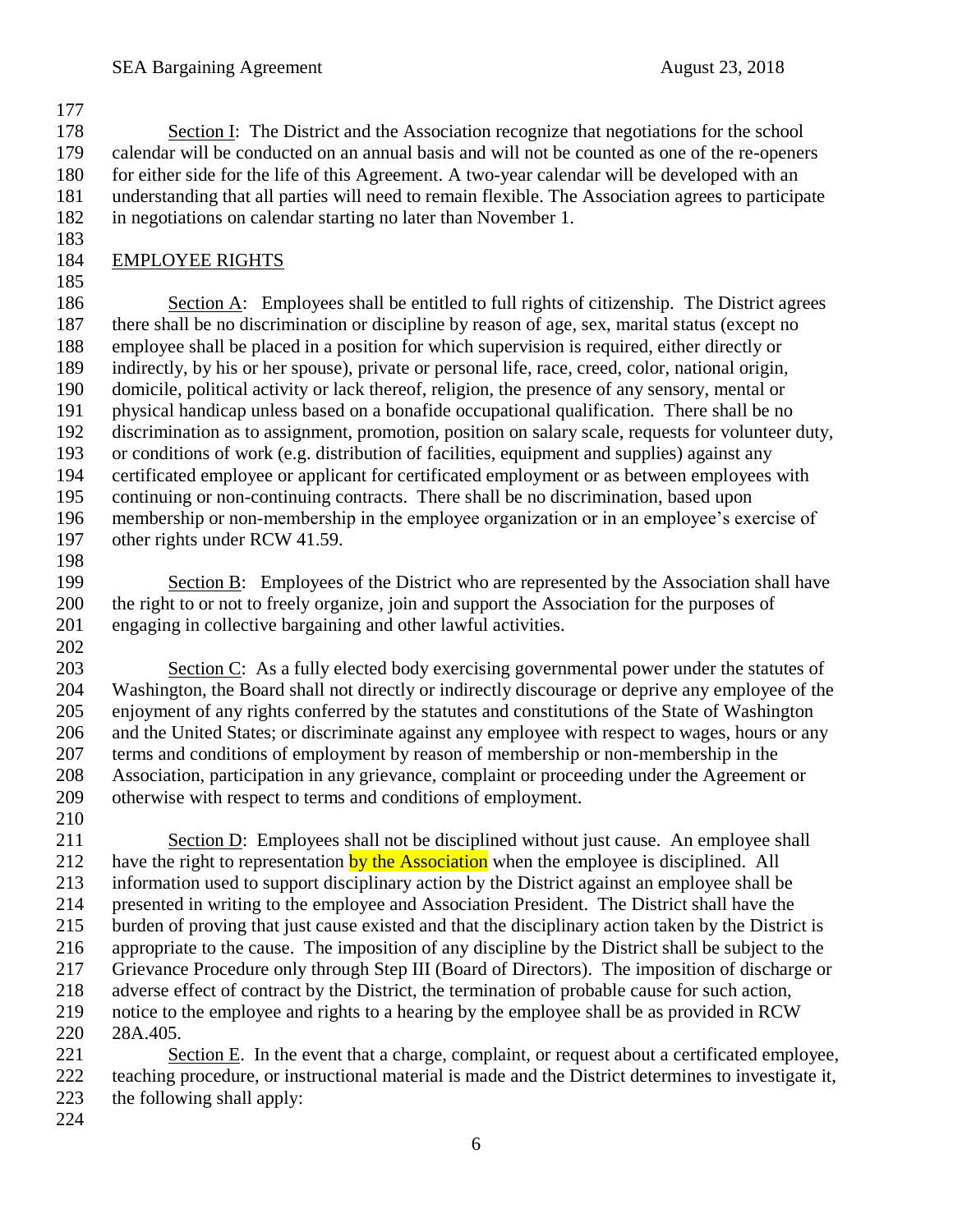Section I: The District and the Association recognize that negotiations for the school calendar will be conducted on an annual basis and will not be counted as one of the re-openers for either side for the life of this Agreement. A two-year calendar will be developed with an understanding that all parties will need to remain flexible. The Association agrees to participate in negotiations on calendar starting no later than November 1.

## EMPLOYEE RIGHTS

Section A: Employees shall be entitled to full rights of citizenship. The District agrees there shall be no discrimination or discipline by reason of age, sex, marital status (except no employee shall be placed in a position for which supervision is required, either directly or indirectly, by his or her spouse), private or personal life, race, creed, color, national origin, domicile, political activity or lack thereof, religion, the presence of any sensory, mental or physical handicap unless based on a bonafide occupational qualification. There shall be no discrimination as to assignment, promotion, position on salary scale, requests for volunteer duty, or conditions of work (e.g. distribution of facilities, equipment and supplies) against any certificated employee or applicant for certificated employment or as between employees with continuing or non-continuing contracts. There shall be no discrimination, based upon membership or non-membership in the employee organization or in an employee's exercise of other rights under RCW 41.59.

Section B: Employees of the District who are represented by the Association shall have the right to or not to freely organize, join and support the Association for the purposes of engaging in collective bargaining and other lawful activities.

Section C: As a fully elected body exercising governmental power under the statutes of Washington, the Board shall not directly or indirectly discourage or deprive any employee of the enjoyment of any rights conferred by the statutes and constitutions of the State of Washington and the United States; or discriminate against any employee with respect to wages, hours or any terms and conditions of employment by reason of membership or non-membership in the Association, participation in any grievance, complaint or proceeding under the Agreement or otherwise with respect to terms and conditions of employment.

Section D: Employees shall not be disciplined without just cause. An employee shall have the right to representation by the Association when the employee is disciplined. All information used to support disciplinary action by the District against an employee shall be presented in writing to the employee and Association President. The District shall have the burden of proving that just cause existed and that the disciplinary action taken by the District is appropriate to the cause. The imposition of any discipline by the District shall be subject to the Grievance Procedure only through Step III (Board of Directors). The imposition of discharge or adverse effect of contract by the District, the termination of probable cause for such action, notice to the employee and rights to a hearing by the employee shall be as provided in RCW 28A.405.

Section E. In the event that a charge, complaint, or request about a certificated employee, teaching procedure, or instructional material is made and the District determines to investigate it, the following shall apply: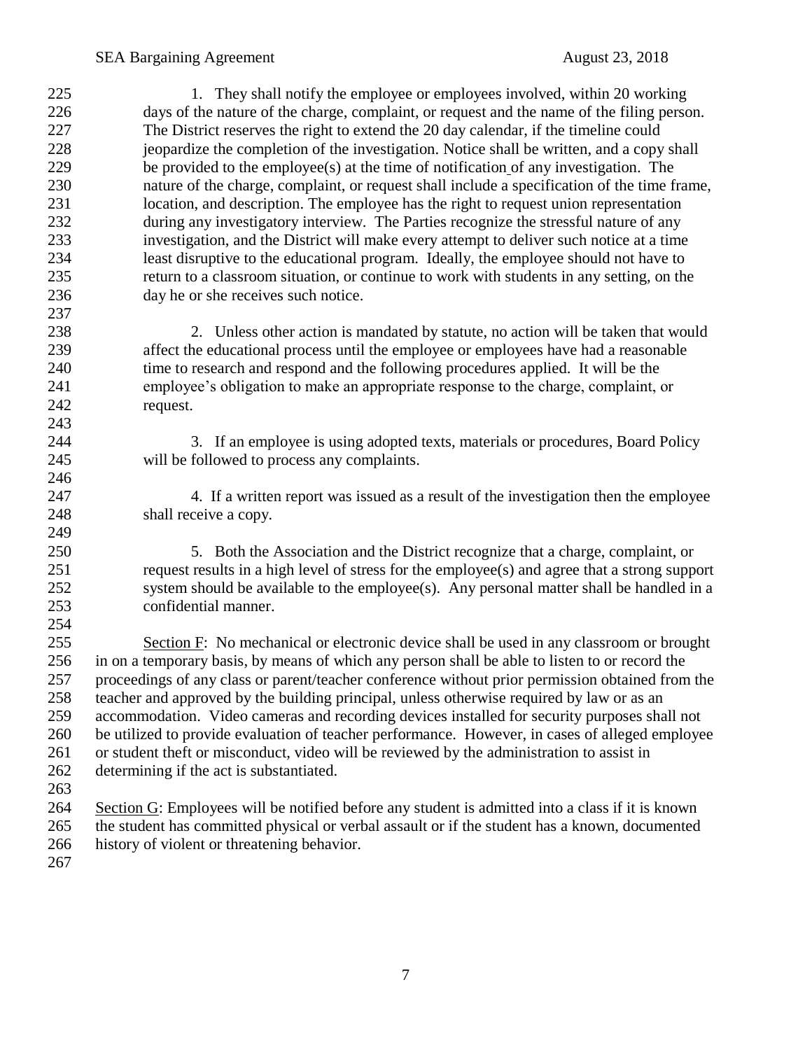1. They shall notify the employee or employees involved, within 20 working days of the nature of the charge, complaint, or request and the name of the filing person. The District reserves the right to extend the 20 day calendar, if the timeline could jeopardize the completion of the investigation. Notice shall be written, and a copy shall be provided to the employee(s) at the time of notification of any investigation. The nature of the charge, complaint, or request shall include a specification of the time frame, location, and description. The employee has the right to request union representation during any investigatory interview. The Parties recognize the stressful nature of any investigation, and the District will make every attempt to deliver such notice at a time least disruptive to the educational program. Ideally, the employee should not have to return to a classroom situation, or continue to work with students in any setting, on the day he or she receives such notice.

2. Unless other action is mandated by statute, no action will be taken that would affect the educational process until the employee or employees have had a reasonable time to research and respond and the following procedures applied. It will be the employee's obligation to make an appropriate response to the charge, complaint, or request.

3. If an employee is using adopted texts, materials or procedures, Board Policy will be followed to process any complaints.

4. If a written report was issued as a result of the investigation then the employee shall receive a copy.

5. Both the Association and the District recognize that a charge, complaint, or request results in a high level of stress for the employee(s) and agree that a strong support system should be available to the employee(s). Any personal matter shall be handled in a confidential manner.

Section F: No mechanical or electronic device shall be used in any classroom or brought in on a temporary basis, by means of which any person shall be able to listen to or record the proceedings of any class or parent/teacher conference without prior permission obtained from the teacher and approved by the building principal, unless otherwise required by law or as an accommodation. Video cameras and recording devices installed for security purposes shall not be utilized to provide evaluation of teacher performance. However, in cases of alleged employee or student theft or misconduct, video will be reviewed by the administration to assist in determining if the act is substantiated.

Section G: Employees will be notified before any student is admitted into a class if it is known the student has committed physical or verbal assault or if the student has a known, documented history of violent or threatening behavior.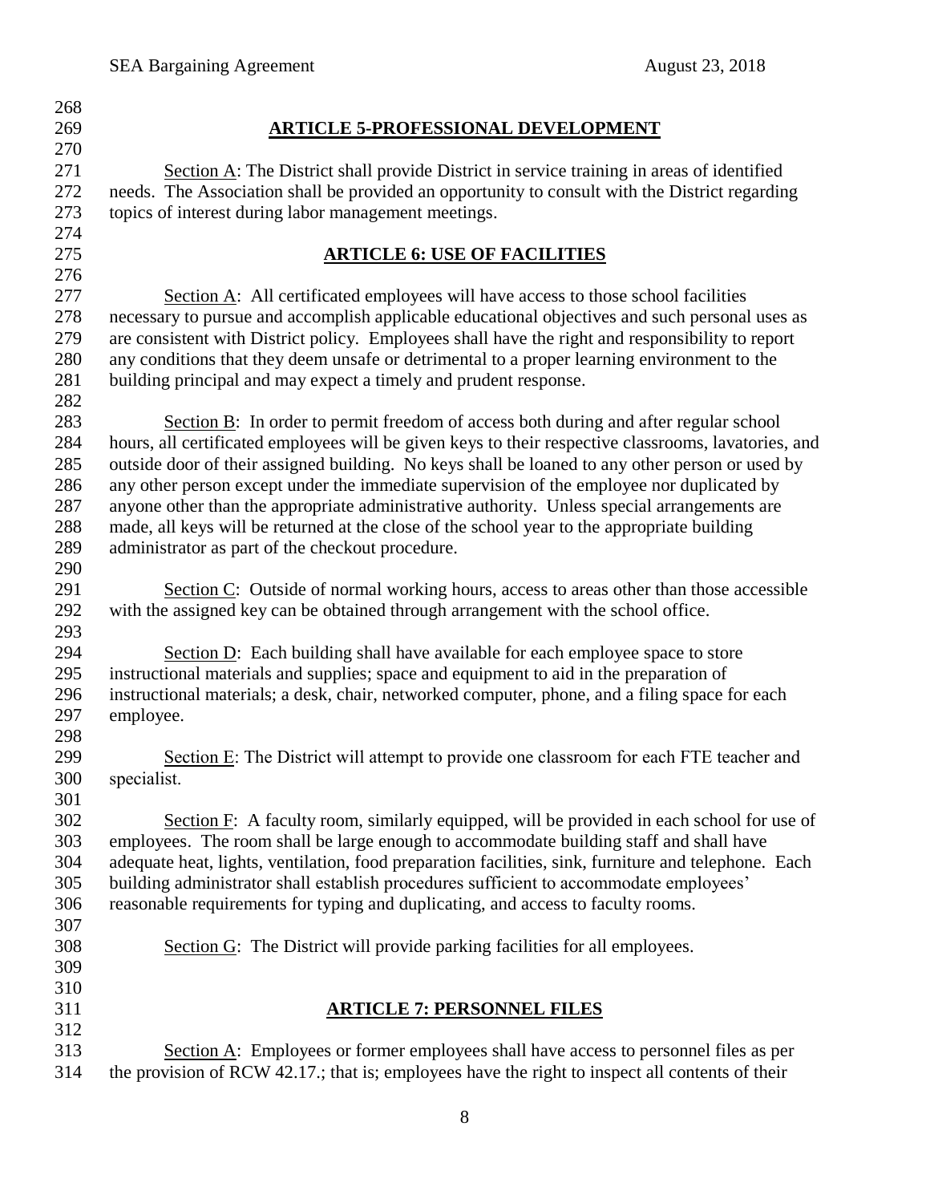## ARTICLE 5-PROFESSIONAL DEVELOPMENT

Section A: The District shall provide District in service training in areas of identified needs. The Association shall be provided an opportunity to consult with the District regarding topics of interest during labor management meetings.

## ARTICLE 6: USE OF FACILITIES

Section A: All certificated employees will have access to those school facilities necessary to pursue and accomplish applicable educational objectives and such personal uses as are consistent with District policy. Employees shall have the right and responsibility to report any conditions that they deem unsafe or detrimental to a proper learning environment to the building principal and may expect a timely and prudent response.

Section B: In order to permit freedom of access both during and after regular school hours, all certificated employees will be given keys to their respective classrooms, lavatories, and outside door of their assigned building. No keys shall be loaned to any other person or used by any other person except under the immediate supervision of the employee nor duplicated by anyone other than the appropriate administrative authority. Unless special arrangements are made, all keys will be returned at the close of the school year to the appropriate building administrator as part of the checkout procedure.

Section C: Outside of normal working hours, access to areas other than those accessible with the assigned key can be obtained through arrangement with the school office.

Section D: Each building shall have available for each employee space to store instructional materials and supplies; space and equipment to aid in the preparation of instructional materials; a desk, chair, networked computer, phone, and a filing space for each employee.

Section E: The District will attempt to provide one classroom for each FTE teacher and specialist.

Section F: A faculty room, similarly equipped, will be provided in each school for use of employees. The room shall be large enough to accommodate building staff and shall have adequate heat, lights, ventilation, food preparation facilities, sink, furniture and telephone. Each building administrator shall establish procedures sufficient to accommodate employees' reasonable requirements for typing and duplicating, and access to faculty rooms.

Section G: The District will provide parking facilities for all employees.

## ARTICLE 7: PERSONNEL FILES

Section A: Employees or former employees shall have access to personnel files as per the provision of RCW 42.17.; that is; employees have the right to inspect all contents of their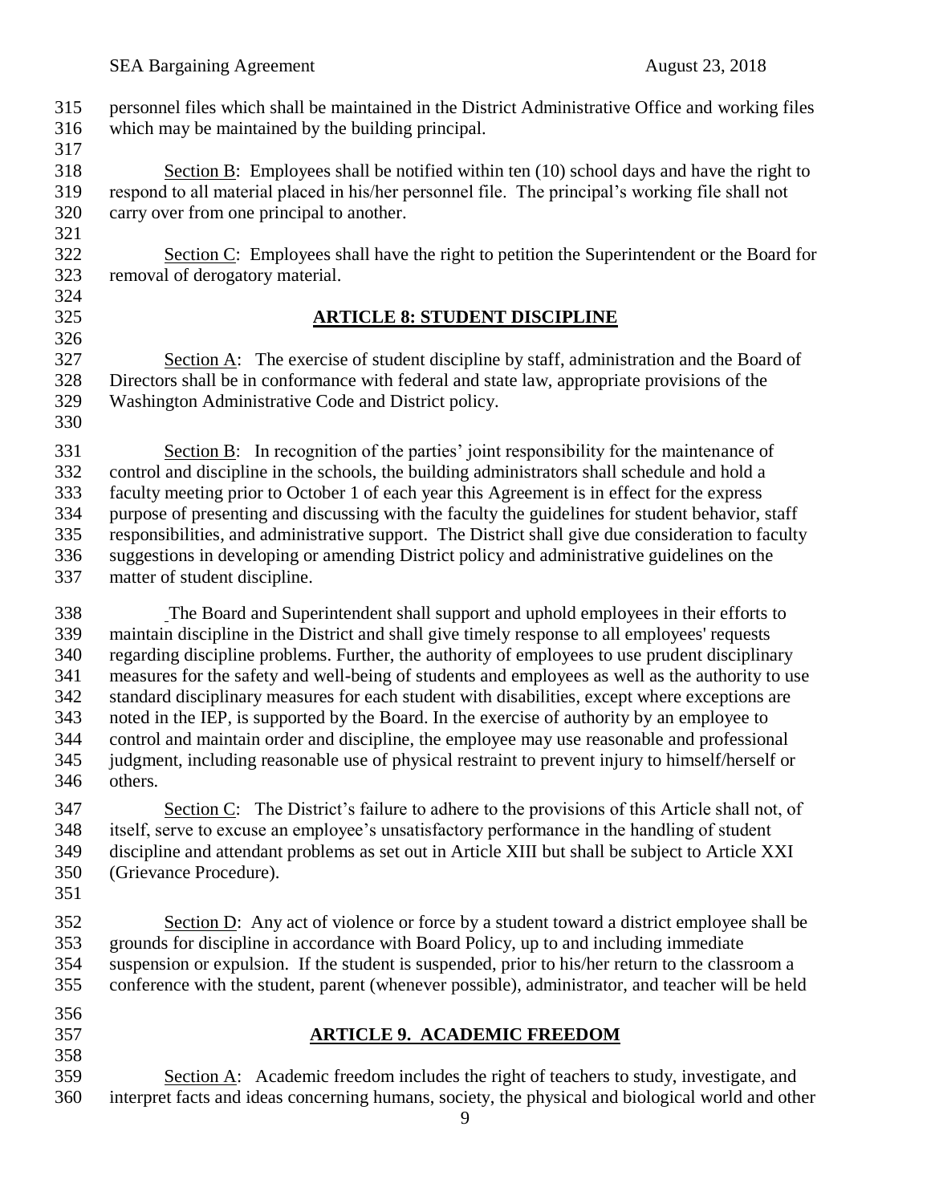personnel files which shall be maintained in the District Administrative Office and working files which may be maintained by the building principal.

Section B: Employees shall be notified within ten (10) school days and have the right to respond to all material placed in his/her personnel file. The principal's working file shall not carry over from one principal to another.

Section C: Employees shall have the right to petition the Superintendent or the Board for removal of derogatory material.

## ARTICLE 8: STUDENT DISCIPLINE

Section A: The exercise of student discipline by staff, administration and the Board of Directors shall be in conformance with federal and state law, appropriate provisions of the Washington Administrative Code and District policy.

Section B: In recognition of the parties' joint responsibility for the maintenance of control and discipline in the schools, the building administrators shall schedule and hold a faculty meeting prior to October 1 of each year this Agreement is in effect for the express purpose of presenting and discussing with the faculty the guidelines for student behavior, staff responsibilities, and administrative support. The District shall give due consideration to faculty suggestions in developing or amending District policy and administrative guidelines on the matter of student discipline.

The Board and Superintendent shall support and uphold employees in their efforts to maintain discipline in the District and shall give timely response to all employees' requests regarding discipline problems. Further, the authority of employees to use prudent disciplinary measures for the safety and well-being of students and employees as well as the authority to use standard disciplinary measures for each student with disabilities, except where exceptions are noted in the IEP, is supported by the Board. In the exercise of authority by an employee to control and maintain order and discipline, the employee may use reasonable and professional judgment, including reasonable use of physical restraint to prevent injury to himself/herself or others.

Section C: The District's failure to adhere to the provisions of this Article shall not, of itself, serve to excuse an employee's unsatisfactory performance in the handling of student discipline and attendant problems as set out in Article XIII but shall be subject to Article XXI (Grievance Procedure).

Section D: Any act of violence or force by a student toward a district employee shall be grounds for discipline in accordance with Board Policy, up to and including immediate suspension or expulsion. If the student is suspended, prior to his/her return to the classroom a conference with the student, parent (whenever possible), administrator, and teacher will be held

## ARTICLE 9. ACADEMIC FREEDOM

Section A: Academic freedom includes the right of teachers to study, investigate, and interpret facts and ideas concerning humans, society, the physical and biological world and other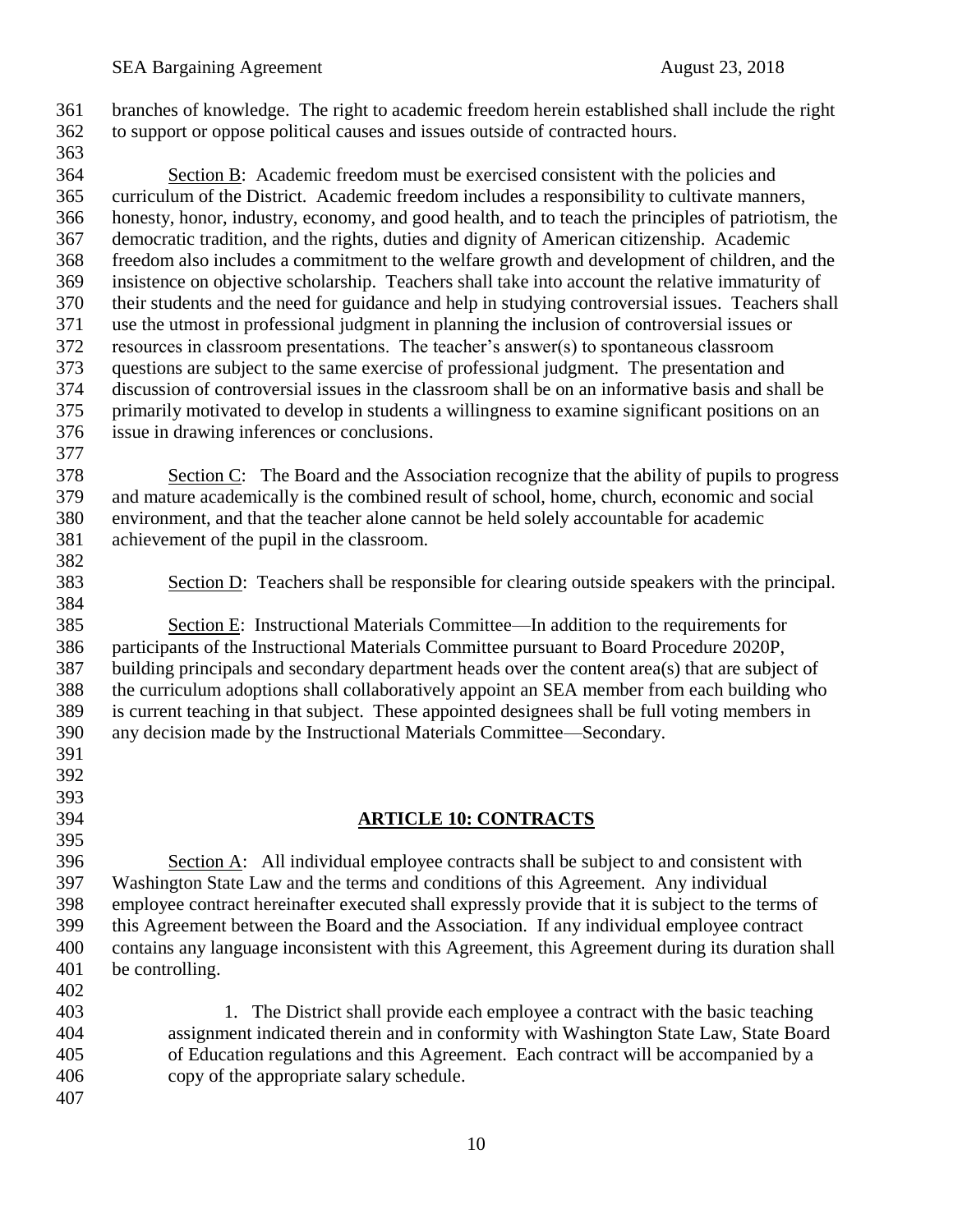branches of knowledge. The right to academic freedom herein established shall include the right to support or oppose political causes and issues outside of contracted hours.

Section B: Academic freedom must be exercised consistent with the policies and curriculum of the District. Academic freedom includes a responsibility to cultivate manners, honesty, honor, industry, economy, and good health, and to teach the principles of patriotism, the democratic tradition, and the rights, duties and dignity of American citizenship. Academic freedom also includes a commitment to the welfare growth and development of children, and the insistence on objective scholarship. Teachers shall take into account the relative immaturity of their students and the need for guidance and help in studying controversial issues. Teachers shall use the utmost in professional judgment in planning the inclusion of controversial issues or resources in classroom presentations. The teacher's answer(s) to spontaneous classroom questions are subject to the same exercise of professional judgment. The presentation and discussion of controversial issues in the classroom shall be on an informative basis and shall be primarily motivated to develop in students a willingness to examine significant positions on an issue in drawing inferences or conclusions.

Section C: The Board and the Association recognize that the ability of pupils to progress and mature academically is the combined result of school, home, church, economic and social environment, and that the teacher alone cannot be held solely accountable for academic achievement of the pupil in the classroom.

Section D: Teachers shall be responsible for clearing outside speakers with the principal.

Section E: Instructional Materials Committee—In addition to the requirements for participants of the Instructional Materials Committee pursuant to Board Procedure 2020P, building principals and secondary department heads over the content area(s) that are subject of the curriculum adoptions shall collaboratively appoint an SEA member from each building who is current teaching in that subject. These appointed designees shall be full voting members in any decision made by the Instructional Materials Committee—Secondary.

## ARTICLE 10: CONTRACTS

Section A: All individual employee contracts shall be subject to and consistent with Washington State Law and the terms and conditions of this Agreement. Any individual employee contract hereinafter executed shall expressly provide that it is subject to the terms of this Agreement between the Board and the Association. If any individual employee contract contains any language inconsistent with this Agreement, this Agreement during its duration shall be controlling.

1. The District shall provide each employee a contract with the basic teaching assignment indicated therein and in conformity with Washington State Law, State Board of Education regulations and this Agreement. Each contract will be accompanied by a copy of the appropriate salary schedule.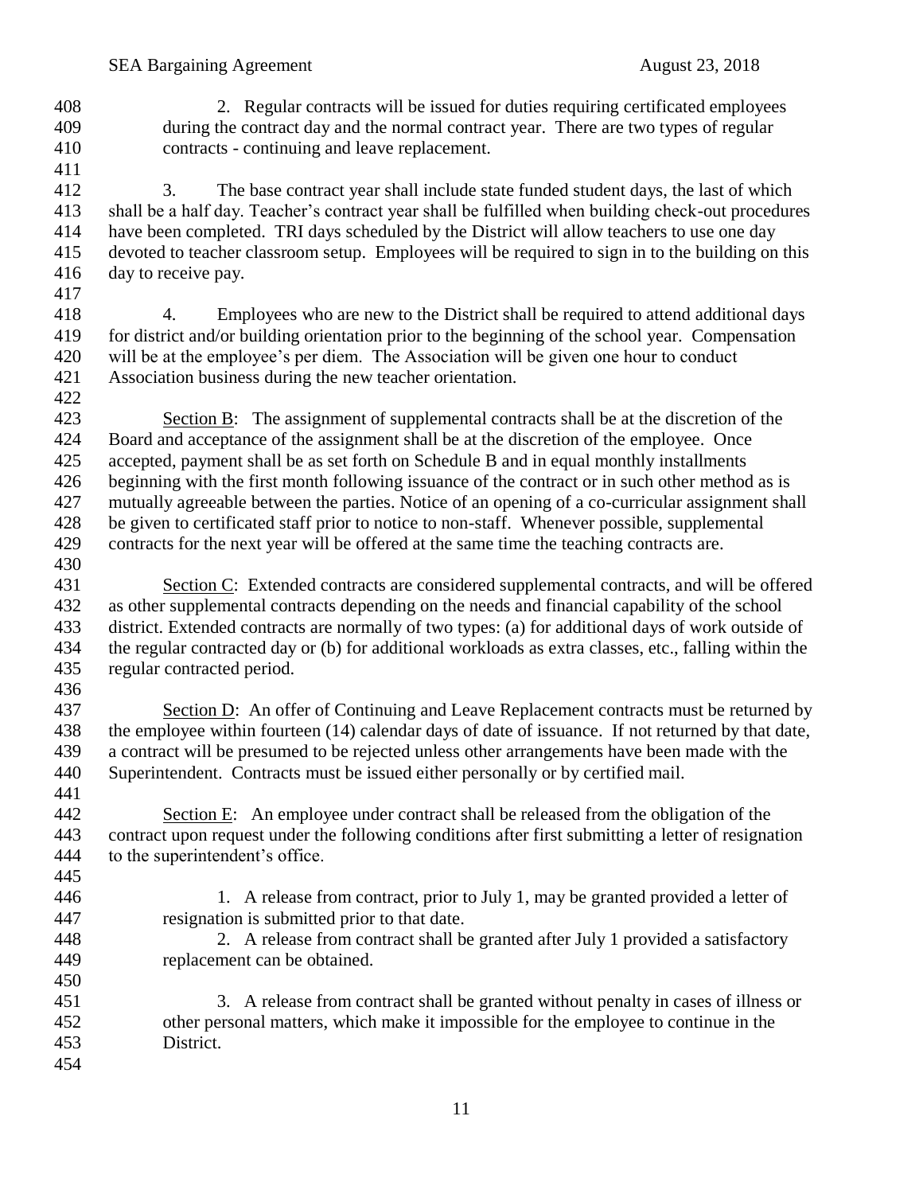2. Regular contracts will be issued for duties requiring certificated employees during the contract day and the normal contract year. There are two types of regular contracts - continuing and leave replacement.

3. The base contract year shall include state funded student days, the last of which shall be a half day. Teacher's contract year shall be fulfilled when building check-out procedures have been completed. TRI days scheduled by the District will allow teachers to use one day devoted to teacher classroom setup. Employees will be required to sign in to the building on this day to receive pay.

4. Employees who are new to the District shall be required to attend additional days for district and/or building orientation prior to the beginning of the school year. Compensation will be at the employee's per diem. The Association will be given one hour to conduct Association business during the new teacher orientation.

Section B: The assignment of supplemental contracts shall be at the discretion of the Board and acceptance of the assignment shall be at the discretion of the employee. Once accepted, payment shall be as set forth on Schedule B and in equal monthly installments beginning with the first month following issuance of the contract or in such other method as is mutually agreeable between the parties. Notice of an opening of a co-curricular assignment shall be given to certificated staff prior to notice to non-staff. Whenever possible, supplemental contracts for the next year will be offered at the same time the teaching contracts are.

Section C: Extended contracts are considered supplemental contracts, and will be offered as other supplemental contracts depending on the needs and financial capability of the school district. Extended contracts are normally of two types: (a) for additional days of work outside of the regular contracted day or (b) for additional workloads as extra classes, etc., falling within the regular contracted period.

Section D: An offer of Continuing and Leave Replacement contracts must be returned by the employee within fourteen (14) calendar days of date of issuance. If not returned by that date, a contract will be presumed to be rejected unless other arrangements have been made with the Superintendent. Contracts must be issued either personally or by certified mail.

Section E: An employee under contract shall be released from the obligation of the contract upon request under the following conditions after first submitting a letter of resignation to the superintendent's office.

1. A release from contract, prior to July 1, may be granted provided a letter of resignation is submitted prior to that date.

2. A release from contract shall be granted after July 1 provided a satisfactory replacement can be obtained.

3. A release from contract shall be granted without penalty in cases of illness or other personal matters, which make it impossible for the employee to continue in the District.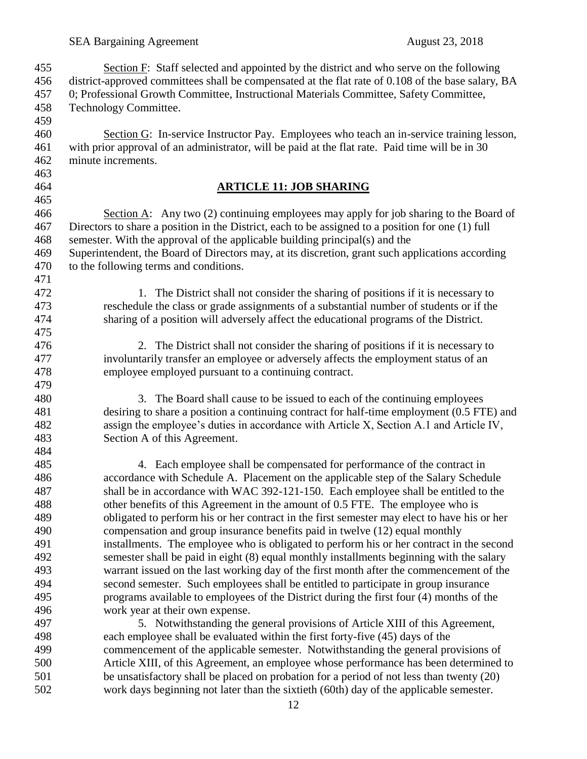Section F: Staff selected and appointed by the district and who serve on the following district-approved committees shall be compensated at the flat rate of 0.108 of the base salary, BA 0; Professional Growth Committee, Instructional Materials Committee, Safety Committee, Technology Committee.

Section G: In-service Instructor Pay. Employees who teach an in-service training lesson, with prior approval of an administrator, will be paid at the flat rate. Paid time will be in 30 minute increments.

## ARTICLE 11: JOB SHARING

Section A: Any two (2) continuing employees may apply for job sharing to the Board of Directors to share a position in the District, each to be assigned to a position for one (1) full semester. With the approval of the applicable building principal(s) and the Superintendent, the Board of Directors may, at its discretion, grant such applications according to the following terms and conditions.

1. The District shall not consider the sharing of positions if it is necessary to reschedule the class or grade assignments of a substantial number of students or if the sharing of a position will adversely affect the educational programs of the District.

2. The District shall not consider the sharing of positions if it is necessary to involuntarily transfer an employee or adversely affects the employment status of an employee employed pursuant to a continuing contract.

3. The Board shall cause to be issued to each of the continuing employees desiring to share a position a continuing contract for half-time employment (0.5 FTE) and assign the employee's duties in accordance with Article X, Section A.1 and Article IV, Section A of this Agreement.

4. Each employee shall be compensated for performance of the contract in accordance with Schedule A. Placement on the applicable step of the Salary Schedule shall be in accordance with WAC 392-121-150. Each employee shall be entitled to the other benefits of this Agreement in the amount of 0.5 FTE. The employee who is obligated to perform his or her contract in the first semester may elect to have his or her compensation and group insurance benefits paid in twelve (12) equal monthly installments. The employee who is obligated to perform his or her contract in the second semester shall be paid in eight (8) equal monthly installments beginning with the salary warrant issued on the last working day of the first month after the commencement of the second semester. Such employees shall be entitled to participate in group insurance programs available to employees of the District during the first four (4) months of the work year at their own expense.

5. Notwithstanding the general provisions of Article XIII of this Agreement, each employee shall be evaluated within the first forty-five (45) days of the commencement of the applicable semester. Notwithstanding the general provisions of Article XIII, of this Agreement, an employee whose performance has been determined to be unsatisfactory shall be placed on probation for a period of not less than twenty (20) work days beginning not later than the sixtieth (60th) day of the applicable semester.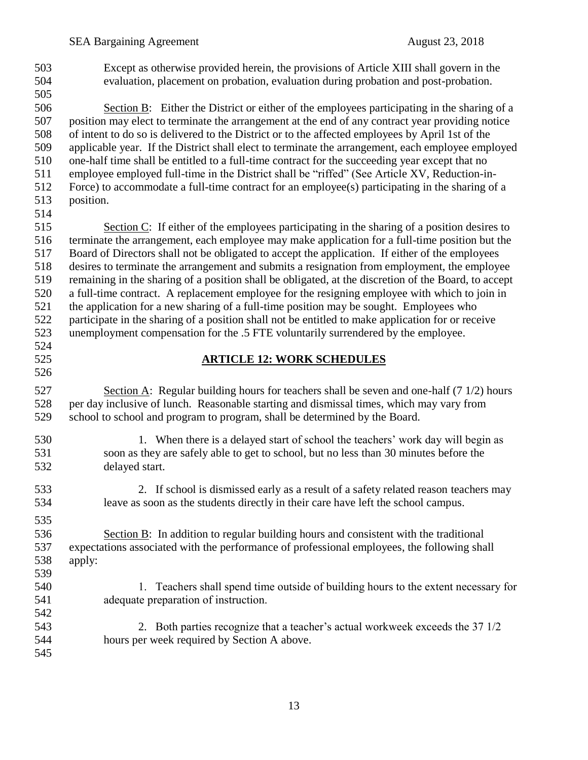Except as otherwise provided herein, the provisions of Article XIII shall govern in the evaluation, placement on probation, evaluation during probation and post-probation.

Section B: Either the District or either of the employees participating in the sharing of a position may elect to terminate the arrangement at the end of any contract year providing notice of intent to do so is delivered to the District or to the affected employees by April 1st of the applicable year. If the District shall elect to terminate the arrangement, each employee employed one-half time shall be entitled to a full-time contract for the succeeding year except that no employee employed full-time in the District shall be "riffed" (See Article XV, Reduction-in-Force) to accommodate a full-time contract for an employee(s) participating in the sharing of a position.

Section C: If either of the employees participating in the sharing of a position desires to terminate the arrangement, each employee may make application for a full-time position but the Board of Directors shall not be obligated to accept the application. If either of the employees desires to terminate the arrangement and submits a resignation from employment, the employee remaining in the sharing of a position shall be obligated, at the discretion of the Board, to accept a full-time contract. A replacement employee for the resigning employee with which to join in the application for a new sharing of a full-time position may be sought. Employees who participate in the sharing of a position shall not be entitled to make application for or receive unemployment compensation for the .5 FTE voluntarily surrendered by the employee.

## ARTICLE 12: WORK SCHEDULES

Section A: Regular building hours for teachers shall be seven and one-half (7 1/2) hours per day inclusive of lunch. Reasonable starting and dismissal times, which may vary from school to school and program to program, shall be determined by the Board.

1. When there is a delayed start of school the teachers' work day will begin as soon as they are safely able to get to school, but no less than 30 minutes before the delayed start.

2. If school is dismissed early as a result of a safety related reason teachers may leave as soon as the students directly in their care have left the school campus.

Section B: In addition to regular building hours and consistent with the traditional expectations associated with the performance of professional employees, the following shall apply:

1. Teachers shall spend time outside of building hours to the extent necessary for adequate preparation of instruction.

2. Both parties recognize that a teacher's actual workweek exceeds the 37 1/2 hours per week required by Section A above.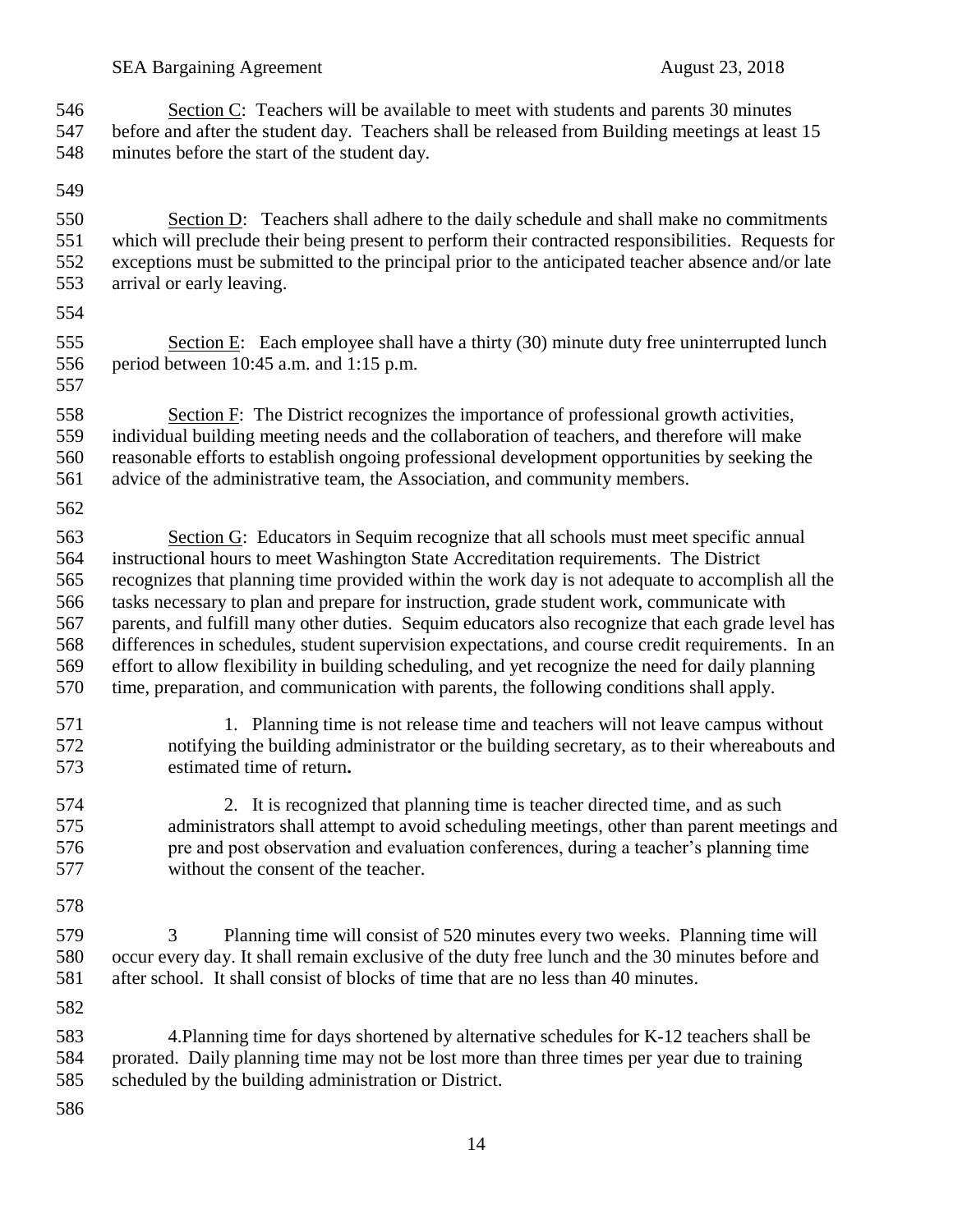Section C: Teachers will be available to meet with students and parents 30 minutes before and after the student day. Teachers shall be released from Building meetings at least 15 minutes before the start of the student day.

Section D: Teachers shall adhere to the daily schedule and shall make no commitments which will preclude their being present to perform their contracted responsibilities. Requests for exceptions must be submitted to the principal prior to the anticipated teacher absence and/or late arrival or early leaving.

Section E: Each employee shall have a thirty (30) minute duty free uninterrupted lunch period between 10:45 a.m. and 1:15 p.m.

Section F: The District recognizes the importance of professional growth activities, individual building meeting needs and the collaboration of teachers, and therefore will make reasonable efforts to establish ongoing professional development opportunities by seeking the advice of the administrative team, the Association, and community members.

Section G: Educators in Sequim recognize that all schools must meet specific annual instructional hours to meet Washington State Accreditation requirements. The District recognizes that planning time provided within the work day is not adequate to accomplish all the tasks necessary to plan and prepare for instruction, grade student work, communicate with parents, and fulfill many other duties. Sequim educators also recognize that each grade level has differences in schedules, student supervision expectations, and course credit requirements. In an effort to allow flexibility in building scheduling, and yet recognize the need for daily planning time, preparation, and communication with parents, the following conditions shall apply.

1. Planning time is not release time and teachers will not leave campus without notifying the building administrator or the building secretary, as to their whereabouts and estimated time of return**.**

2. It is recognized that planning time is teacher directed time, and as such administrators shall attempt to avoid scheduling meetings, other than parent meetings and pre and post observation and evaluation conferences, during a teacher's planning time without the consent of the teacher.

3 Planning time will consist of 520 minutes every two weeks. Planning time will occur every day. It shall remain exclusive of the duty free lunch and the 30 minutes before and after school. It shall consist of blocks of time that are no less than 40 minutes.

4.Planning time for days shortened by alternative schedules for K-12 teachers shall be prorated. Daily planning time may not be lost more than three times per year due to training scheduled by the building administration or District.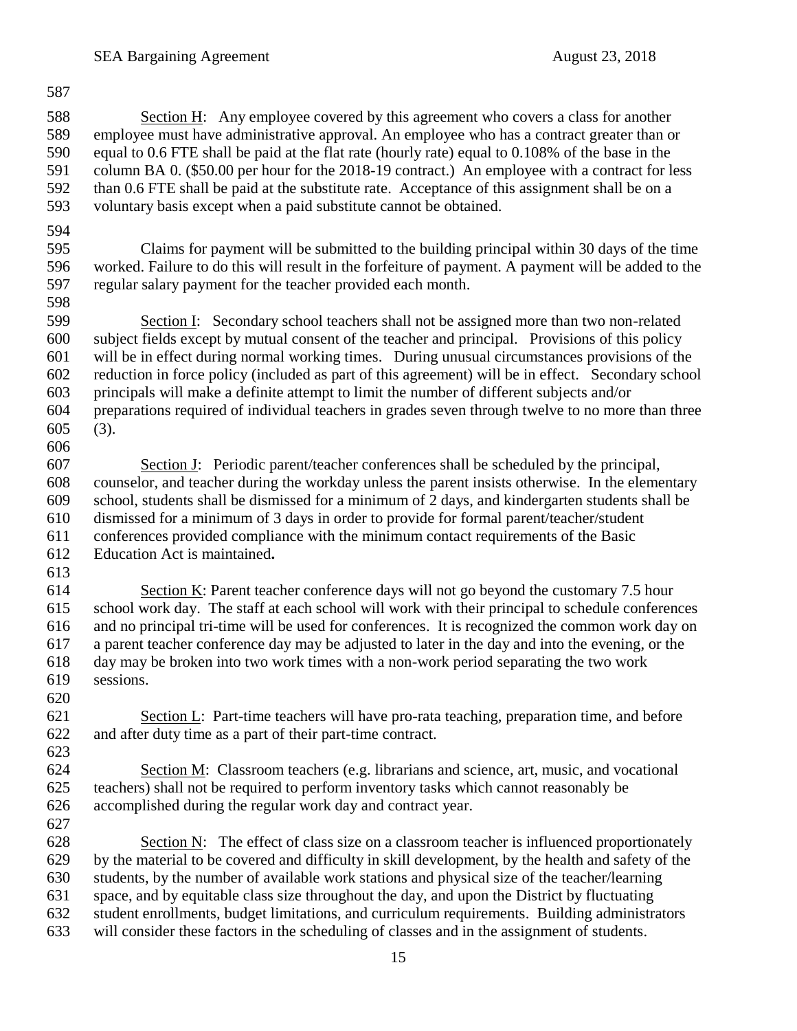Section H: Any employee covered by this agreement who covers a class for another employee must have administrative approval. An employee who has a contract greater than or equal to 0.6 FTE shall be paid at the flat rate (hourly rate) equal to 0.108% of the base in the column BA 0. ($50.00 per hour for the 2018-19 contract.) An employee with a contract for less than 0.6 FTE shall be paid at the substitute rate. Acceptance of this assignment shall be on a voluntary basis except when a paid substitute cannot be obtained.

Claims for payment will be submitted to the building principal within 30 days of the time worked. Failure to do this will result in the forfeiture of payment. A payment will be added to the regular salary payment for the teacher provided each month.

Section I: Secondary school teachers shall not be assigned more than two non-related subject fields except by mutual consent of the teacher and principal. Provisions of this policy will be in effect during normal working times. During unusual circumstances provisions of the reduction in force policy (included as part of this agreement) will be in effect. Secondary school principals will make a definite attempt to limit the number of different subjects and/or preparations required of individual teachers in grades seven through twelve to no more than three (3).

Section J: Periodic parent/teacher conferences shall be scheduled by the principal, counselor, and teacher during the workday unless the parent insists otherwise. In the elementary school, students shall be dismissed for a minimum of 2 days, and kindergarten students shall be dismissed for a minimum of 3 days in order to provide for formal parent/teacher/student conferences provided compliance with the minimum contact requirements of the Basic Education Act is maintained**.**

Section K: Parent teacher conference days will not go beyond the customary 7.5 hour school work day. The staff at each school will work with their principal to schedule conferences and no principal tri-time will be used for conferences. It is recognized the common work day on a parent teacher conference day may be adjusted to later in the day and into the evening, or the day may be broken into two work times with a non-work period separating the two work sessions.

Section L: Part-time teachers will have pro-rata teaching, preparation time, and before and after duty time as a part of their part-time contract.

Section M: Classroom teachers (e.g. librarians and science, art, music, and vocational teachers) shall not be required to perform inventory tasks which cannot reasonably be accomplished during the regular work day and contract year.

Section N: The effect of class size on a classroom teacher is influenced proportionately by the material to be covered and difficulty in skill development, by the health and safety of the students, by the number of available work stations and physical size of the teacher/learning space, and by equitable class size throughout the day, and upon the District by fluctuating student enrollments, budget limitations, and curriculum requirements. Building administrators will consider these factors in the scheduling of classes and in the assignment of students.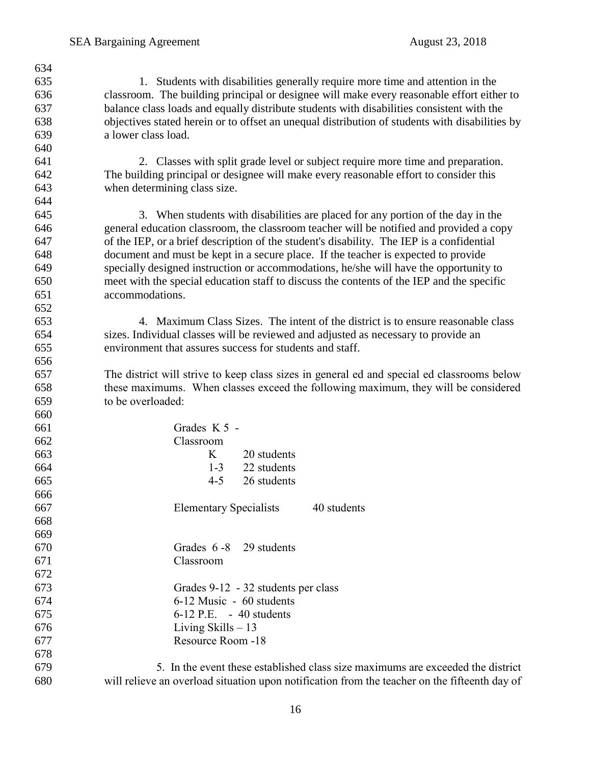1. Students with disabilities generally require more time and attention in the classroom. The building principal or designee will make every reasonable effort either to balance class loads and equally distribute students with disabilities consistent with the objectives stated herein or to offset an unequal distribution of students with disabilities by a lower class load.

2. Classes with split grade level or subject require more time and preparation. The building principal or designee will make every reasonable effort to consider this when determining class size.

3. When students with disabilities are placed for any portion of the day in the general education classroom, the classroom teacher will be notified and provided a copy of the IEP, or a brief description of the student's disability. The IEP is a confidential document and must be kept in a secure place. If the teacher is expected to provide specially designed instruction or accommodations, he/she will have the opportunity to meet with the special education staff to discuss the contents of the IEP and the specific accommodations.

4. Maximum Class Sizes. The intent of the district is to ensure reasonable class sizes. Individual classes will be reviewed and adjusted as necessary to provide an environment that assures success for students and staff.

The district will strive to keep class sizes in general ed and special ed classrooms below these maximums. When classes exceed the following maximum, they will be considered to be overloaded:

Grades K 5 -
Classroom
- K 20 students
- 1-3 22 students
- 4-5 26 students

Elementary Specialists 40 students

Grades 6 -8 29 students
Classroom

Grades 9-12 - 32 students per class
6-12 Music - 60 students
6-12 P.E. - 40 students
Living Skills – 13
Resource Room -18

5. In the event these established class size maximums are exceeded the district will relieve an overload situation upon notification from the teacher on the fifteenth day of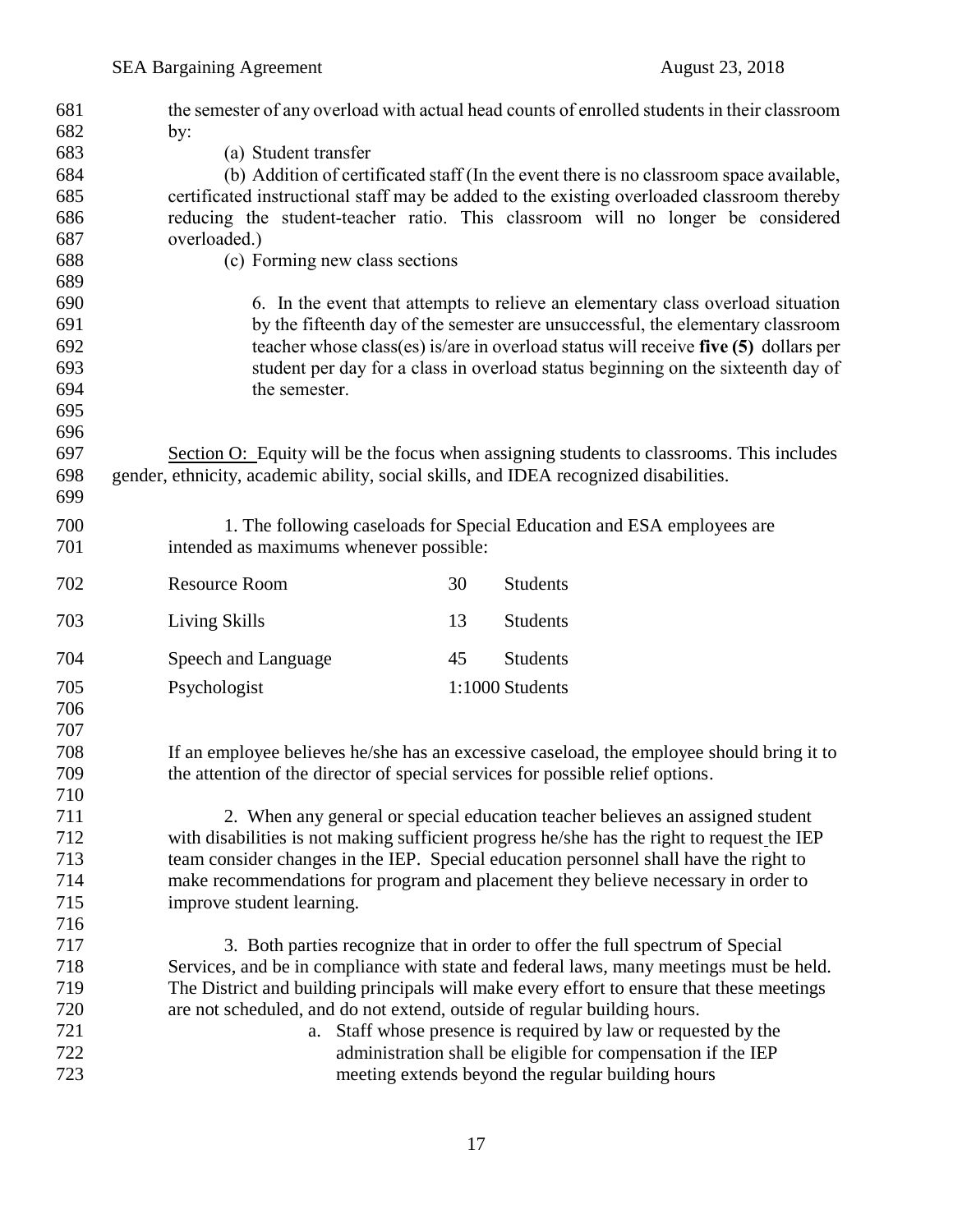the semester of any overload with actual head counts of enrolled students in their classroom by:

(a) Student transfer

(b) Addition of certificated staff (In the event there is no classroom space available, certificated instructional staff may be added to the existing overloaded classroom thereby reducing the student-teacher ratio. This classroom will no longer be considered overloaded.)

(c) Forming new class sections

6. In the event that attempts to relieve an elementary class overload situation by the fifteenth day of the semester are unsuccessful, the elementary classroom teacher whose class(es) is/are in overload status will receive **five (5)** dollars per student per day for a class in overload status beginning on the sixteenth day of the semester.

Section O: Equity will be the focus when assigning students to classrooms. This includes gender, ethnicity, academic ability, social skills, and IDEA recognized disabilities.

1. The following caseloads for Special Education and ESA employees are intended as maximums whenever possible:

| | | |
|---|---|---|
| Resource Room | 30 | Students |
| Living Skills | 13 | Students |
| Speech and Language | 45 | Students |
| Psychologist | 1:1000 Students | |

If an employee believes he/she has an excessive caseload, the employee should bring it to the attention of the director of special services for possible relief options.

2. When any general or special education teacher believes an assigned student with disabilities is not making sufficient progress he/she has the right to request the IEP team consider changes in the IEP. Special education personnel shall have the right to make recommendations for program and placement they believe necessary in order to improve student learning.

3. Both parties recognize that in order to offer the full spectrum of Special Services, and be in compliance with state and federal laws, many meetings must be held. The District and building principals will make every effort to ensure that these meetings are not scheduled, and do not extend, outside of regular building hours.

a. Staff whose presence is required by law or requested by the administration shall be eligible for compensation if the IEP meeting extends beyond the regular building hours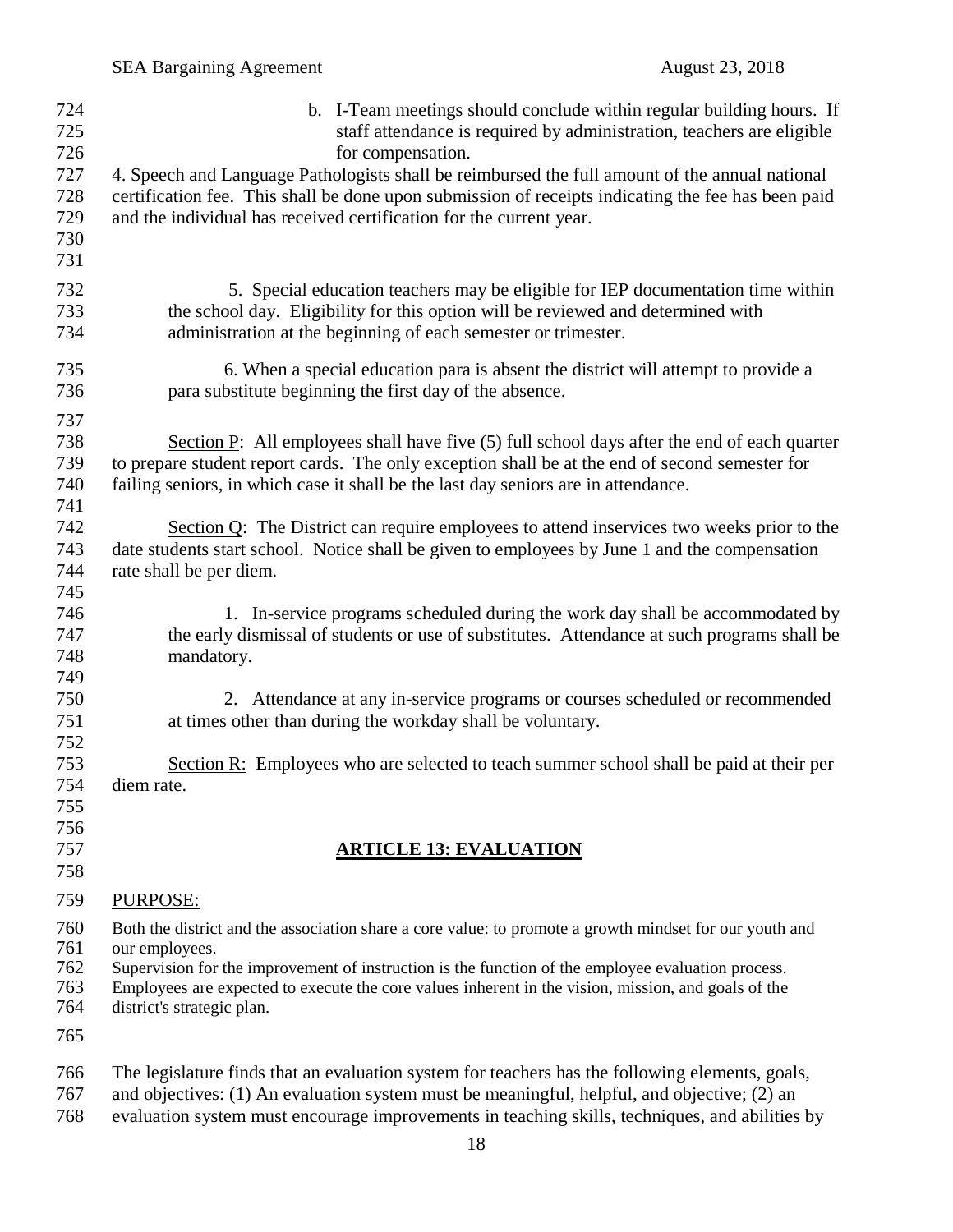b. I-Team meetings should conclude within regular building hours. If staff attendance is required by administration, teachers are eligible for compensation.

4. Speech and Language Pathologists shall be reimbursed the full amount of the annual national certification fee. This shall be done upon submission of receipts indicating the fee has been paid and the individual has received certification for the current year.

5. Special education teachers may be eligible for IEP documentation time within the school day. Eligibility for this option will be reviewed and determined with administration at the beginning of each semester or trimester.

6. When a special education para is absent the district will attempt to provide a para substitute beginning the first day of the absence.

Section P: All employees shall have five (5) full school days after the end of each quarter to prepare student report cards. The only exception shall be at the end of second semester for failing seniors, in which case it shall be the last day seniors are in attendance.

Section Q: The District can require employees to attend inservices two weeks prior to the date students start school. Notice shall be given to employees by June 1 and the compensation rate shall be per diem.

1. In-service programs scheduled during the work day shall be accommodated by the early dismissal of students or use of substitutes. Attendance at such programs shall be mandatory.

2. Attendance at any in-service programs or courses scheduled or recommended at times other than during the workday shall be voluntary.

Section R: Employees who are selected to teach summer school shall be paid at their per diem rate.

## ARTICLE 13: EVALUATION

PURPOSE:

Both the district and the association share a core value: to promote a growth mindset for our youth and our employees.
Supervision for the improvement of instruction is the function of the employee evaluation process.
Employees are expected to execute the core values inherent in the vision, mission, and goals of the district's strategic plan.

The legislature finds that an evaluation system for teachers has the following elements, goals, and objectives: (1) An evaluation system must be meaningful, helpful, and objective; (2) an evaluation system must encourage improvements in teaching skills, techniques, and abilities by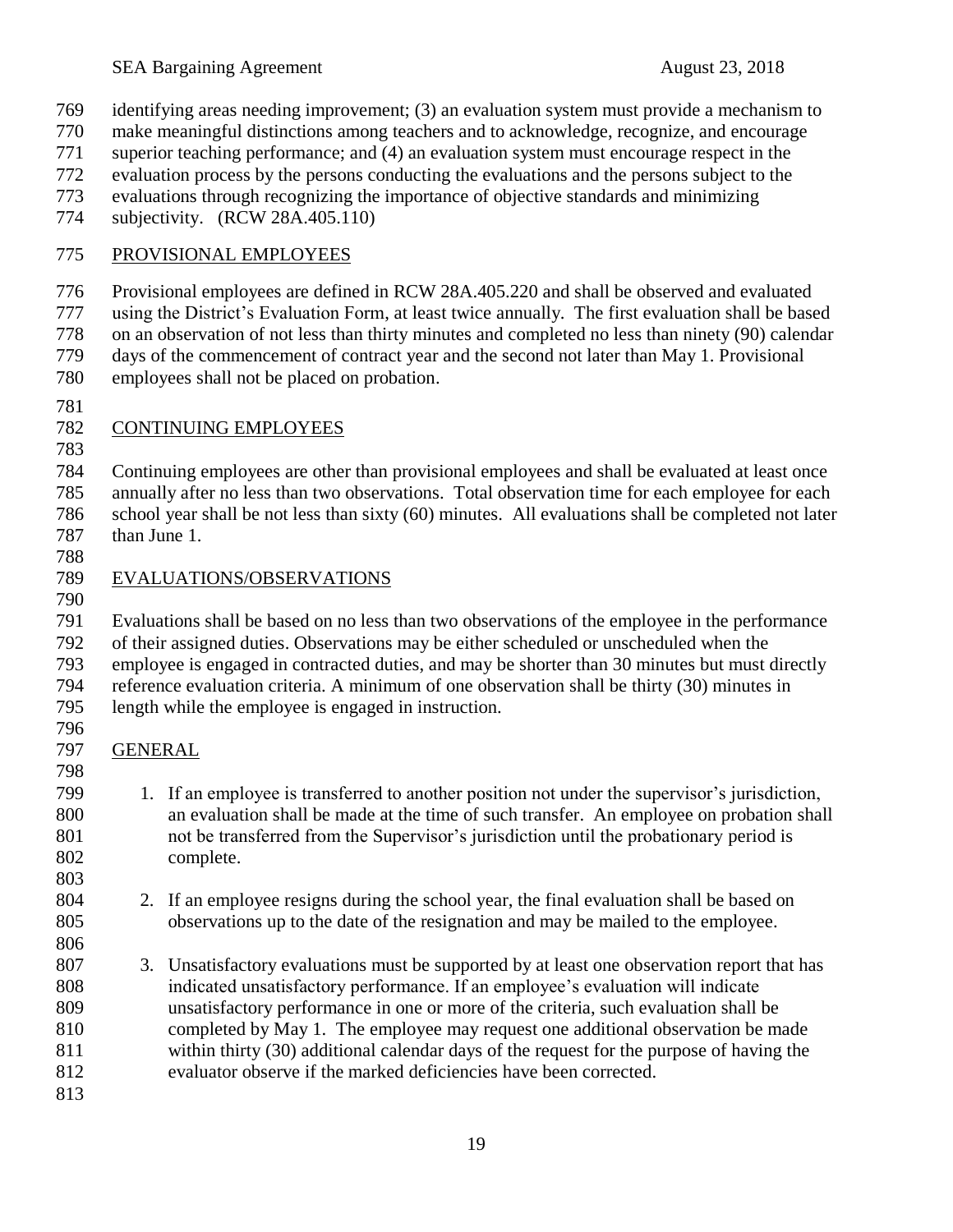identifying areas needing improvement; (3) an evaluation system must provide a mechanism to make meaningful distinctions among teachers and to acknowledge, recognize, and encourage superior teaching performance; and (4) an evaluation system must encourage respect in the evaluation process by the persons conducting the evaluations and the persons subject to the evaluations through recognizing the importance of objective standards and minimizing subjectivity. (RCW 28A.405.110)

PROVISIONAL EMPLOYEES

Provisional employees are defined in RCW 28A.405.220 and shall be observed and evaluated using the District's Evaluation Form, at least twice annually. The first evaluation shall be based on an observation of not less than thirty minutes and completed no less than ninety (90) calendar days of the commencement of contract year and the second not later than May 1. Provisional employees shall not be placed on probation.

CONTINUING EMPLOYEES

Continuing employees are other than provisional employees and shall be evaluated at least once annually after no less than two observations. Total observation time for each employee for each school year shall be not less than sixty (60) minutes. All evaluations shall be completed not later than June 1.

EVALUATIONS/OBSERVATIONS

Evaluations shall be based on no less than two observations of the employee in the performance of their assigned duties. Observations may be either scheduled or unscheduled when the employee is engaged in contracted duties, and may be shorter than 30 minutes but must directly reference evaluation criteria. A minimum of one observation shall be thirty (30) minutes in length while the employee is engaged in instruction.

GENERAL

1. If an employee is transferred to another position not under the supervisor's jurisdiction, an evaluation shall be made at the time of such transfer. An employee on probation shall not be transferred from the Supervisor's jurisdiction until the probationary period is complete.

2. If an employee resigns during the school year, the final evaluation shall be based on observations up to the date of the resignation and may be mailed to the employee.

3. Unsatisfactory evaluations must be supported by at least one observation report that has indicated unsatisfactory performance. If an employee's evaluation will indicate unsatisfactory performance in one or more of the criteria, such evaluation shall be completed by May 1. The employee may request one additional observation be made within thirty (30) additional calendar days of the request for the purpose of having the evaluator observe if the marked deficiencies have been corrected.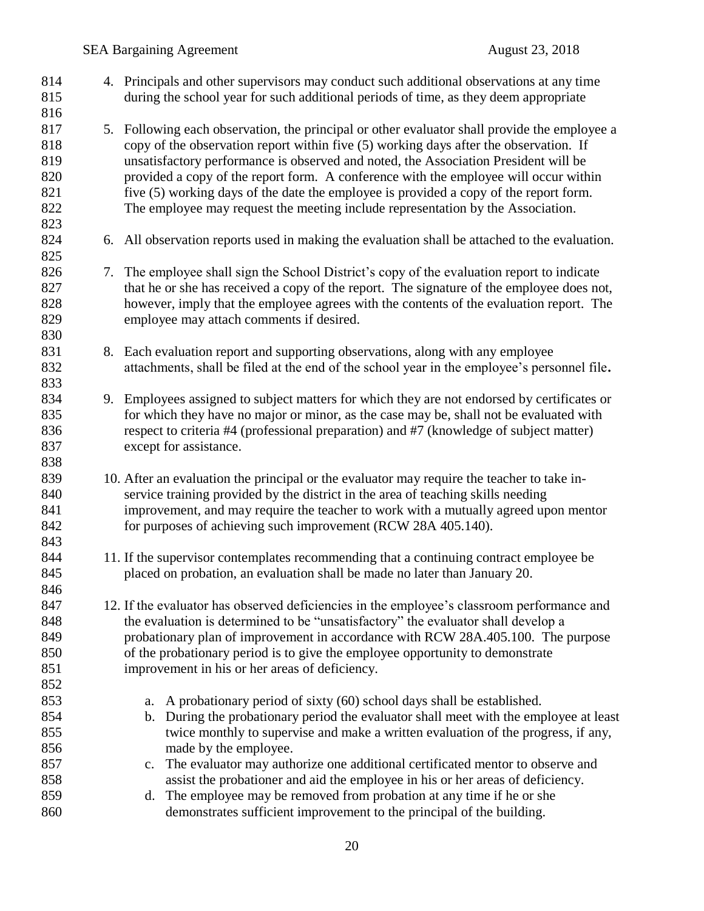4. Principals and other supervisors may conduct such additional observations at any time during the school year for such additional periods of time, as they deem appropriate

5. Following each observation, the principal or other evaluator shall provide the employee a copy of the observation report within five (5) working days after the observation. If unsatisfactory performance is observed and noted, the Association President will be provided a copy of the report form. A conference with the employee will occur within five (5) working days of the date the employee is provided a copy of the report form. The employee may request the meeting include representation by the Association.

6. All observation reports used in making the evaluation shall be attached to the evaluation.

7. The employee shall sign the School District's copy of the evaluation report to indicate that he or she has received a copy of the report. The signature of the employee does not, however, imply that the employee agrees with the contents of the evaluation report. The employee may attach comments if desired.

8. Each evaluation report and supporting observations, along with any employee attachments, shall be filed at the end of the school year in the employee's personnel file**.**

9. Employees assigned to subject matters for which they are not endorsed by certificates or for which they have no major or minor, as the case may be, shall not be evaluated with respect to criteria #4 (professional preparation) and #7 (knowledge of subject matter) except for assistance.

10. After an evaluation the principal or the evaluator may require the teacher to take in-service training provided by the district in the area of teaching skills needing improvement, and may require the teacher to work with a mutually agreed upon mentor for purposes of achieving such improvement (RCW 28A 405.140).

11. If the supervisor contemplates recommending that a continuing contract employee be placed on probation, an evaluation shall be made no later than January 20.

12. If the evaluator has observed deficiencies in the employee's classroom performance and the evaluation is determined to be "unsatisfactory" the evaluator shall develop a probationary plan of improvement in accordance with RCW 28A.405.100. The purpose of the probationary period is to give the employee opportunity to demonstrate improvement in his or her areas of deficiency.

    a. A probationary period of sixty (60) school days shall be established.
    b. During the probationary period the evaluator shall meet with the employee at least twice monthly to supervise and make a written evaluation of the progress, if any, made by the employee.
    c. The evaluator may authorize one additional certificated mentor to observe and assist the probationer and aid the employee in his or her areas of deficiency.
    d. The employee may be removed from probation at any time if he or she demonstrates sufficient improvement to the principal of the building.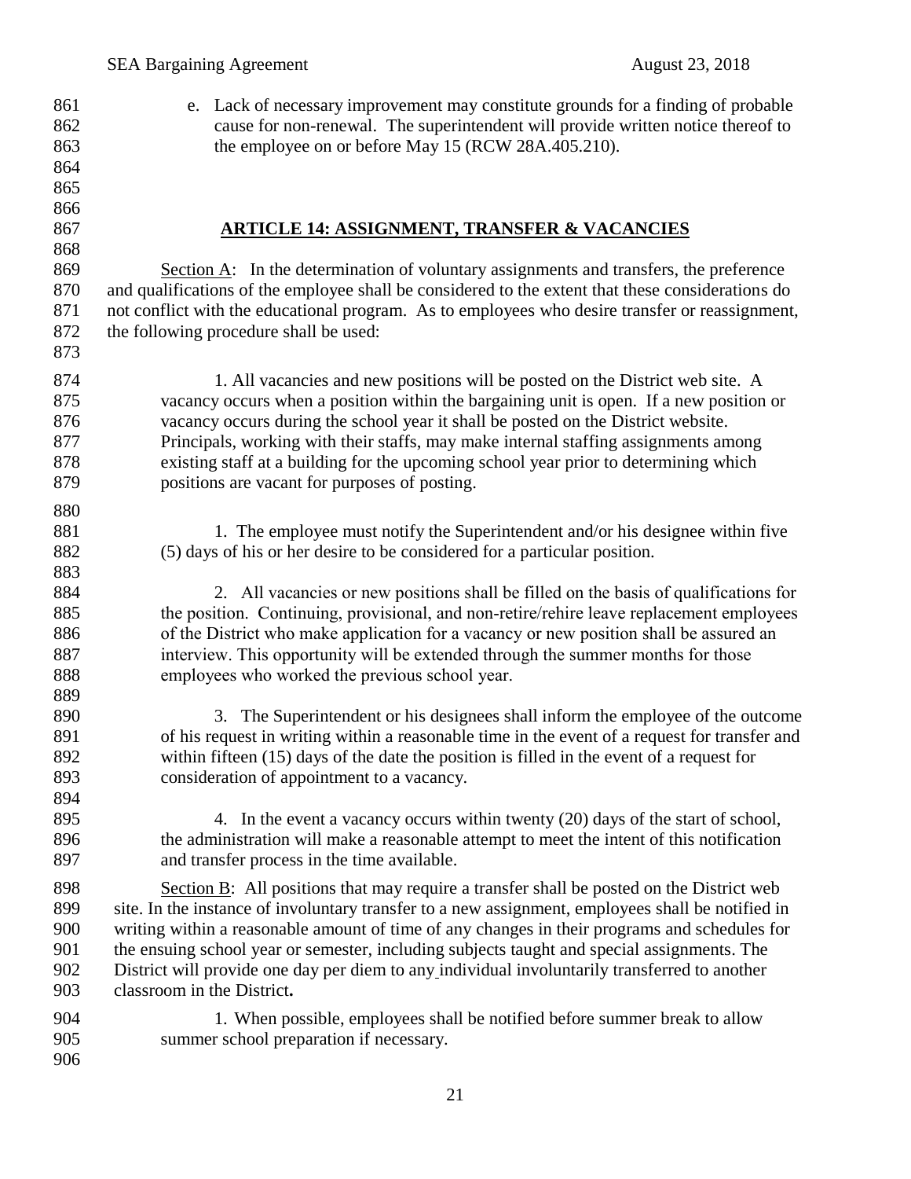e. Lack of necessary improvement may constitute grounds for a finding of probable cause for non-renewal. The superintendent will provide written notice thereof to the employee on or before May 15 (RCW 28A.405.210).

## ARTICLE 14: ASSIGNMENT, TRANSFER & VACANCIES

Section A: In the determination of voluntary assignments and transfers, the preference and qualifications of the employee shall be considered to the extent that these considerations do not conflict with the educational program. As to employees who desire transfer or reassignment, the following procedure shall be used:

1. All vacancies and new positions will be posted on the District web site. A vacancy occurs when a position within the bargaining unit is open. If a new position or vacancy occurs during the school year it shall be posted on the District website. Principals, working with their staffs, may make internal staffing assignments among existing staff at a building for the upcoming school year prior to determining which positions are vacant for purposes of posting.

1. The employee must notify the Superintendent and/or his designee within five (5) days of his or her desire to be considered for a particular position.

2. All vacancies or new positions shall be filled on the basis of qualifications for the position. Continuing, provisional, and non-retire/rehire leave replacement employees of the District who make application for a vacancy or new position shall be assured an interview. This opportunity will be extended through the summer months for those employees who worked the previous school year.

3. The Superintendent or his designees shall inform the employee of the outcome of his request in writing within a reasonable time in the event of a request for transfer and within fifteen (15) days of the date the position is filled in the event of a request for consideration of appointment to a vacancy.

4. In the event a vacancy occurs within twenty (20) days of the start of school, the administration will make a reasonable attempt to meet the intent of this notification and transfer process in the time available.

Section B: All positions that may require a transfer shall be posted on the District web site. In the instance of involuntary transfer to a new assignment, employees shall be notified in writing within a reasonable amount of time of any changes in their programs and schedules for the ensuing school year or semester, including subjects taught and special assignments. The District will provide one day per diem to any individual involuntarily transferred to another classroom in the District.

1. When possible, employees shall be notified before summer break to allow summer school preparation if necessary.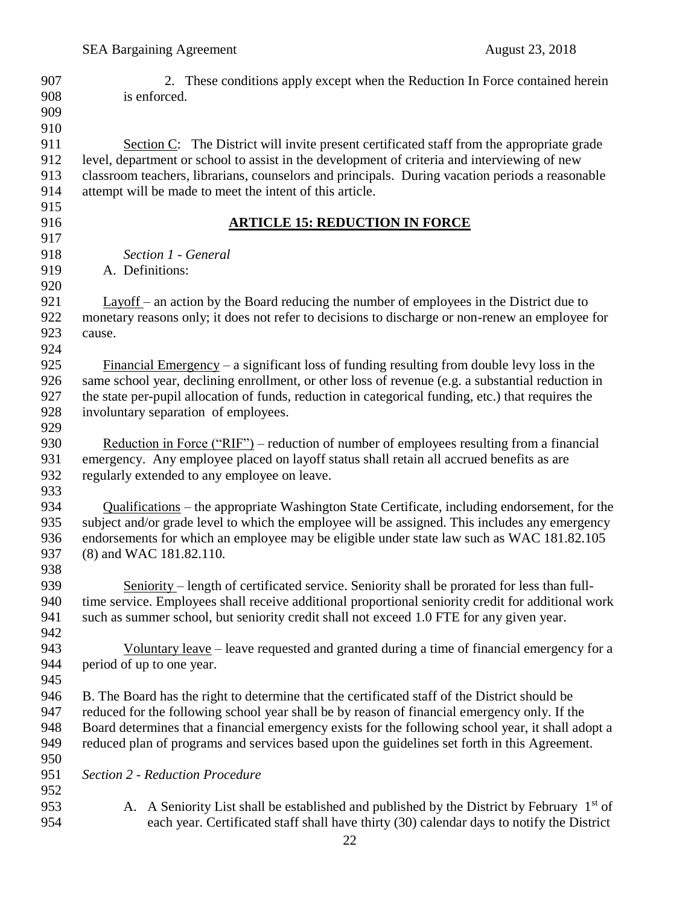2. These conditions apply except when the Reduction In Force contained herein is enforced.

Section C: The District will invite present certificated staff from the appropriate grade level, department or school to assist in the development of criteria and interviewing of new classroom teachers, librarians, counselors and principals. During vacation periods a reasonable attempt will be made to meet the intent of this article.

## ARTICLE 15: REDUCTION IN FORCE

*Section 1 - General*

A. Definitions:

Layoff – an action by the Board reducing the number of employees in the District due to monetary reasons only; it does not refer to decisions to discharge or non-renew an employee for cause.

Financial Emergency – a significant loss of funding resulting from double levy loss in the same school year, declining enrollment, or other loss of revenue (e.g. a substantial reduction in the state per-pupil allocation of funds, reduction in categorical funding, etc.) that requires the involuntary separation of employees.

Reduction in Force ("RIF") – reduction of number of employees resulting from a financial emergency. Any employee placed on layoff status shall retain all accrued benefits as are regularly extended to any employee on leave.

Qualifications – the appropriate Washington State Certificate, including endorsement, for the subject and/or grade level to which the employee will be assigned. This includes any emergency endorsements for which an employee may be eligible under state law such as WAC 181.82.105 (8) and WAC 181.82.110.

Seniority – length of certificated service. Seniority shall be prorated for less than full-time service. Employees shall receive additional proportional seniority credit for additional work such as summer school, but seniority credit shall not exceed 1.0 FTE for any given year.

Voluntary leave – leave requested and granted during a time of financial emergency for a period of up to one year.

B. The Board has the right to determine that the certificated staff of the District should be reduced for the following school year shall be by reason of financial emergency only. If the Board determines that a financial emergency exists for the following school year, it shall adopt a reduced plan of programs and services based upon the guidelines set forth in this Agreement.

*Section 2 - Reduction Procedure*

A. A Seniority List shall be established and published by the District by February 1st of each year. Certificated staff shall have thirty (30) calendar days to notify the District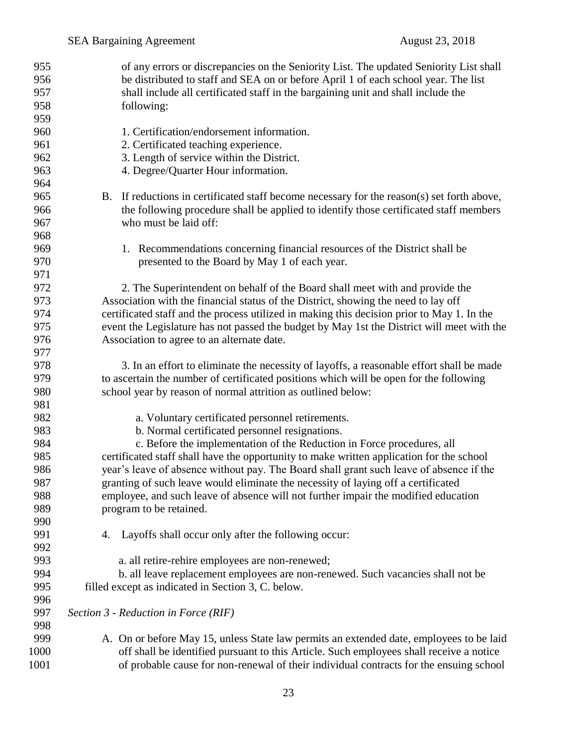of any errors or discrepancies on the Seniority List. The updated Seniority List shall be distributed to staff and SEA on or before April 1 of each school year. The list shall include all certificated staff in the bargaining unit and shall include the following:

1. Certification/endorsement information.
2. Certificated teaching experience.
3. Length of service within the District.
4. Degree/Quarter Hour information.

B. If reductions in certificated staff become necessary for the reason(s) set forth above, the following procedure shall be applied to identify those certificated staff members who must be laid off:

1. Recommendations concerning financial resources of the District shall be presented to the Board by May 1 of each year.

2. The Superintendent on behalf of the Board shall meet with and provide the Association with the financial status of the District, showing the need to lay off certificated staff and the process utilized in making this decision prior to May 1. In the event the Legislature has not passed the budget by May 1st the District will meet with the Association to agree to an alternate date.

3. In an effort to eliminate the necessity of layoffs, a reasonable effort shall be made to ascertain the number of certificated positions which will be open for the following school year by reason of normal attrition as outlined below:

a. Voluntary certificated personnel retirements.

b. Normal certificated personnel resignations.

c. Before the implementation of the Reduction in Force procedures, all certificated staff shall have the opportunity to make written application for the school year's leave of absence without pay. The Board shall grant such leave of absence if the granting of such leave would eliminate the necessity of laying off a certificated employee, and such leave of absence will not further impair the modified education program to be retained.

4. Layoffs shall occur only after the following occur:

a. all retire-rehire employees are non-renewed;

b. all leave replacement employees are non-renewed. Such vacancies shall not be filled except as indicated in Section 3, C. below.

*Section 3 - Reduction in Force (RIF)*

A. On or before May 15, unless State law permits an extended date, employees to be laid off shall be identified pursuant to this Article. Such employees shall receive a notice of probable cause for non-renewal of their individual contracts for the ensuing school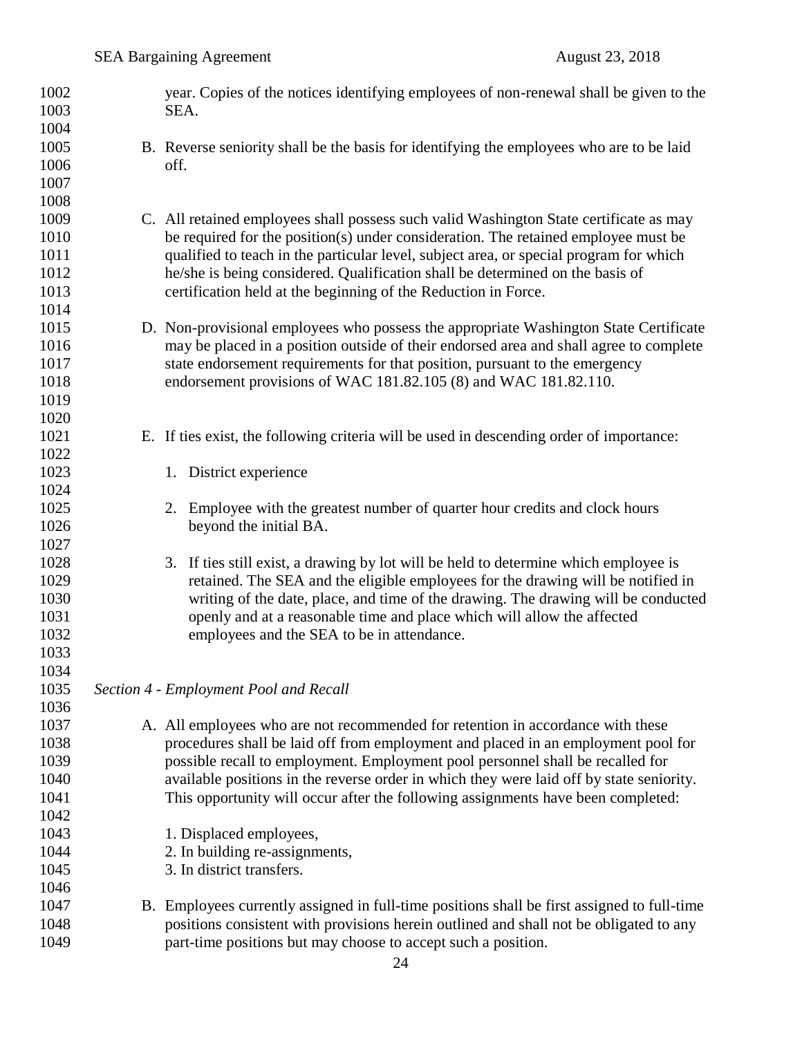year. Copies of the notices identifying employees of non-renewal shall be given to the SEA.

B. Reverse seniority shall be the basis for identifying the employees who are to be laid off.

C. All retained employees shall possess such valid Washington State certificate as may be required for the position(s) under consideration. The retained employee must be qualified to teach in the particular level, subject area, or special program for which he/she is being considered. Qualification shall be determined on the basis of certification held at the beginning of the Reduction in Force.

D. Non-provisional employees who possess the appropriate Washington State Certificate may be placed in a position outside of their endorsed area and shall agree to complete state endorsement requirements for that position, pursuant to the emergency endorsement provisions of WAC 181.82.105 (8) and WAC 181.82.110.

E. If ties exist, the following criteria will be used in descending order of importance:

   1. District experience

   2. Employee with the greatest number of quarter hour credits and clock hours beyond the initial BA.

   3. If ties still exist, a drawing by lot will be held to determine which employee is retained. The SEA and the eligible employees for the drawing will be notified in writing of the date, place, and time of the drawing. The drawing will be conducted openly and at a reasonable time and place which will allow the affected employees and the SEA to be in attendance.

*Section 4 - Employment Pool and Recall*

A. All employees who are not recommended for retention in accordance with these procedures shall be laid off from employment and placed in an employment pool for possible recall to employment. Employment pool personnel shall be recalled for available positions in the reverse order in which they were laid off by state seniority. This opportunity will occur after the following assignments have been completed:

   1. Displaced employees,
   2. In building re-assignments,
   3. In district transfers.

B. Employees currently assigned in full-time positions shall be first assigned to full-time positions consistent with provisions herein outlined and shall not be obligated to any part-time positions but may choose to accept such a position.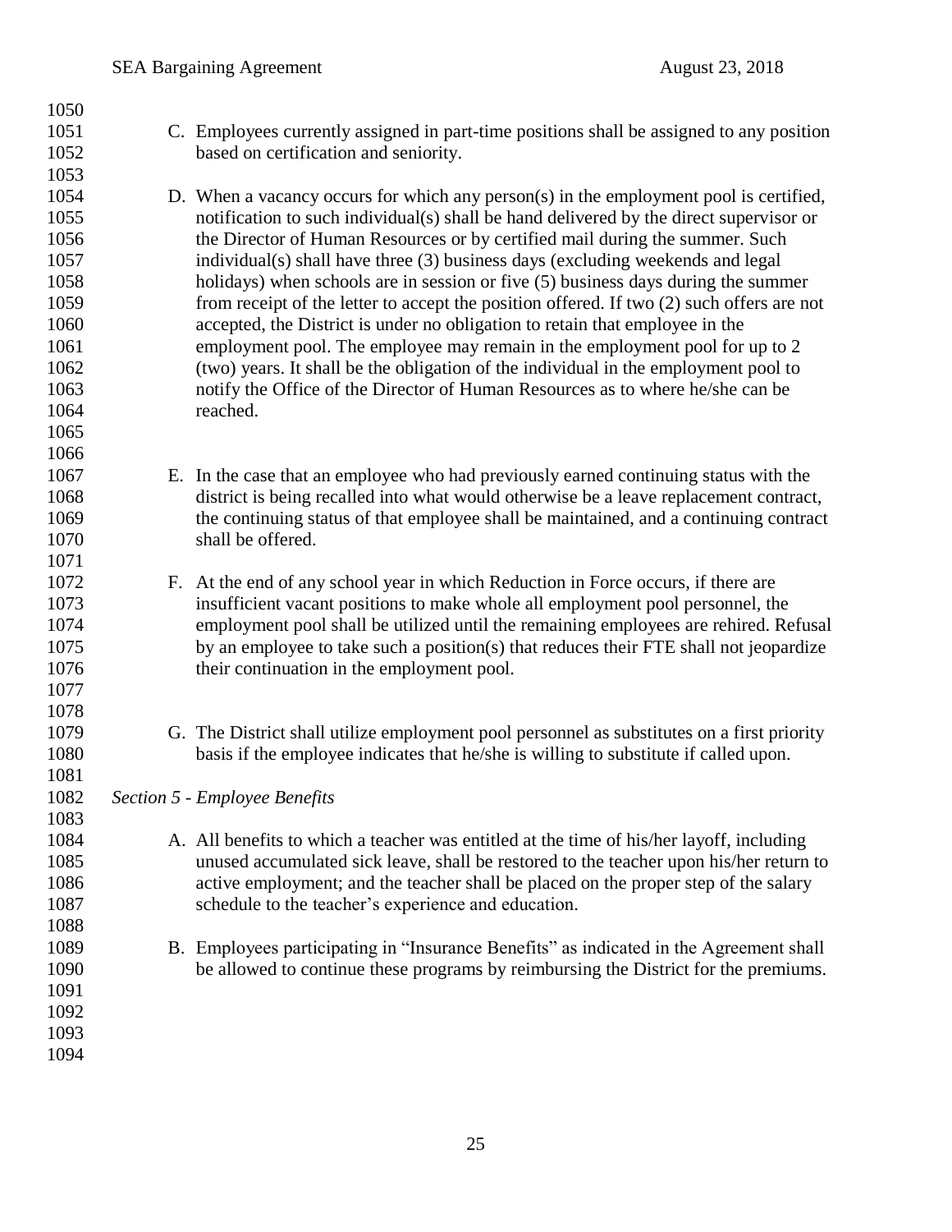C. Employees currently assigned in part-time positions shall be assigned to any position based on certification and seniority.

D. When a vacancy occurs for which any person(s) in the employment pool is certified, notification to such individual(s) shall be hand delivered by the direct supervisor or the Director of Human Resources or by certified mail during the summer. Such individual(s) shall have three (3) business days (excluding weekends and legal holidays) when schools are in session or five (5) business days during the summer from receipt of the letter to accept the position offered. If two (2) such offers are not accepted, the District is under no obligation to retain that employee in the employment pool. The employee may remain in the employment pool for up to 2 (two) years. It shall be the obligation of the individual in the employment pool to notify the Office of the Director of Human Resources as to where he/she can be reached.

E. In the case that an employee who had previously earned continuing status with the district is being recalled into what would otherwise be a leave replacement contract, the continuing status of that employee shall be maintained, and a continuing contract shall be offered.

F. At the end of any school year in which Reduction in Force occurs, if there are insufficient vacant positions to make whole all employment pool personnel, the employment pool shall be utilized until the remaining employees are rehired. Refusal by an employee to take such a position(s) that reduces their FTE shall not jeopardize their continuation in the employment pool.

G. The District shall utilize employment pool personnel as substitutes on a first priority basis if the employee indicates that he/she is willing to substitute if called upon.

*Section 5 - Employee Benefits*

A. All benefits to which a teacher was entitled at the time of his/her layoff, including unused accumulated sick leave, shall be restored to the teacher upon his/her return to active employment; and the teacher shall be placed on the proper step of the salary schedule to the teacher's experience and education.

B. Employees participating in "Insurance Benefits" as indicated in the Agreement shall be allowed to continue these programs by reimbursing the District for the premiums.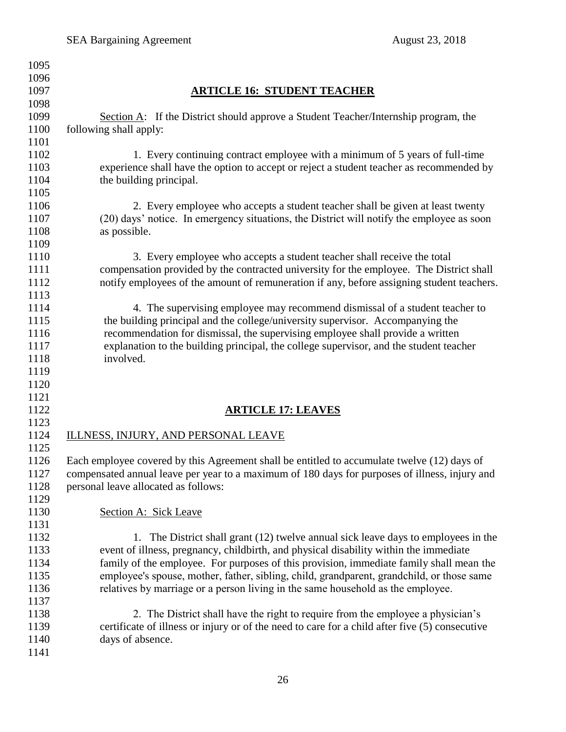## ARTICLE 16: STUDENT TEACHER

Section A: If the District should approve a Student Teacher/Internship program, the following shall apply:

1. Every continuing contract employee with a minimum of 5 years of full-time experience shall have the option to accept or reject a student teacher as recommended by the building principal.

2. Every employee who accepts a student teacher shall be given at least twenty (20) days' notice. In emergency situations, the District will notify the employee as soon as possible.

3. Every employee who accepts a student teacher shall receive the total compensation provided by the contracted university for the employee. The District shall notify employees of the amount of remuneration if any, before assigning student teachers.

4. The supervising employee may recommend dismissal of a student teacher to the building principal and the college/university supervisor. Accompanying the recommendation for dismissal, the supervising employee shall provide a written explanation to the building principal, the college supervisor, and the student teacher involved.

## ARTICLE 17: LEAVES

ILLNESS, INJURY, AND PERSONAL LEAVE

Each employee covered by this Agreement shall be entitled to accumulate twelve (12) days of compensated annual leave per year to a maximum of 180 days for purposes of illness, injury and personal leave allocated as follows:

Section A: Sick Leave

1. The District shall grant (12) twelve annual sick leave days to employees in the event of illness, pregnancy, childbirth, and physical disability within the immediate family of the employee. For purposes of this provision, immediate family shall mean the employee's spouse, mother, father, sibling, child, grandparent, grandchild, or those same relatives by marriage or a person living in the same household as the employee.

2. The District shall have the right to require from the employee a physician's certificate of illness or injury or of the need to care for a child after five (5) consecutive days of absence.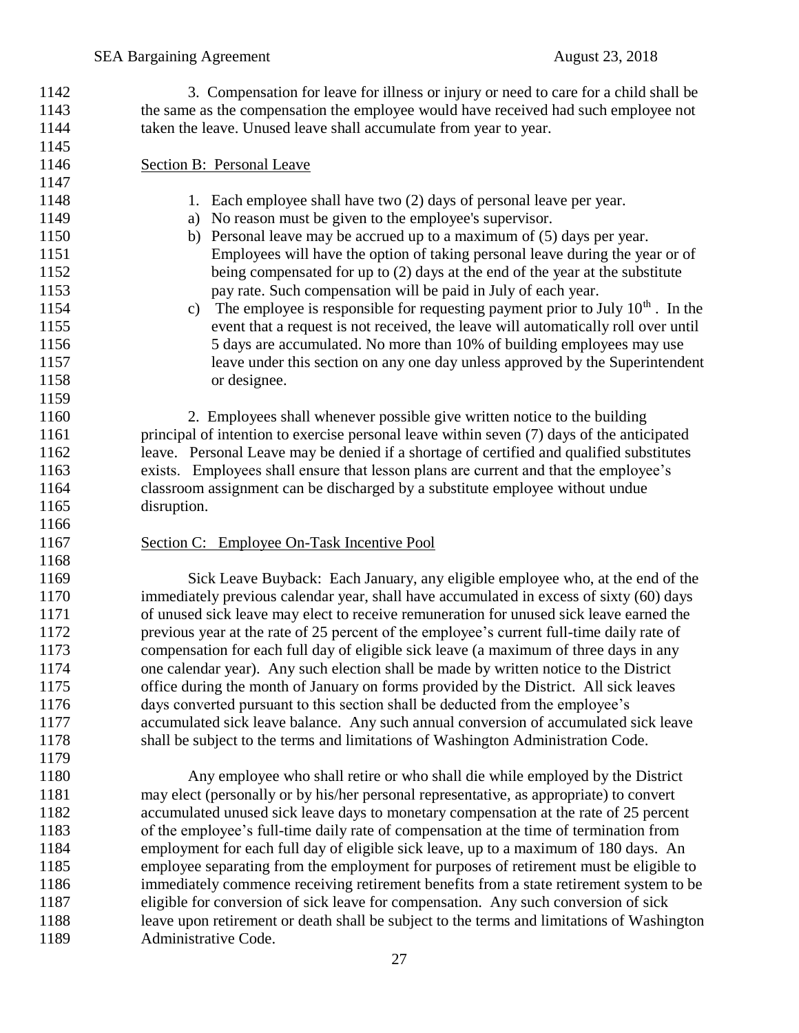3. Compensation for leave for illness or injury or need to care for a child shall be the same as the compensation the employee would have received had such employee not taken the leave. Unused leave shall accumulate from year to year.

Section B: Personal Leave

1. Each employee shall have two (2) days of personal leave per year.
   a) No reason must be given to the employee's supervisor.
   b) Personal leave may be accrued up to a maximum of (5) days per year. Employees will have the option of taking personal leave during the year or of being compensated for up to (2) days at the end of the year at the substitute pay rate. Such compensation will be paid in July of each year.
   c) The employee is responsible for requesting payment prior to July 10th . In the event that a request is not received, the leave will automatically roll over until 5 days are accumulated. No more than 10% of building employees may use leave under this section on any one day unless approved by the Superintendent or designee.

2. Employees shall whenever possible give written notice to the building principal of intention to exercise personal leave within seven (7) days of the anticipated leave. Personal Leave may be denied if a shortage of certified and qualified substitutes exists. Employees shall ensure that lesson plans are current and that the employee's classroom assignment can be discharged by a substitute employee without undue disruption.

Section C: Employee On-Task Incentive Pool

Sick Leave Buyback: Each January, any eligible employee who, at the end of the immediately previous calendar year, shall have accumulated in excess of sixty (60) days of unused sick leave may elect to receive remuneration for unused sick leave earned the previous year at the rate of 25 percent of the employee's current full-time daily rate of compensation for each full day of eligible sick leave (a maximum of three days in any one calendar year). Any such election shall be made by written notice to the District office during the month of January on forms provided by the District. All sick leaves days converted pursuant to this section shall be deducted from the employee's accumulated sick leave balance. Any such annual conversion of accumulated sick leave shall be subject to the terms and limitations of Washington Administration Code.

Any employee who shall retire or who shall die while employed by the District may elect (personally or by his/her personal representative, as appropriate) to convert accumulated unused sick leave days to monetary compensation at the rate of 25 percent of the employee's full-time daily rate of compensation at the time of termination from employment for each full day of eligible sick leave, up to a maximum of 180 days. An employee separating from the employment for purposes of retirement must be eligible to immediately commence receiving retirement benefits from a state retirement system to be eligible for conversion of sick leave for compensation. Any such conversion of sick leave upon retirement or death shall be subject to the terms and limitations of Washington Administrative Code.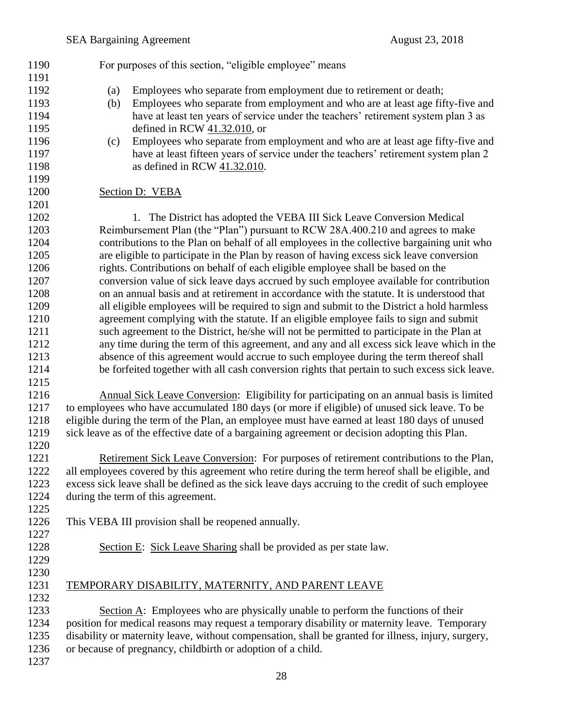For purposes of this section, "eligible employee" means

(a) Employees who separate from employment due to retirement or death;

(b) Employees who separate from employment and who are at least age fifty-five and have at least ten years of service under the teachers' retirement system plan 3 as defined in RCW 41.32.010, or

(c) Employees who separate from employment and who are at least age fifty-five and have at least fifteen years of service under the teachers' retirement system plan 2 as defined in RCW 41.32.010.

Section D: VEBA

1. The District has adopted the VEBA III Sick Leave Conversion Medical Reimbursement Plan (the "Plan") pursuant to RCW 28A.400.210 and agrees to make contributions to the Plan on behalf of all employees in the collective bargaining unit who are eligible to participate in the Plan by reason of having excess sick leave conversion rights. Contributions on behalf of each eligible employee shall be based on the conversion value of sick leave days accrued by such employee available for contribution on an annual basis and at retirement in accordance with the statute. It is understood that all eligible employees will be required to sign and submit to the District a hold harmless agreement complying with the statute. If an eligible employee fails to sign and submit such agreement to the District, he/she will not be permitted to participate in the Plan at any time during the term of this agreement, and any and all excess sick leave which in the absence of this agreement would accrue to such employee during the term thereof shall be forfeited together with all cash conversion rights that pertain to such excess sick leave.

Annual Sick Leave Conversion: Eligibility for participating on an annual basis is limited to employees who have accumulated 180 days (or more if eligible) of unused sick leave. To be eligible during the term of the Plan, an employee must have earned at least 180 days of unused sick leave as of the effective date of a bargaining agreement or decision adopting this Plan.

Retirement Sick Leave Conversion: For purposes of retirement contributions to the Plan, all employees covered by this agreement who retire during the term hereof shall be eligible, and excess sick leave shall be defined as the sick leave days accruing to the credit of such employee during the term of this agreement.

This VEBA III provision shall be reopened annually.

Section E: Sick Leave Sharing shall be provided as per state law.

## TEMPORARY DISABILITY, MATERNITY, AND PARENT LEAVE

Section A: Employees who are physically unable to perform the functions of their position for medical reasons may request a temporary disability or maternity leave. Temporary disability or maternity leave, without compensation, shall be granted for illness, injury, surgery, or because of pregnancy, childbirth or adoption of a child.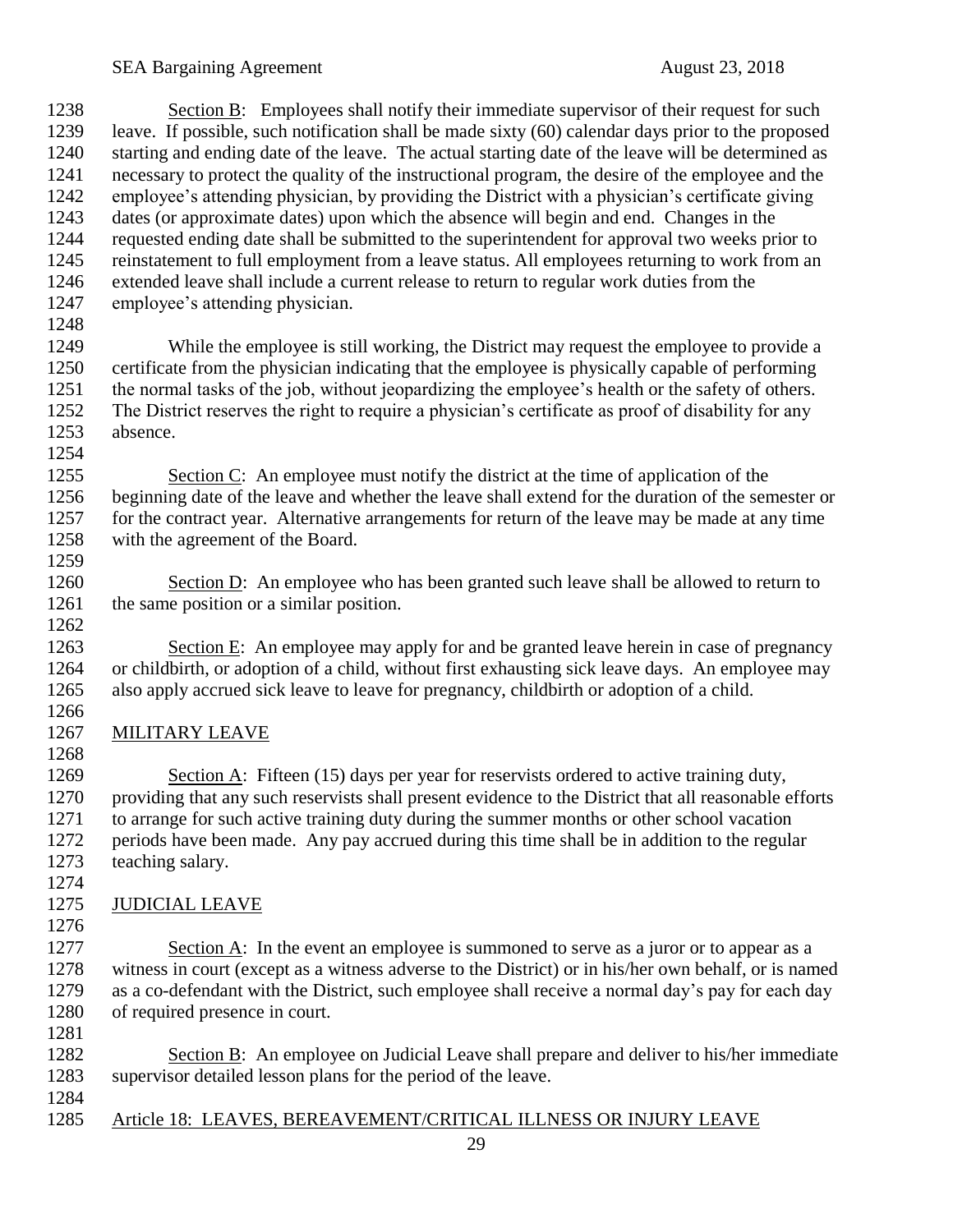<u>Section B</u>: Employees shall notify their immediate supervisor of their request for such leave. If possible, such notification shall be made sixty (60) calendar days prior to the proposed starting and ending date of the leave. The actual starting date of the leave will be determined as necessary to protect the quality of the instructional program, the desire of the employee and the employee's attending physician, by providing the District with a physician's certificate giving dates (or approximate dates) upon which the absence will begin and end. Changes in the requested ending date shall be submitted to the superintendent for approval two weeks prior to reinstatement to full employment from a leave status. All employees returning to work from an extended leave shall include a current release to return to regular work duties from the employee's attending physician.

While the employee is still working, the District may request the employee to provide a certificate from the physician indicating that the employee is physically capable of performing the normal tasks of the job, without jeopardizing the employee's health or the safety of others. The District reserves the right to require a physician's certificate as proof of disability for any absence.

<u>Section C</u>: An employee must notify the district at the time of application of the beginning date of the leave and whether the leave shall extend for the duration of the semester or for the contract year. Alternative arrangements for return of the leave may be made at any time with the agreement of the Board.

<u>Section D</u>: An employee who has been granted such leave shall be allowed to return to the same position or a similar position.

<u>Section E</u>: An employee may apply for and be granted leave herein in case of pregnancy or childbirth, or adoption of a child, without first exhausting sick leave days. An employee may also apply accrued sick leave to leave for pregnancy, childbirth or adoption of a child.

## <u>MILITARY LEAVE</u>

<u>Section A</u>: Fifteen (15) days per year for reservists ordered to active training duty, providing that any such reservists shall present evidence to the District that all reasonable efforts to arrange for such active training duty during the summer months or other school vacation periods have been made. Any pay accrued during this time shall be in addition to the regular teaching salary.

## <u>JUDICIAL LEAVE</u>

<u>Section A</u>: In the event an employee is summoned to serve as a juror or to appear as a witness in court (except as a witness adverse to the District) or in his/her own behalf, or is named as a co-defendant with the District, such employee shall receive a normal day's pay for each day of required presence in court.

<u>Section B</u>: An employee on Judicial Leave shall prepare and deliver to his/her immediate supervisor detailed lesson plans for the period of the leave.

## <u>Article 18: LEAVES, BEREAVEMENT/CRITICAL ILLNESS OR INJURY LEAVE</u>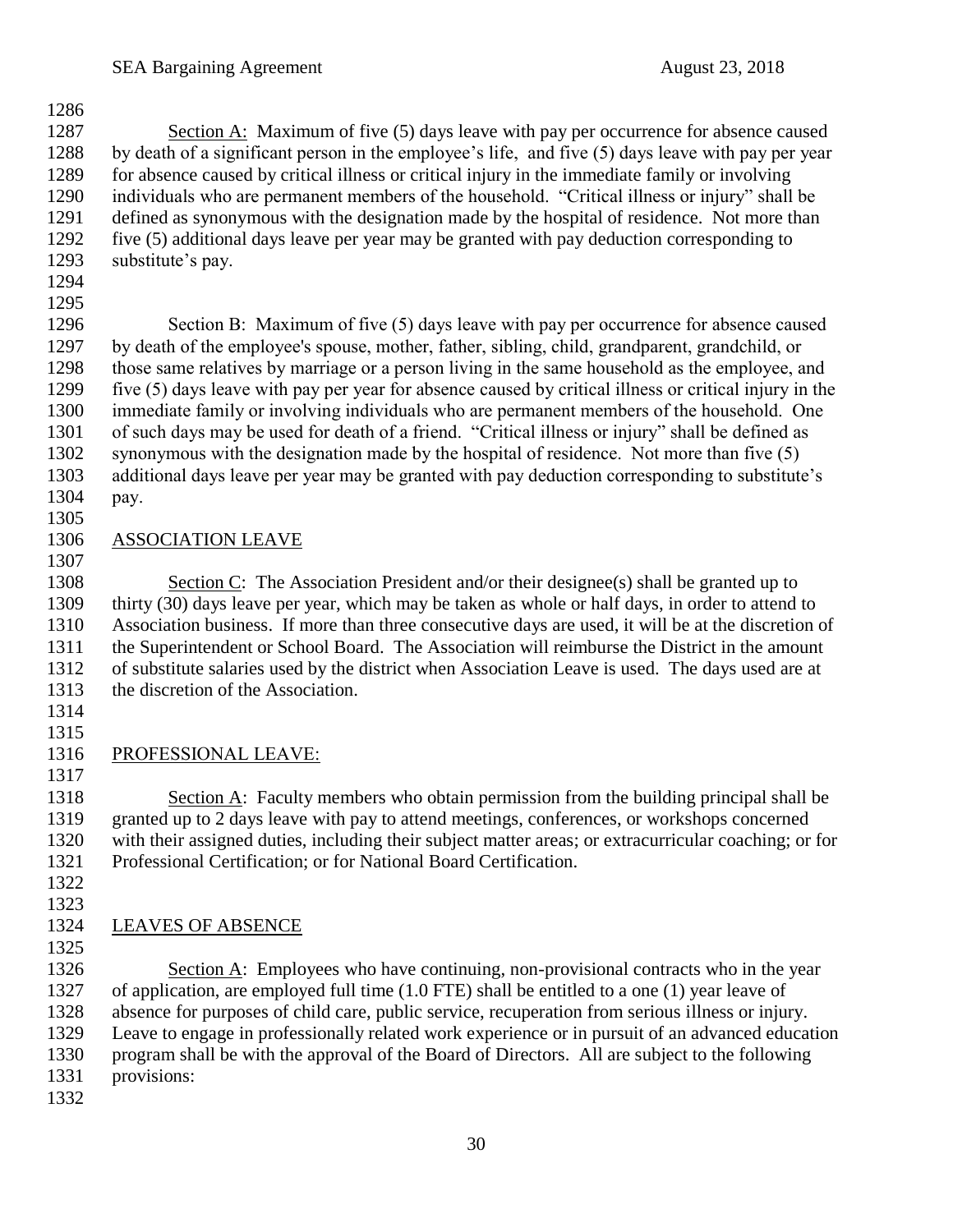Section A: Maximum of five (5) days leave with pay per occurrence for absence caused by death of a significant person in the employee's life, and five (5) days leave with pay per year for absence caused by critical illness or critical injury in the immediate family or involving individuals who are permanent members of the household. "Critical illness or injury" shall be defined as synonymous with the designation made by the hospital of residence. Not more than five (5) additional days leave per year may be granted with pay deduction corresponding to substitute's pay.

Section B: Maximum of five (5) days leave with pay per occurrence for absence caused by death of the employee's spouse, mother, father, sibling, child, grandparent, grandchild, or those same relatives by marriage or a person living in the same household as the employee, and five (5) days leave with pay per year for absence caused by critical illness or critical injury in the immediate family or involving individuals who are permanent members of the household. One of such days may be used for death of a friend. "Critical illness or injury" shall be defined as synonymous with the designation made by the hospital of residence. Not more than five (5) additional days leave per year may be granted with pay deduction corresponding to substitute's pay.

## ASSOCIATION LEAVE

Section C: The Association President and/or their designee(s) shall be granted up to thirty (30) days leave per year, which may be taken as whole or half days, in order to attend to Association business. If more than three consecutive days are used, it will be at the discretion of the Superintendent or School Board. The Association will reimburse the District in the amount of substitute salaries used by the district when Association Leave is used. The days used are at the discretion of the Association.

## PROFESSIONAL LEAVE:

Section A: Faculty members who obtain permission from the building principal shall be granted up to 2 days leave with pay to attend meetings, conferences, or workshops concerned with their assigned duties, including their subject matter areas; or extracurricular coaching; or for Professional Certification; or for National Board Certification.

## LEAVES OF ABSENCE

Section A: Employees who have continuing, non-provisional contracts who in the year of application, are employed full time (1.0 FTE) shall be entitled to a one (1) year leave of absence for purposes of child care, public service, recuperation from serious illness or injury. Leave to engage in professionally related work experience or in pursuit of an advanced education program shall be with the approval of the Board of Directors. All are subject to the following provisions: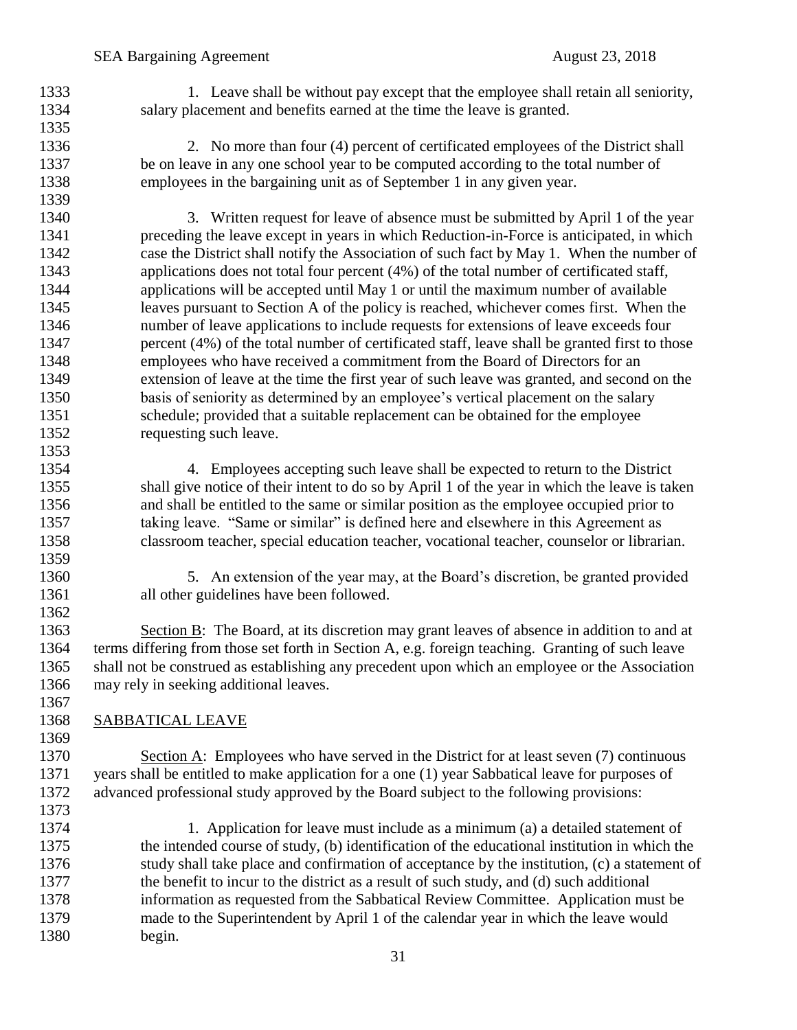1. Leave shall be without pay except that the employee shall retain all seniority, salary placement and benefits earned at the time the leave is granted.

2. No more than four (4) percent of certificated employees of the District shall be on leave in any one school year to be computed according to the total number of employees in the bargaining unit as of September 1 in any given year.

3. Written request for leave of absence must be submitted by April 1 of the year preceding the leave except in years in which Reduction-in-Force is anticipated, in which case the District shall notify the Association of such fact by May 1. When the number of applications does not total four percent (4%) of the total number of certificated staff, applications will be accepted until May 1 or until the maximum number of available leaves pursuant to Section A of the policy is reached, whichever comes first. When the number of leave applications to include requests for extensions of leave exceeds four percent (4%) of the total number of certificated staff, leave shall be granted first to those employees who have received a commitment from the Board of Directors for an extension of leave at the time the first year of such leave was granted, and second on the basis of seniority as determined by an employee's vertical placement on the salary schedule; provided that a suitable replacement can be obtained for the employee requesting such leave.

4. Employees accepting such leave shall be expected to return to the District shall give notice of their intent to do so by April 1 of the year in which the leave is taken and shall be entitled to the same or similar position as the employee occupied prior to taking leave. "Same or similar" is defined here and elsewhere in this Agreement as classroom teacher, special education teacher, vocational teacher, counselor or librarian.

5. An extension of the year may, at the Board's discretion, be granted provided all other guidelines have been followed.

Section B: The Board, at its discretion may grant leaves of absence in addition to and at terms differing from those set forth in Section A, e.g. foreign teaching. Granting of such leave shall not be construed as establishing any precedent upon which an employee or the Association may rely in seeking additional leaves.

## SABBATICAL LEAVE

Section A: Employees who have served in the District for at least seven (7) continuous years shall be entitled to make application for a one (1) year Sabbatical leave for purposes of advanced professional study approved by the Board subject to the following provisions:

1. Application for leave must include as a minimum (a) a detailed statement of the intended course of study, (b) identification of the educational institution in which the study shall take place and confirmation of acceptance by the institution, (c) a statement of the benefit to incur to the district as a result of such study, and (d) such additional information as requested from the Sabbatical Review Committee. Application must be made to the Superintendent by April 1 of the calendar year in which the leave would begin.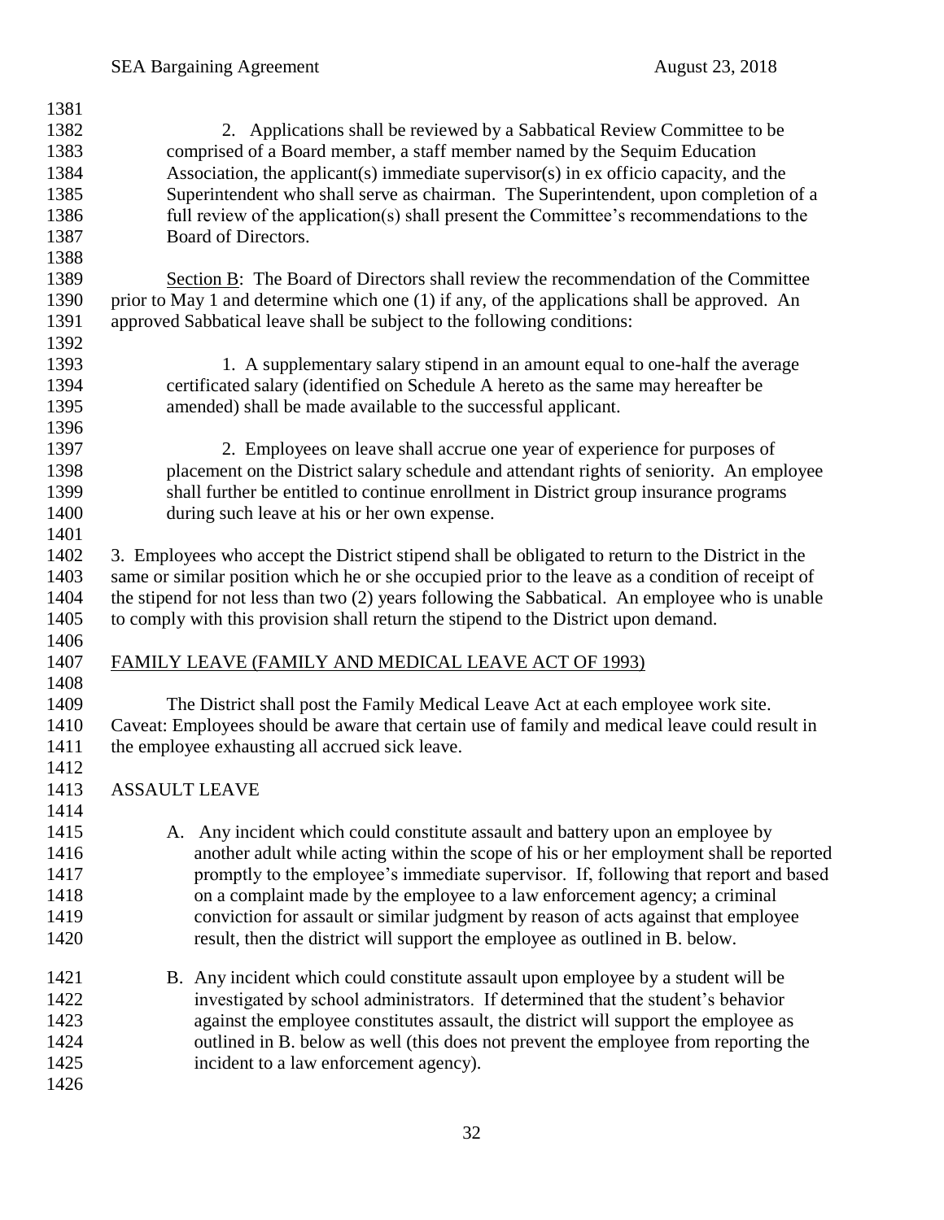2. Applications shall be reviewed by a Sabbatical Review Committee to be comprised of a Board member, a staff member named by the Sequim Education Association, the applicant(s) immediate supervisor(s) in ex officio capacity, and the Superintendent who shall serve as chairman. The Superintendent, upon completion of a full review of the application(s) shall present the Committee's recommendations to the Board of Directors.

Section B: The Board of Directors shall review the recommendation of the Committee prior to May 1 and determine which one (1) if any, of the applications shall be approved. An approved Sabbatical leave shall be subject to the following conditions:

1. A supplementary salary stipend in an amount equal to one-half the average certificated salary (identified on Schedule A hereto as the same may hereafter be amended) shall be made available to the successful applicant.

2. Employees on leave shall accrue one year of experience for purposes of placement on the District salary schedule and attendant rights of seniority. An employee shall further be entitled to continue enrollment in District group insurance programs during such leave at his or her own expense.

3. Employees who accept the District stipend shall be obligated to return to the District in the same or similar position which he or she occupied prior to the leave as a condition of receipt of the stipend for not less than two (2) years following the Sabbatical. An employee who is unable to comply with this provision shall return the stipend to the District upon demand.

## FAMILY LEAVE (FAMILY AND MEDICAL LEAVE ACT OF 1993)

The District shall post the Family Medical Leave Act at each employee work site. Caveat: Employees should be aware that certain use of family and medical leave could result in the employee exhausting all accrued sick leave.

## ASSAULT LEAVE

A. Any incident which could constitute assault and battery upon an employee by another adult while acting within the scope of his or her employment shall be reported promptly to the employee's immediate supervisor. If, following that report and based on a complaint made by the employee to a law enforcement agency; a criminal conviction for assault or similar judgment by reason of acts against that employee result, then the district will support the employee as outlined in B. below.

B. Any incident which could constitute assault upon employee by a student will be investigated by school administrators. If determined that the student's behavior against the employee constitutes assault, the district will support the employee as outlined in B. below as well (this does not prevent the employee from reporting the incident to a law enforcement agency).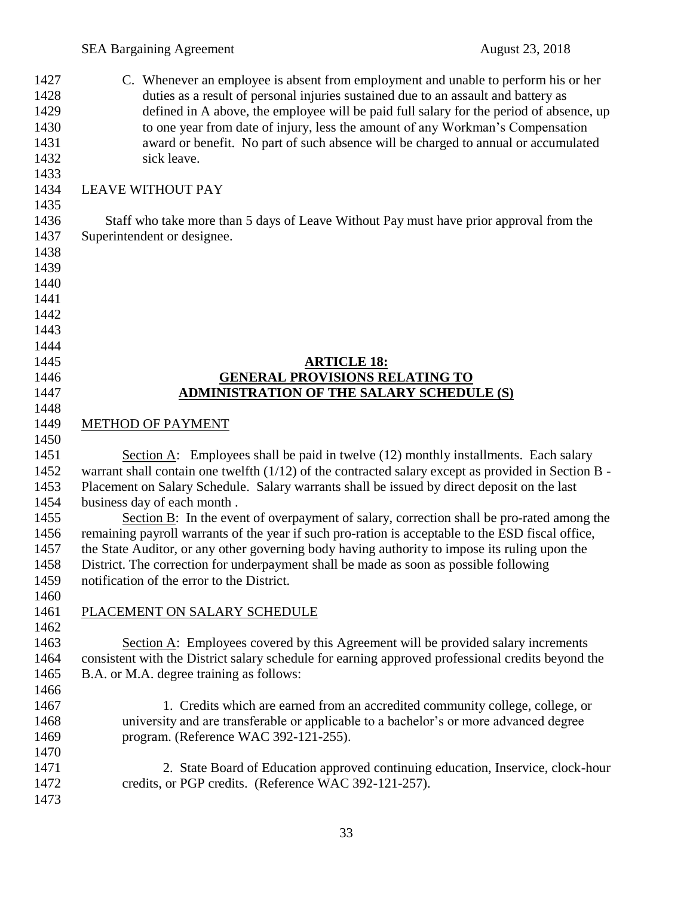C. Whenever an employee is absent from employment and unable to perform his or her duties as a result of personal injuries sustained due to an assault and battery as defined in A above, the employee will be paid full salary for the period of absence, up to one year from date of injury, less the amount of any Workman's Compensation award or benefit. No part of such absence will be charged to annual or accumulated sick leave.

LEAVE WITHOUT PAY

Staff who take more than 5 days of Leave Without Pay must have prior approval from the Superintendent or designee.

## ARTICLE 18: GENERAL PROVISIONS RELATING TO ADMINISTRATION OF THE SALARY SCHEDULE (S)

METHOD OF PAYMENT

Section A: Employees shall be paid in twelve (12) monthly installments. Each salary warrant shall contain one twelfth (1/12) of the contracted salary except as provided in Section B - Placement on Salary Schedule. Salary warrants shall be issued by direct deposit on the last business day of each month .

Section B: In the event of overpayment of salary, correction shall be pro-rated among the remaining payroll warrants of the year if such pro-ration is acceptable to the ESD fiscal office, the State Auditor, or any other governing body having authority to impose its ruling upon the District. The correction for underpayment shall be made as soon as possible following notification of the error to the District.

PLACEMENT ON SALARY SCHEDULE

Section A: Employees covered by this Agreement will be provided salary increments consistent with the District salary schedule for earning approved professional credits beyond the B.A. or M.A. degree training as follows:

1. Credits which are earned from an accredited community college, college, or university and are transferable or applicable to a bachelor's or more advanced degree program. (Reference WAC 392-121-255).

2. State Board of Education approved continuing education, Inservice, clock-hour credits, or PGP credits. (Reference WAC 392-121-257).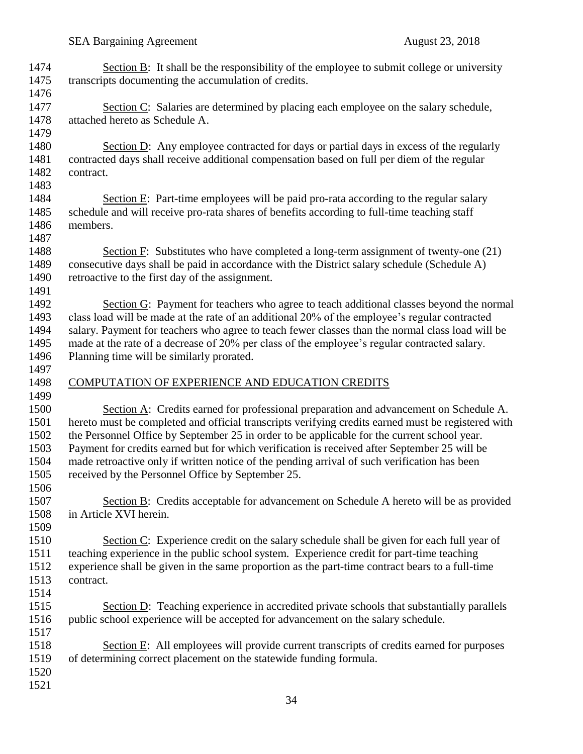Section B: It shall be the responsibility of the employee to submit college or university transcripts documenting the accumulation of credits.

Section C: Salaries are determined by placing each employee on the salary schedule, attached hereto as Schedule A.

Section D: Any employee contracted for days or partial days in excess of the regularly contracted days shall receive additional compensation based on full per diem of the regular contract.

Section E: Part-time employees will be paid pro-rata according to the regular salary schedule and will receive pro-rata shares of benefits according to full-time teaching staff members.

Section F: Substitutes who have completed a long-term assignment of twenty-one (21) consecutive days shall be paid in accordance with the District salary schedule (Schedule A) retroactive to the first day of the assignment.

Section G: Payment for teachers who agree to teach additional classes beyond the normal class load will be made at the rate of an additional 20% of the employee's regular contracted salary. Payment for teachers who agree to teach fewer classes than the normal class load will be made at the rate of a decrease of 20% per class of the employee's regular contracted salary. Planning time will be similarly prorated.

## COMPUTATION OF EXPERIENCE AND EDUCATION CREDITS

Section A: Credits earned for professional preparation and advancement on Schedule A. hereto must be completed and official transcripts verifying credits earned must be registered with the Personnel Office by September 25 in order to be applicable for the current school year. Payment for credits earned but for which verification is received after September 25 will be made retroactive only if written notice of the pending arrival of such verification has been received by the Personnel Office by September 25.

Section B: Credits acceptable for advancement on Schedule A hereto will be as provided in Article XVI herein.

Section C: Experience credit on the salary schedule shall be given for each full year of teaching experience in the public school system. Experience credit for part-time teaching experience shall be given in the same proportion as the part-time contract bears to a full-time contract.

Section D: Teaching experience in accredited private schools that substantially parallels public school experience will be accepted for advancement on the salary schedule.

Section E: All employees will provide current transcripts of credits earned for purposes of determining correct placement on the statewide funding formula.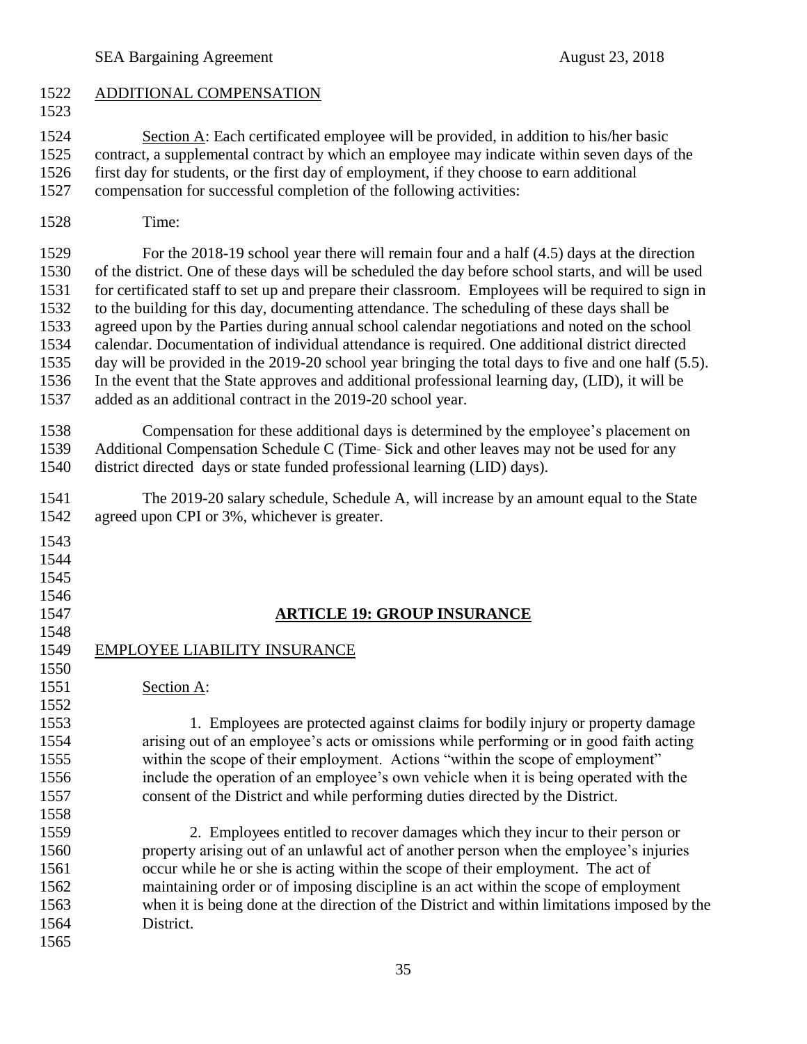ADDITIONAL COMPENSATION

Section A: Each certificated employee will be provided, in addition to his/her basic contract, a supplemental contract by which an employee may indicate within seven days of the first day for students, or the first day of employment, if they choose to earn additional compensation for successful completion of the following activities:

Time:

For the 2018-19 school year there will remain four and a half (4.5) days at the direction of the district. One of these days will be scheduled the day before school starts, and will be used for certificated staff to set up and prepare their classroom. Employees will be required to sign in to the building for this day, documenting attendance. The scheduling of these days shall be agreed upon by the Parties during annual school calendar negotiations and noted on the school calendar. Documentation of individual attendance is required. One additional district directed day will be provided in the 2019-20 school year bringing the total days to five and one half (5.5). In the event that the State approves and additional professional learning day, (LID), it will be added as an additional contract in the 2019-20 school year.

Compensation for these additional days is determined by the employee's placement on Additional Compensation Schedule C (Time- Sick and other leaves may not be used for any district directed days or state funded professional learning (LID) days).

The 2019-20 salary schedule, Schedule A, will increase by an amount equal to the State agreed upon CPI or 3%, whichever is greater.

## ARTICLE 19: GROUP INSURANCE

EMPLOYEE LIABILITY INSURANCE

Section A:

1. Employees are protected against claims for bodily injury or property damage arising out of an employee's acts or omissions while performing or in good faith acting within the scope of their employment. Actions "within the scope of employment" include the operation of an employee's own vehicle when it is being operated with the consent of the District and while performing duties directed by the District.

2. Employees entitled to recover damages which they incur to their person or property arising out of an unlawful act of another person when the employee's injuries occur while he or she is acting within the scope of their employment. The act of maintaining order or of imposing discipline is an act within the scope of employment when it is being done at the direction of the District and within limitations imposed by the District.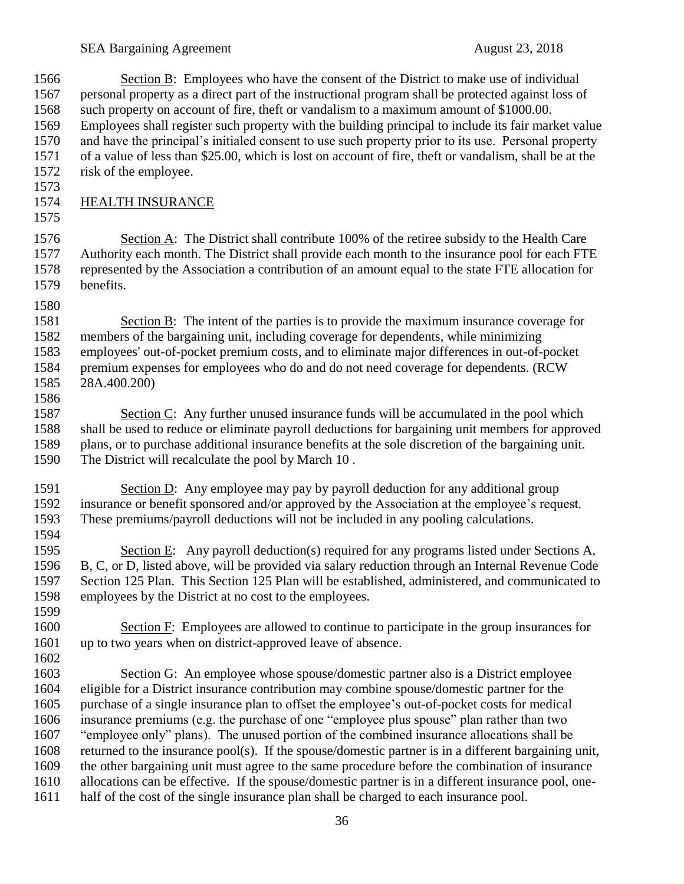Section B: Employees who have the consent of the District to make use of individual personal property as a direct part of the instructional program shall be protected against loss of such property on account of fire, theft or vandalism to a maximum amount of $1000.00. Employees shall register such property with the building principal to include its fair market value and have the principal's initialed consent to use such property prior to its use. Personal property of a value of less than $25.00, which is lost on account of fire, theft or vandalism, shall be at the risk of the employee.

## HEALTH INSURANCE

Section A: The District shall contribute 100% of the retiree subsidy to the Health Care Authority each month. The District shall provide each month to the insurance pool for each FTE represented by the Association a contribution of an amount equal to the state FTE allocation for benefits.

Section B: The intent of the parties is to provide the maximum insurance coverage for members of the bargaining unit, including coverage for dependents, while minimizing employees' out-of-pocket premium costs, and to eliminate major differences in out-of-pocket premium expenses for employees who do and do not need coverage for dependents. (RCW 28A.400.200)

Section C: Any further unused insurance funds will be accumulated in the pool which shall be used to reduce or eliminate payroll deductions for bargaining unit members for approved plans, or to purchase additional insurance benefits at the sole discretion of the bargaining unit. The District will recalculate the pool by March 10 .

Section D: Any employee may pay by payroll deduction for any additional group insurance or benefit sponsored and/or approved by the Association at the employee's request. These premiums/payroll deductions will not be included in any pooling calculations.

Section E: Any payroll deduction(s) required for any programs listed under Sections A, B, C, or D, listed above, will be provided via salary reduction through an Internal Revenue Code Section 125 Plan. This Section 125 Plan will be established, administered, and communicated to employees by the District at no cost to the employees.

Section F: Employees are allowed to continue to participate in the group insurances for up to two years when on district-approved leave of absence.

Section G: An employee whose spouse/domestic partner also is a District employee eligible for a District insurance contribution may combine spouse/domestic partner for the purchase of a single insurance plan to offset the employee's out-of-pocket costs for medical insurance premiums (e.g. the purchase of one "employee plus spouse" plan rather than two "employee only" plans). The unused portion of the combined insurance allocations shall be returned to the insurance pool(s). If the spouse/domestic partner is in a different bargaining unit, the other bargaining unit must agree to the same procedure before the combination of insurance allocations can be effective. If the spouse/domestic partner is in a different insurance pool, one-half of the cost of the single insurance plan shall be charged to each insurance pool.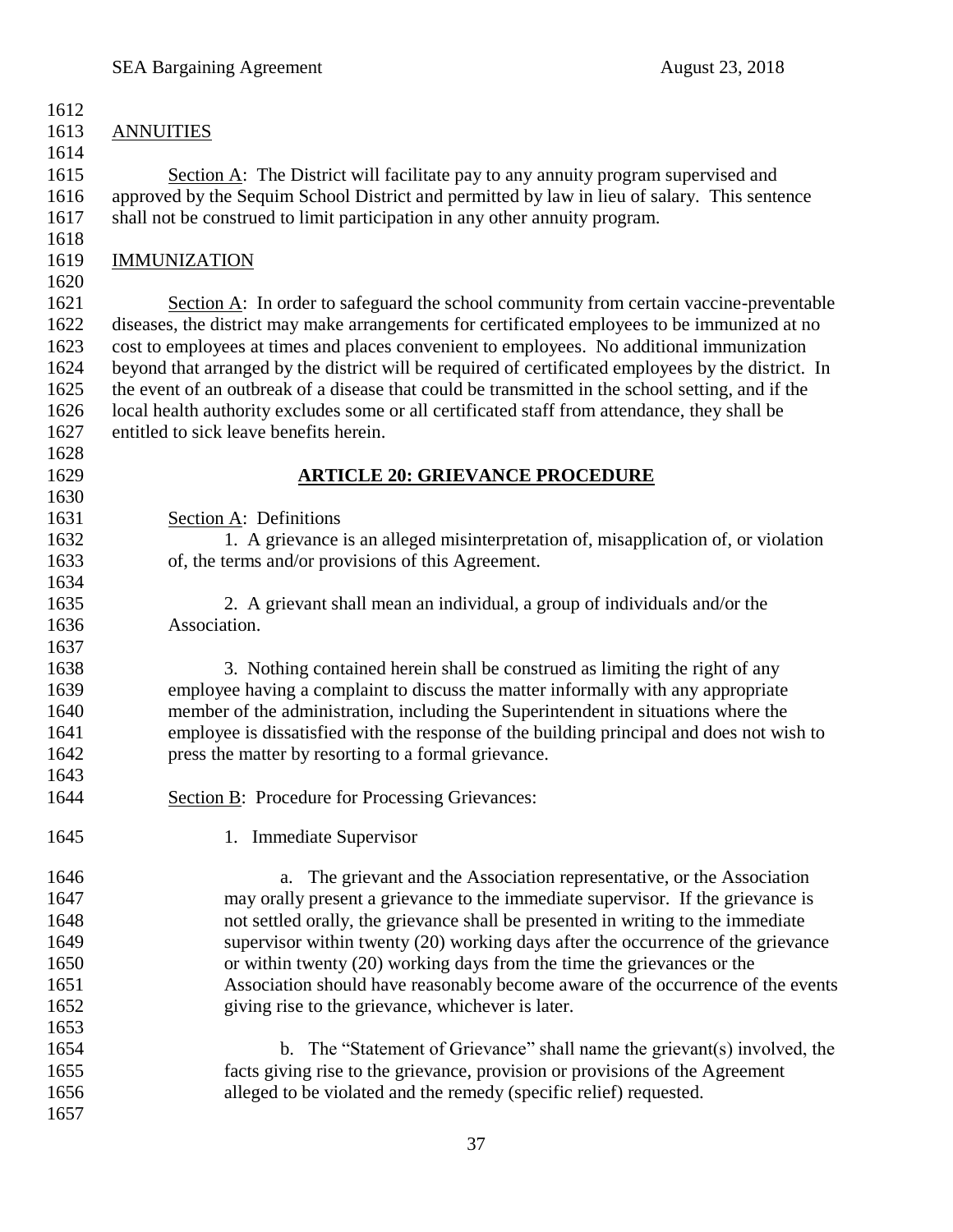ANNUITIES

Section A: The District will facilitate pay to any annuity program supervised and approved by the Sequim School District and permitted by law in lieu of salary. This sentence shall not be construed to limit participation in any other annuity program.

IMMUNIZATION

Section A: In order to safeguard the school community from certain vaccine-preventable diseases, the district may make arrangements for certificated employees to be immunized at no cost to employees at times and places convenient to employees. No additional immunization beyond that arranged by the district will be required of certificated employees by the district. In the event of an outbreak of a disease that could be transmitted in the school setting, and if the local health authority excludes some or all certificated staff from attendance, they shall be entitled to sick leave benefits herein.

## ARTICLE 20: GRIEVANCE PROCEDURE

Section A: Definitions

1. A grievance is an alleged misinterpretation of, misapplication of, or violation of, the terms and/or provisions of this Agreement.

2. A grievant shall mean an individual, a group of individuals and/or the Association.

3. Nothing contained herein shall be construed as limiting the right of any employee having a complaint to discuss the matter informally with any appropriate member of the administration, including the Superintendent in situations where the employee is dissatisfied with the response of the building principal and does not wish to press the matter by resorting to a formal grievance.

Section B: Procedure for Processing Grievances:

1. Immediate Supervisor

a. The grievant and the Association representative, or the Association may orally present a grievance to the immediate supervisor. If the grievance is not settled orally, the grievance shall be presented in writing to the immediate supervisor within twenty (20) working days after the occurrence of the grievance or within twenty (20) working days from the time the grievances or the Association should have reasonably become aware of the occurrence of the events giving rise to the grievance, whichever is later.

b. The "Statement of Grievance" shall name the grievant(s) involved, the facts giving rise to the grievance, provision or provisions of the Agreement alleged to be violated and the remedy (specific relief) requested.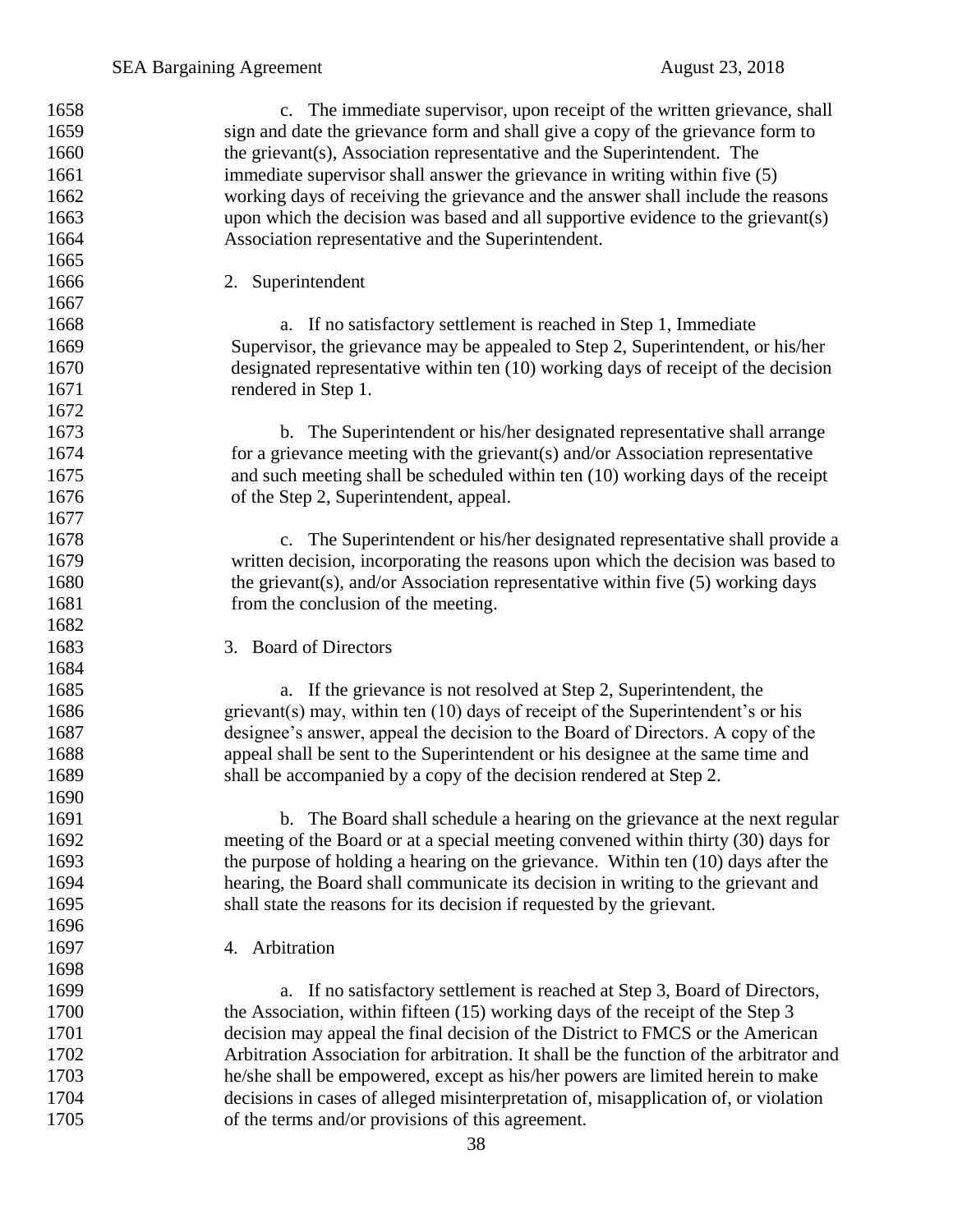c. The immediate supervisor, upon receipt of the written grievance, shall sign and date the grievance form and shall give a copy of the grievance form to the grievant(s), Association representative and the Superintendent. The immediate supervisor shall answer the grievance in writing within five (5) working days of receiving the grievance and the answer shall include the reasons upon which the decision was based and all supportive evidence to the grievant(s) Association representative and the Superintendent.

2. Superintendent

a. If no satisfactory settlement is reached in Step 1, Immediate Supervisor, the grievance may be appealed to Step 2, Superintendent, or his/her designated representative within ten (10) working days of receipt of the decision rendered in Step 1.

b. The Superintendent or his/her designated representative shall arrange for a grievance meeting with the grievant(s) and/or Association representative and such meeting shall be scheduled within ten (10) working days of the receipt of the Step 2, Superintendent, appeal.

c. The Superintendent or his/her designated representative shall provide a written decision, incorporating the reasons upon which the decision was based to the grievant(s), and/or Association representative within five (5) working days from the conclusion of the meeting.

3. Board of Directors

a. If the grievance is not resolved at Step 2, Superintendent, the grievant(s) may, within ten (10) days of receipt of the Superintendent's or his designee's answer, appeal the decision to the Board of Directors. A copy of the appeal shall be sent to the Superintendent or his designee at the same time and shall be accompanied by a copy of the decision rendered at Step 2.

b. The Board shall schedule a hearing on the grievance at the next regular meeting of the Board or at a special meeting convened within thirty (30) days for the purpose of holding a hearing on the grievance. Within ten (10) days after the hearing, the Board shall communicate its decision in writing to the grievant and shall state the reasons for its decision if requested by the grievant.

4. Arbitration

a. If no satisfactory settlement is reached at Step 3, Board of Directors, the Association, within fifteen (15) working days of the receipt of the Step 3 decision may appeal the final decision of the District to FMCS or the American Arbitration Association for arbitration. It shall be the function of the arbitrator and he/she shall be empowered, except as his/her powers are limited herein to make decisions in cases of alleged misinterpretation of, misapplication of, or violation of the terms and/or provisions of this agreement.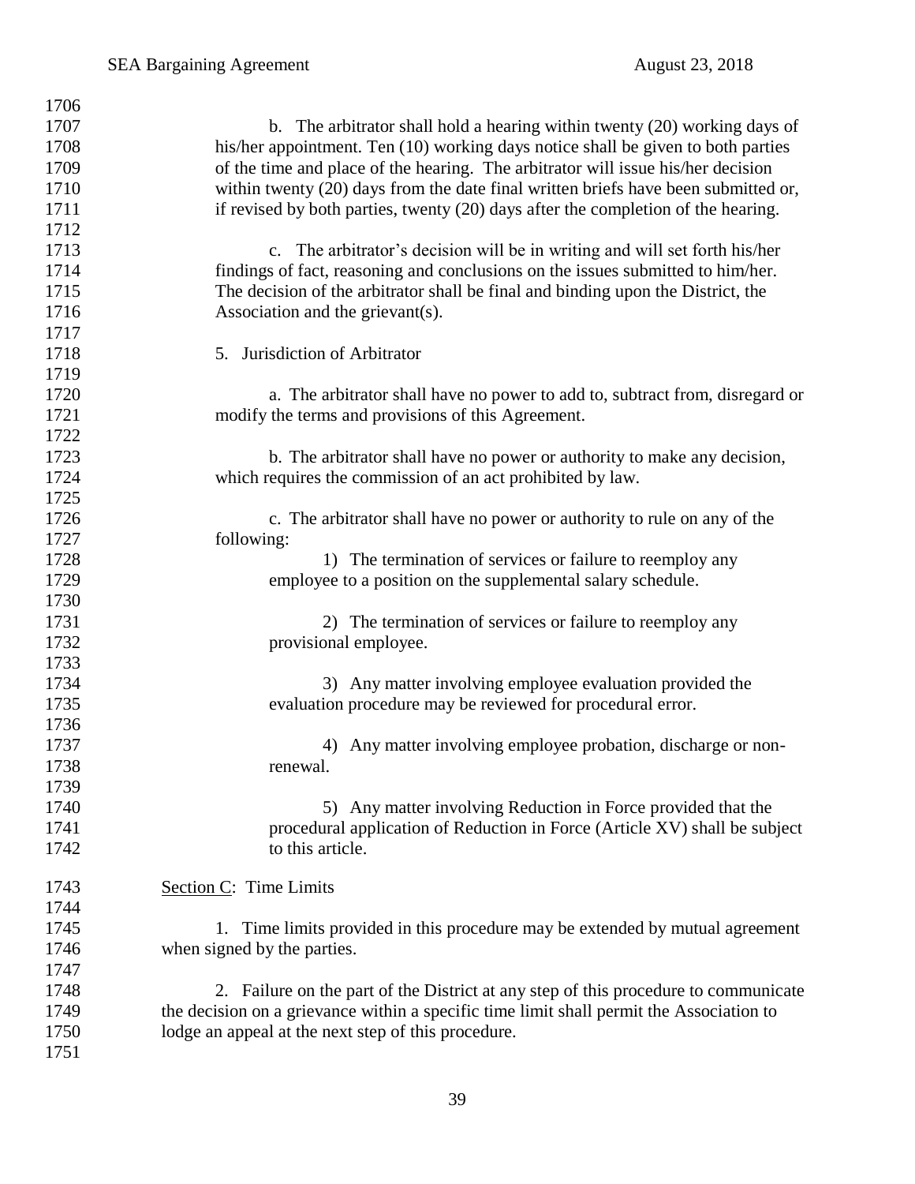b. The arbitrator shall hold a hearing within twenty (20) working days of his/her appointment. Ten (10) working days notice shall be given to both parties of the time and place of the hearing. The arbitrator will issue his/her decision within twenty (20) days from the date final written briefs have been submitted or, if revised by both parties, twenty (20) days after the completion of the hearing.

c. The arbitrator's decision will be in writing and will set forth his/her findings of fact, reasoning and conclusions on the issues submitted to him/her. The decision of the arbitrator shall be final and binding upon the District, the Association and the grievant(s).

5. Jurisdiction of Arbitrator

a. The arbitrator shall have no power to add to, subtract from, disregard or modify the terms and provisions of this Agreement.

b. The arbitrator shall have no power or authority to make any decision, which requires the commission of an act prohibited by law.

c. The arbitrator shall have no power or authority to rule on any of the following:

1) The termination of services or failure to reemploy any employee to a position on the supplemental salary schedule.

2) The termination of services or failure to reemploy any provisional employee.

3) Any matter involving employee evaluation provided the evaluation procedure may be reviewed for procedural error.

4) Any matter involving employee probation, discharge or non-renewal.

5) Any matter involving Reduction in Force provided that the procedural application of Reduction in Force (Article XV) shall be subject to this article.

Section C: Time Limits

1. Time limits provided in this procedure may be extended by mutual agreement when signed by the parties.

2. Failure on the part of the District at any step of this procedure to communicate the decision on a grievance within a specific time limit shall permit the Association to lodge an appeal at the next step of this procedure.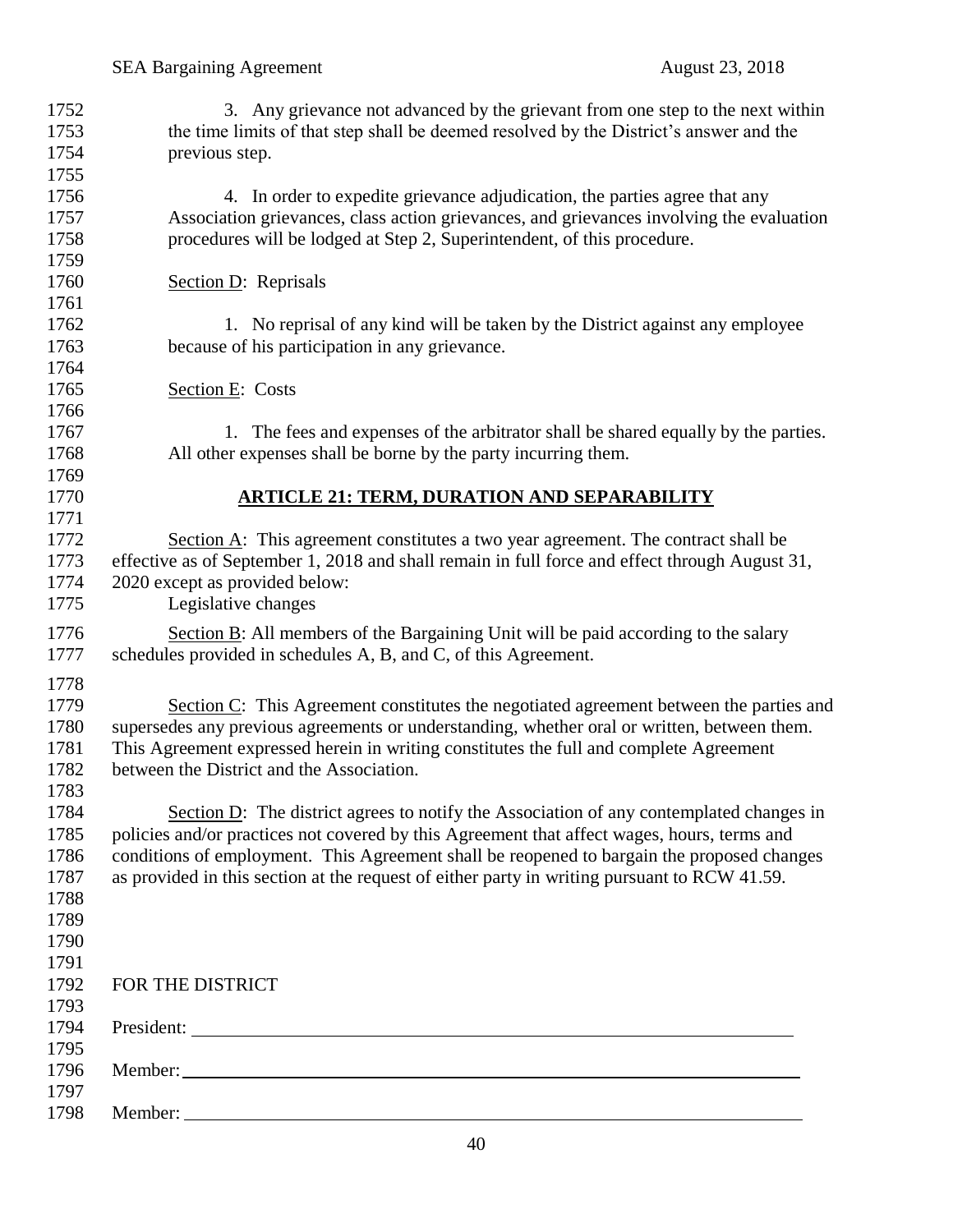3. Any grievance not advanced by the grievant from one step to the next within the time limits of that step shall be deemed resolved by the District's answer and the previous step.

4. In order to expedite grievance adjudication, the parties agree that any Association grievances, class action grievances, and grievances involving the evaluation procedures will be lodged at Step 2, Superintendent, of this procedure.

Section D: Reprisals

1. No reprisal of any kind will be taken by the District against any employee because of his participation in any grievance.

Section E: Costs

1. The fees and expenses of the arbitrator shall be shared equally by the parties. All other expenses shall be borne by the party incurring them.

## ARTICLE 21: TERM, DURATION AND SEPARABILITY

Section A: This agreement constitutes a two year agreement. The contract shall be effective as of September 1, 2018 and shall remain in full force and effect through August 31, 2020 except as provided below:
Legislative changes

Section B: All members of the Bargaining Unit will be paid according to the salary schedules provided in schedules A, B, and C, of this Agreement.

Section C: This Agreement constitutes the negotiated agreement between the parties and supersedes any previous agreements or understanding, whether oral or written, between them. This Agreement expressed herein in writing constitutes the full and complete Agreement between the District and the Association.

Section D: The district agrees to notify the Association of any contemplated changes in policies and/or practices not covered by this Agreement that affect wages, hours, terms and conditions of employment. This Agreement shall be reopened to bargain the proposed changes as provided in this section at the request of either party in writing pursuant to RCW 41.59.

FOR THE DISTRICT

President: ______________________________

Member: ______________________________

Member: ______________________________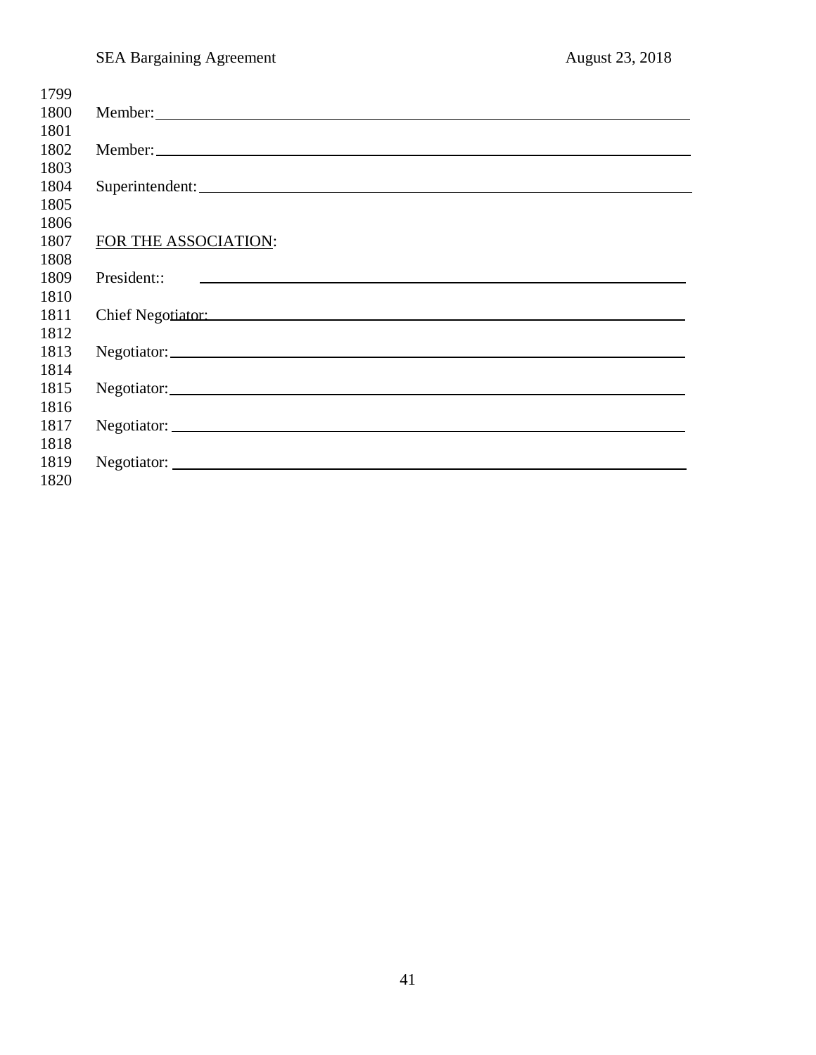Member: ___________________________________________________________

Member: ___________________________________________________________

Superintendent: ______________________________________________________

<u>FOR THE ASSOCIATION</u>:

President:: ___________________________________________________________

Chief Negotiator: ______________________________________________________

Negotiator: ___________________________________________________________

Negotiator: ___________________________________________________________

Negotiator: ___________________________________________________________

Negotiator: ___________________________________________________________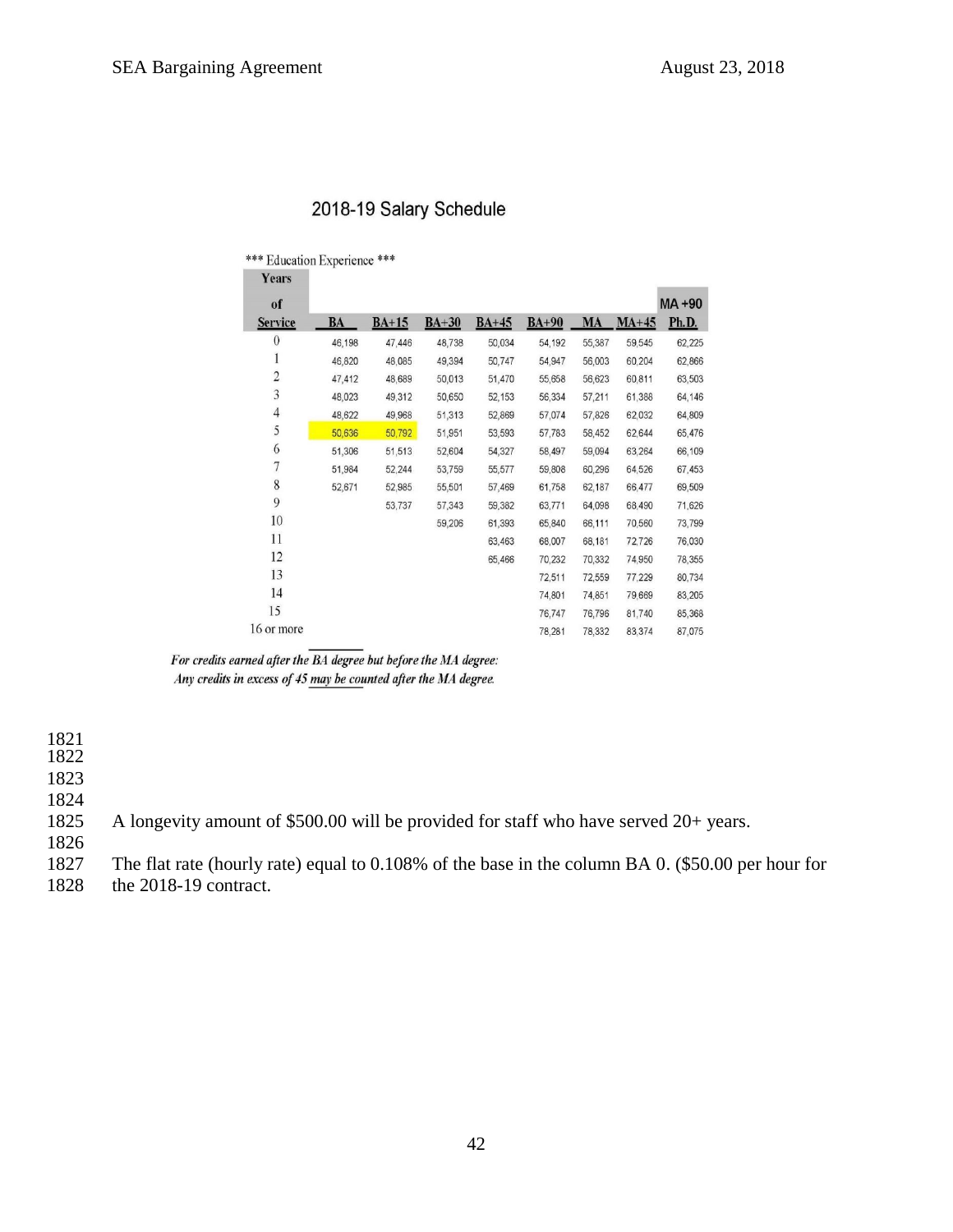## 2018-19 Salary Schedule

\*\*\* Education Experience \*\*\*

| Years of Service | BA | BA+15 | BA+30 | BA+45 | BA+90 | MA | MA+45 | MA +90 Ph.D. |
|---|---|---|---|---|---|---|---|---|
| 0 | 46,198 | 47,446 | 48,738 | 50,034 | 54,192 | 55,387 | 59,545 | 62,225 |
| 1 | 46,820 | 48,085 | 49,394 | 50,747 | 54,947 | 56,003 | 60,204 | 62,866 |
| 2 | 47,412 | 48,689 | 50,013 | 51,470 | 55,658 | 56,623 | 60,811 | 63,503 |
| 3 | 48,023 | 49,312 | 50,650 | 52,153 | 56,334 | 57,211 | 61,388 | 64,146 |
| 4 | 48,622 | 49,968 | 51,313 | 52,869 | 57,074 | 57,826 | 62,032 | 64,809 |
| 5 | 50,636 | 50,792 | 51,951 | 53,593 | 57,783 | 58,452 | 62,644 | 65,476 |
| 6 | 51,306 | 51,513 | 52,604 | 54,327 | 58,497 | 59,094 | 63,264 | 66,109 |
| 7 | 51,984 | 52,244 | 53,759 | 55,577 | 59,808 | 60,296 | 64,526 | 67,453 |
| 8 | 52,671 | 52,985 | 55,501 | 57,469 | 61,758 | 62,187 | 66,477 | 69,509 |
| 9 | | 53,737 | 57,343 | 59,382 | 63,771 | 64,098 | 68,490 | 71,626 |
| 10 | | | 59,206 | 61,393 | 65,840 | 66,111 | 70,560 | 73,799 |
| 11 | | | | 63,463 | 68,007 | 68,181 | 72,726 | 76,030 |
| 12 | | | | 65,466 | 70,232 | 70,332 | 74,950 | 78,355 |
| 13 | | | | | 72,511 | 72,559 | 77,229 | 80,734 |
| 14 | | | | | 74,801 | 74,851 | 79,669 | 83,205 |
| 15 | | | | | 76,747 | 76,796 | 81,740 | 85,368 |
| 16 or more | | | | | 78,281 | 78,332 | 83,374 | 87,075 |

*For credits earned after the BA degree but before the MA degree: Any credits in excess of 45 may be counted after the MA degree.*

A longevity amount of $500.00 will be provided for staff who have served 20+ years.

The flat rate (hourly rate) equal to 0.108% of the base in the column BA 0. ($50.00 per hour for the 2018-19 contract.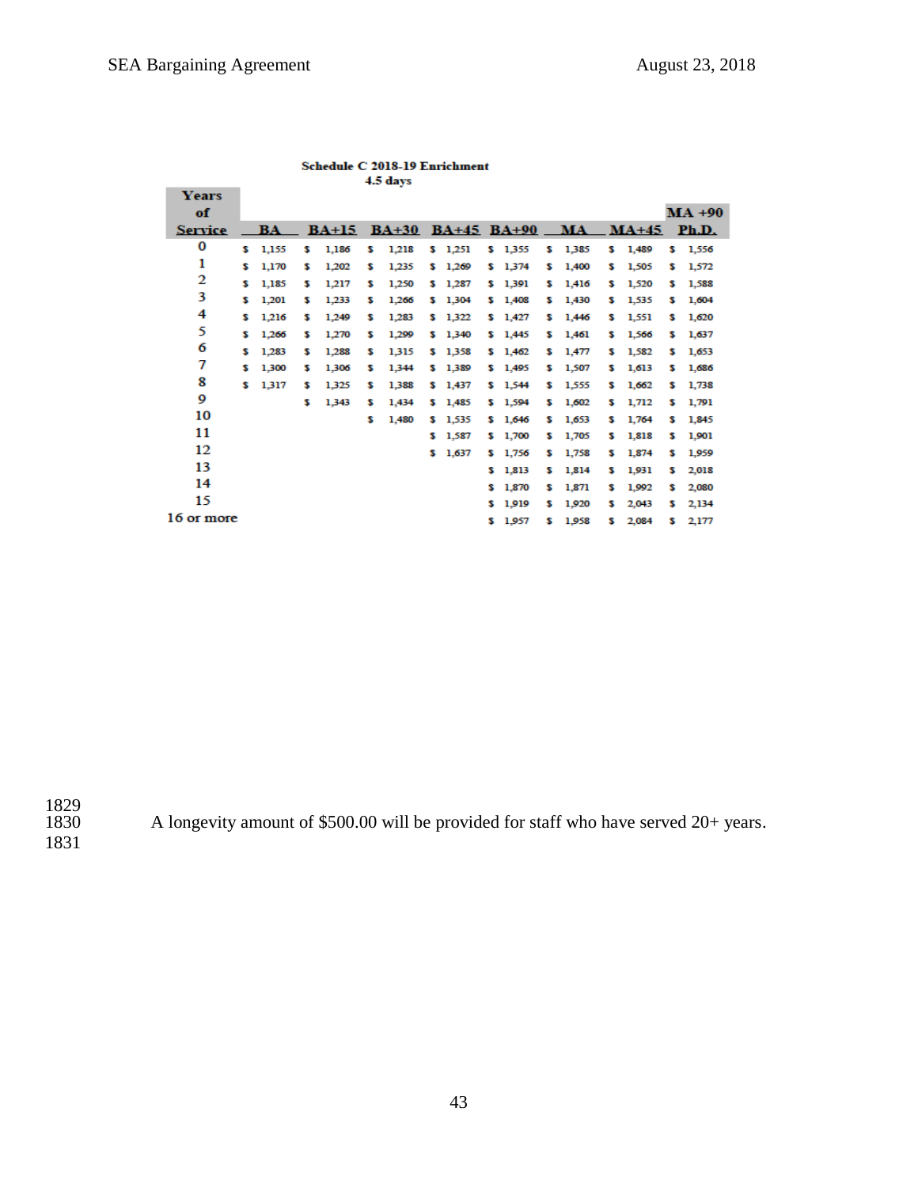## Schedule C 2018-19 Enrichment
4.5 days

| Years of Service | BA | BA+15 | BA+30 | BA+45 | BA+90 | MA | MA+45 | MA +90 Ph.D. |
|---|---|---|---|---|---|---|---|---|
| 0 | $ 1,155 | $ 1,186 | $ 1,218 | $ 1,251 | $ 1,355 | $ 1,385 | $ 1,489 | $ 1,556 |
| 1 | $ 1,170 | $ 1,202 | $ 1,235 | $ 1,269 | $ 1,374 | $ 1,400 | $ 1,505 | $ 1,572 |
| 2 | $ 1,185 | $ 1,217 | $ 1,250 | $ 1,287 | $ 1,391 | $ 1,416 | $ 1,520 | $ 1,588 |
| 3 | $ 1,201 | $ 1,233 | $ 1,266 | $ 1,304 | $ 1,408 | $ 1,430 | $ 1,535 | $ 1,604 |
| 4 | $ 1,216 | $ 1,249 | $ 1,283 | $ 1,322 | $ 1,427 | $ 1,446 | $ 1,551 | $ 1,620 |
| 5 | $ 1,266 | $ 1,270 | $ 1,299 | $ 1,340 | $ 1,445 | $ 1,461 | $ 1,566 | $ 1,637 |
| 6 | $ 1,283 | $ 1,288 | $ 1,315 | $ 1,358 | $ 1,462 | $ 1,477 | $ 1,582 | $ 1,653 |
| 7 | $ 1,300 | $ 1,306 | $ 1,344 | $ 1,389 | $ 1,495 | $ 1,507 | $ 1,613 | $ 1,686 |
| 8 | $ 1,317 | $ 1,325 | $ 1,388 | $ 1,437 | $ 1,544 | $ 1,555 | $ 1,662 | $ 1,738 |
| 9 | | $ 1,343 | $ 1,434 | $ 1,485 | $ 1,594 | $ 1,602 | $ 1,712 | $ 1,791 |
| 10 | | | $ 1,480 | $ 1,535 | $ 1,646 | $ 1,653 | $ 1,764 | $ 1,845 |
| 11 | | | | $ 1,587 | $ 1,700 | $ 1,705 | $ 1,818 | $ 1,901 |
| 12 | | | | $ 1,637 | $ 1,756 | $ 1,758 | $ 1,874 | $ 1,959 |
| 13 | | | | | $ 1,813 | $ 1,814 | $ 1,931 | $ 2,018 |
| 14 | | | | | $ 1,870 | $ 1,871 | $ 1,992 | $ 2,080 |
| 15 | | | | | $ 1,919 | $ 1,920 | $ 2,043 | $ 2,134 |
| 16 or more | | | | | $ 1,957 | $ 1,958 | $ 2,084 | $ 2,177 |

1829
1830 A longevity amount of $500.00 will be provided for staff who have served 20+ years.
1831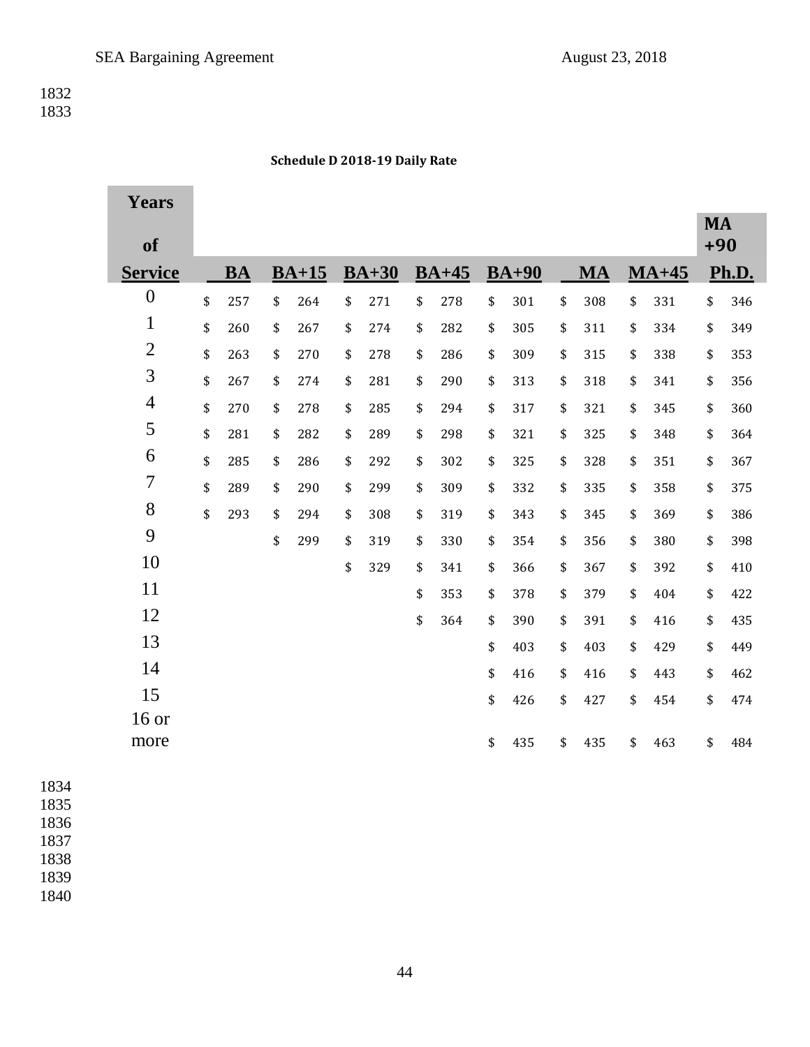**Schedule D 2018-19 Daily Rate**

| Years of Service | BA | BA+15 | BA+30 | BA+45 | BA+90 | MA | MA+45 | MA +90 Ph.D. |
|---|---|---|---|---|---|---|---|---|
| 0 | $ 257 | $ 264 | $ 271 | $ 278 | $ 301 | $ 308 | $ 331 | $ 346 |
| 1 | $ 260 | $ 267 | $ 274 | $ 282 | $ 305 | $ 311 | $ 334 | $ 349 |
| 2 | $ 263 | $ 270 | $ 278 | $ 286 | $ 309 | $ 315 | $ 338 | $ 353 |
| 3 | $ 267 | $ 274 | $ 281 | $ 290 | $ 313 | $ 318 | $ 341 | $ 356 |
| 4 | $ 270 | $ 278 | $ 285 | $ 294 | $ 317 | $ 321 | $ 345 | $ 360 |
| 5 | $ 281 | $ 282 | $ 289 | $ 298 | $ 321 | $ 325 | $ 348 | $ 364 |
| 6 | $ 285 | $ 286 | $ 292 | $ 302 | $ 325 | $ 328 | $ 351 | $ 367 |
| 7 | $ 289 | $ 290 | $ 299 | $ 309 | $ 332 | $ 335 | $ 358 | $ 375 |
| 8 | $ 293 | $ 294 | $ 308 | $ 319 | $ 343 | $ 345 | $ 369 | $ 386 |
| 9 | | $ 299 | $ 319 | $ 330 | $ 354 | $ 356 | $ 380 | $ 398 |
| 10 | | | $ 329 | $ 341 | $ 366 | $ 367 | $ 392 | $ 410 |
| 11 | | | | $ 353 | $ 378 | $ 379 | $ 404 | $ 422 |
| 12 | | | | $ 364 | $ 390 | $ 391 | $ 416 | $ 435 |
| 13 | | | | | $ 403 | $ 403 | $ 429 | $ 449 |
| 14 | | | | | $ 416 | $ 416 | $ 443 | $ 462 |
| 15 | | | | | $ 426 | $ 427 | $ 454 | $ 474 |
| 16 or more | | | | | $ 435 | $ 435 | $ 463 | $ 484 |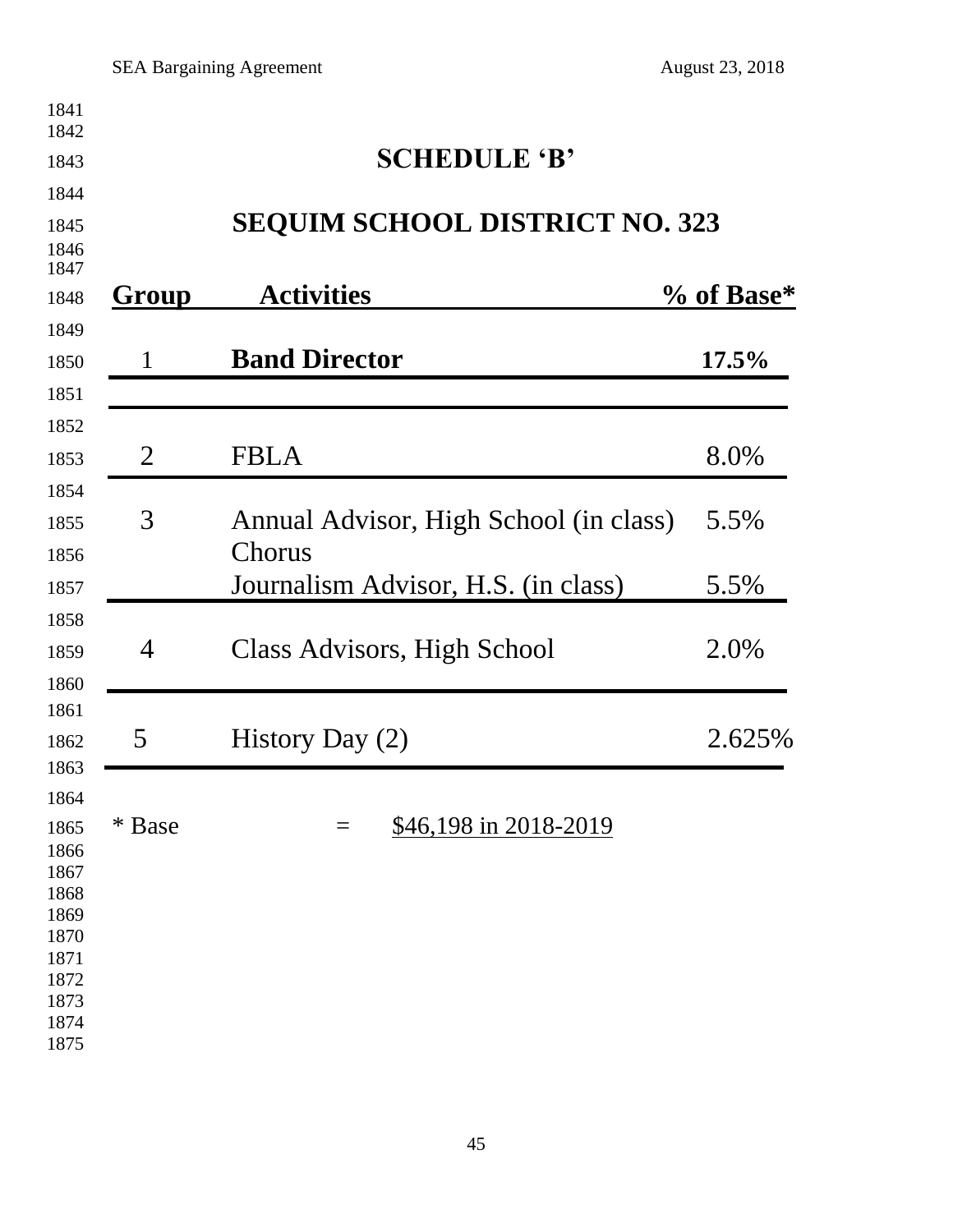# SCHEDULE 'B'

# SEQUIM SCHOOL DISTRICT NO. 323

| Group | Activities | % of Base* |
|---|---|---|
| 1 | **Band Director** | **17.5%** |
| 2 | FBLA | 8.0% |
| 3 | Annual Advisor, High School (in class) | 5.5% |
| | Chorus | |
| | Journalism Advisor, H.S. (in class) | 5.5% |
| 4 | Class Advisors, High School | 2.0% |
| 5 | History Day (2) | 2.625% |

* Base = $46,198 in 2018-2019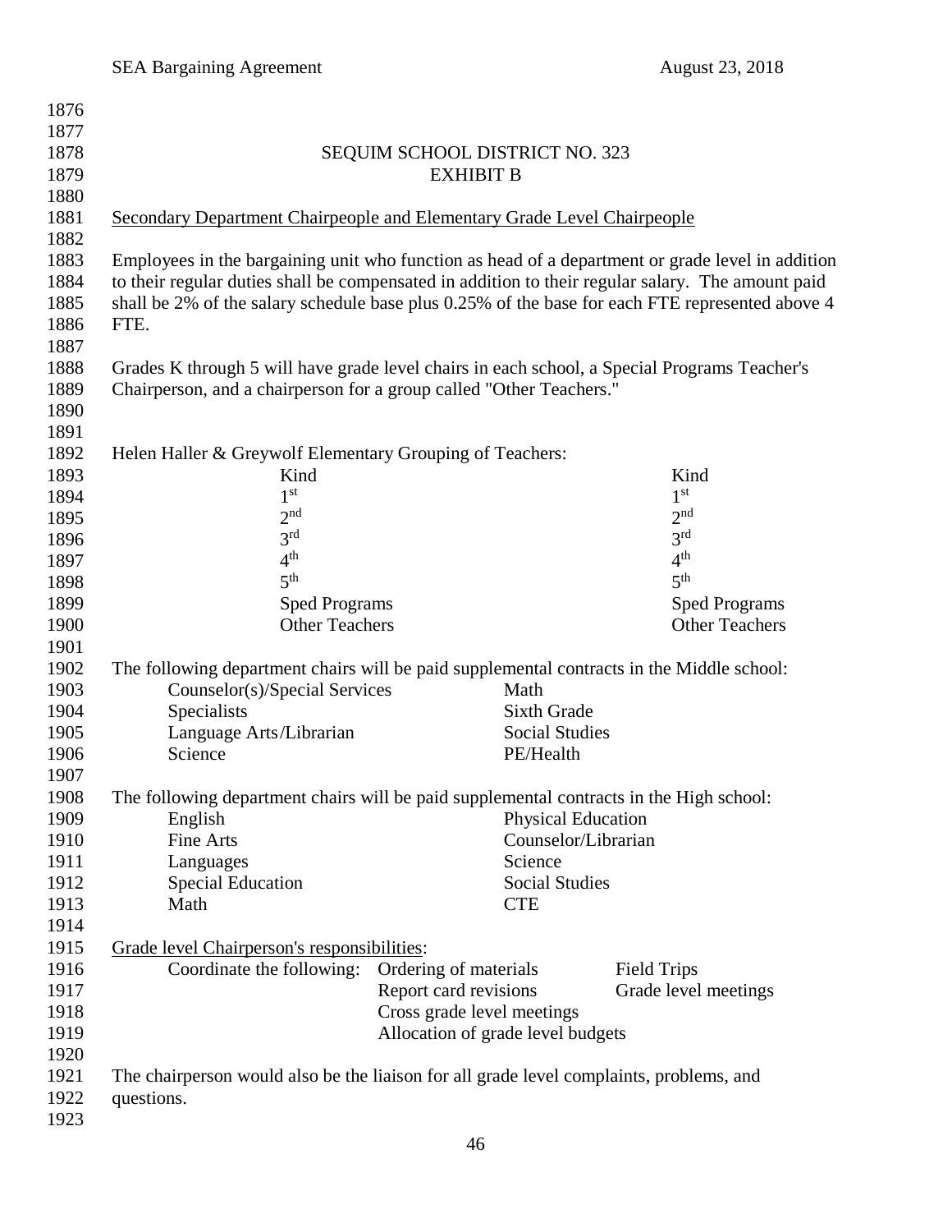SEQUIM SCHOOL DISTRICT NO. 323
EXHIBIT B

Secondary Department Chairpeople and Elementary Grade Level Chairpeople

Employees in the bargaining unit who function as head of a department or grade level in addition to their regular duties shall be compensated in addition to their regular salary. The amount paid shall be 2% of the salary schedule base plus 0.25% of the base for each FTE represented above 4 FTE.

Grades K through 5 will have grade level chairs in each school, a Special Programs Teacher's Chairperson, and a chairperson for a group called "Other Teachers."

Helen Haller & Greywolf Elementary Grouping of Teachers:

| | |
|---|---|
| Kind | Kind |
| 1st | 1st |
| 2nd | 2nd |
| 3rd | 3rd |
| 4th | 4th |
| 5th | 5th |
| Sped Programs | Sped Programs |
| Other Teachers | Other Teachers |

The following department chairs will be paid supplemental contracts in the Middle school:

| | |
|---|---|
| Counselor(s)/Special Services | Math |
| Specialists | Sixth Grade |
| Language Arts/Librarian | Social Studies |
| Science | PE/Health |

The following department chairs will be paid supplemental contracts in the High school:

| | |
|---|---|
| English | Physical Education |
| Fine Arts | Counselor/Librarian |
| Languages | Science |
| Special Education | Social Studies |
| Math | CTE |

Grade level Chairperson's responsibilities:

Coordinate the following:
- Ordering of materials
- Field Trips
- Report card revisions
- Grade level meetings
- Cross grade level meetings
- Allocation of grade level budgets

The chairperson would also be the liaison for all grade level complaints, problems, and questions.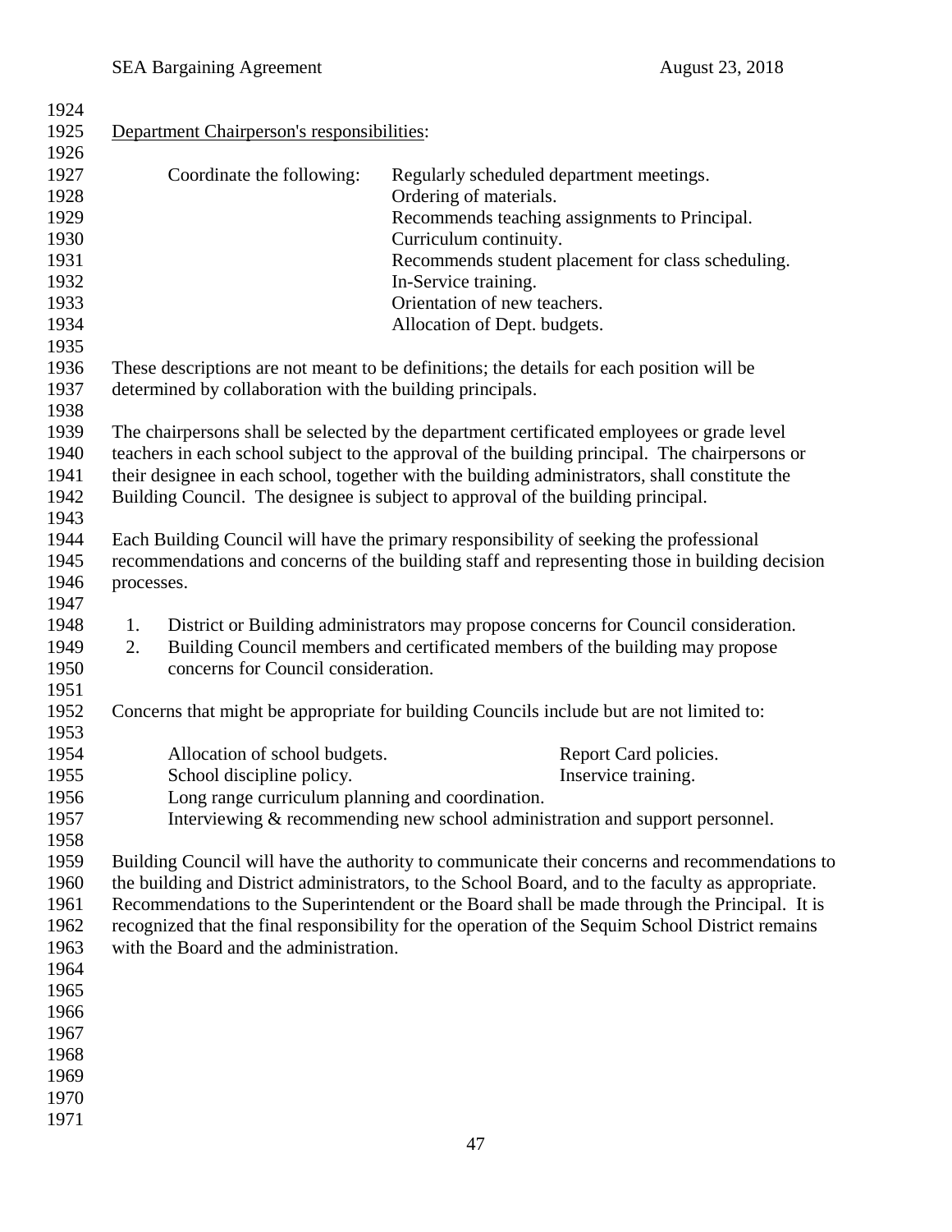Department Chairperson's responsibilities:

Coordinate the following:
- Regularly scheduled department meetings.
- Ordering of materials.
- Recommends teaching assignments to Principal.
- Curriculum continuity.
- Recommends student placement for class scheduling.
- In-Service training.
- Orientation of new teachers.
- Allocation of Dept. budgets.

These descriptions are not meant to be definitions; the details for each position will be determined by collaboration with the building principals.

The chairpersons shall be selected by the department certificated employees or grade level teachers in each school subject to the approval of the building principal. The chairpersons or their designee in each school, together with the building administrators, shall constitute the Building Council. The designee is subject to approval of the building principal.

Each Building Council will have the primary responsibility of seeking the professional recommendations and concerns of the building staff and representing those in building decision processes.

1. District or Building administrators may propose concerns for Council consideration.
2. Building Council members and certificated members of the building may propose concerns for Council consideration.

Concerns that might be appropriate for building Councils include but are not limited to:

- Allocation of school budgets.
- Report Card policies.
- School discipline policy.
- Inservice training.
- Long range curriculum planning and coordination.
- Interviewing & recommending new school administration and support personnel.

Building Council will have the authority to communicate their concerns and recommendations to the building and District administrators, to the School Board, and to the faculty as appropriate. Recommendations to the Superintendent or the Board shall be made through the Principal. It is recognized that the final responsibility for the operation of the Sequim School District remains with the Board and the administration.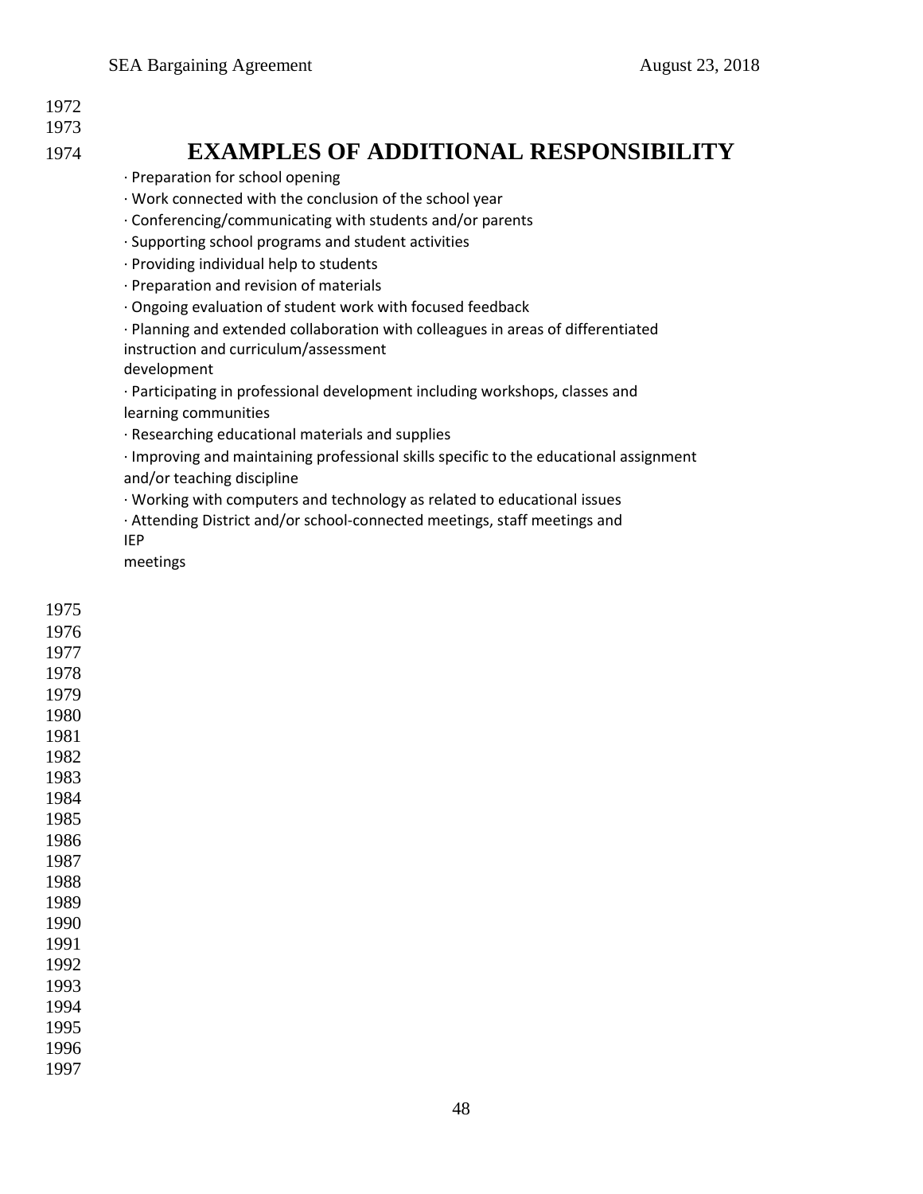# EXAMPLES OF ADDITIONAL RESPONSIBILITY

- Preparation for school opening
- Work connected with the conclusion of the school year
- Conferencing/communicating with students and/or parents
- Supporting school programs and student activities
- Providing individual help to students
- Preparation and revision of materials
- Ongoing evaluation of student work with focused feedback
- Planning and extended collaboration with colleagues in areas of differentiated instruction and curriculum/assessment development
- Participating in professional development including workshops, classes and learning communities
- Researching educational materials and supplies
- Improving and maintaining professional skills specific to the educational assignment and/or teaching discipline
- Working with computers and technology as related to educational issues
- Attending District and/or school-connected meetings, staff meetings and IEP meetings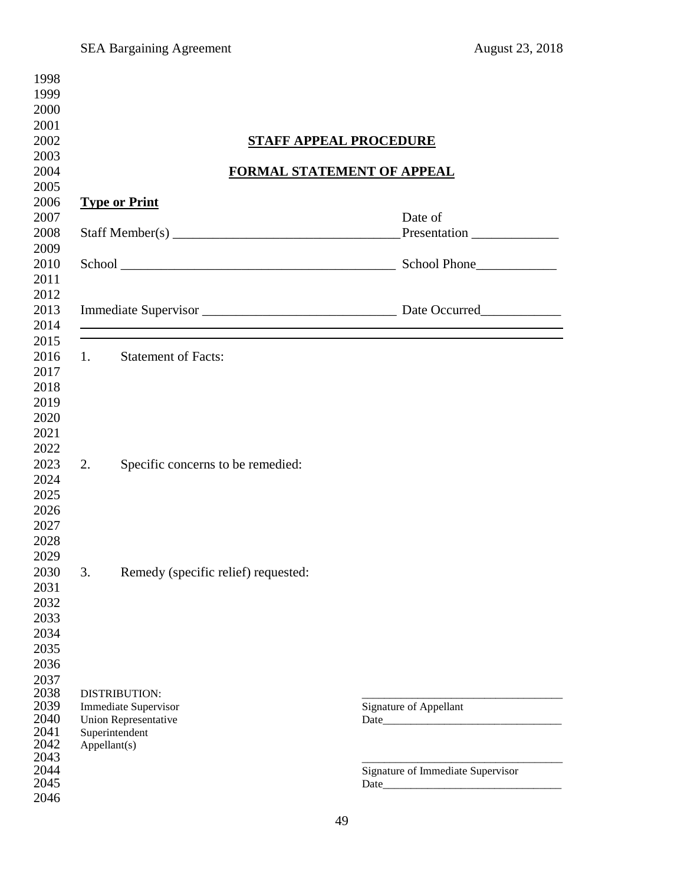## STAFF APPEAL PROCEDURE

## FORMAL STATEMENT OF APPEAL

**Type or Print**

Staff Member(s) ________________________________ Date of Presentation _____________

School ________________________________________ School Phone____________

Immediate Supervisor ____________________________ Date Occurred____________

---

1. Statement of Facts:

2. Specific concerns to be remedied:

3. Remedy (specific relief) requested:

DISTRIBUTION:
Immediate Supervisor
Union Representative
Superintendent
Appellant(s)

___________________________________
Signature of Appellant
Date_______________________________

___________________________________
Signature of Immediate Supervisor
Date_______________________________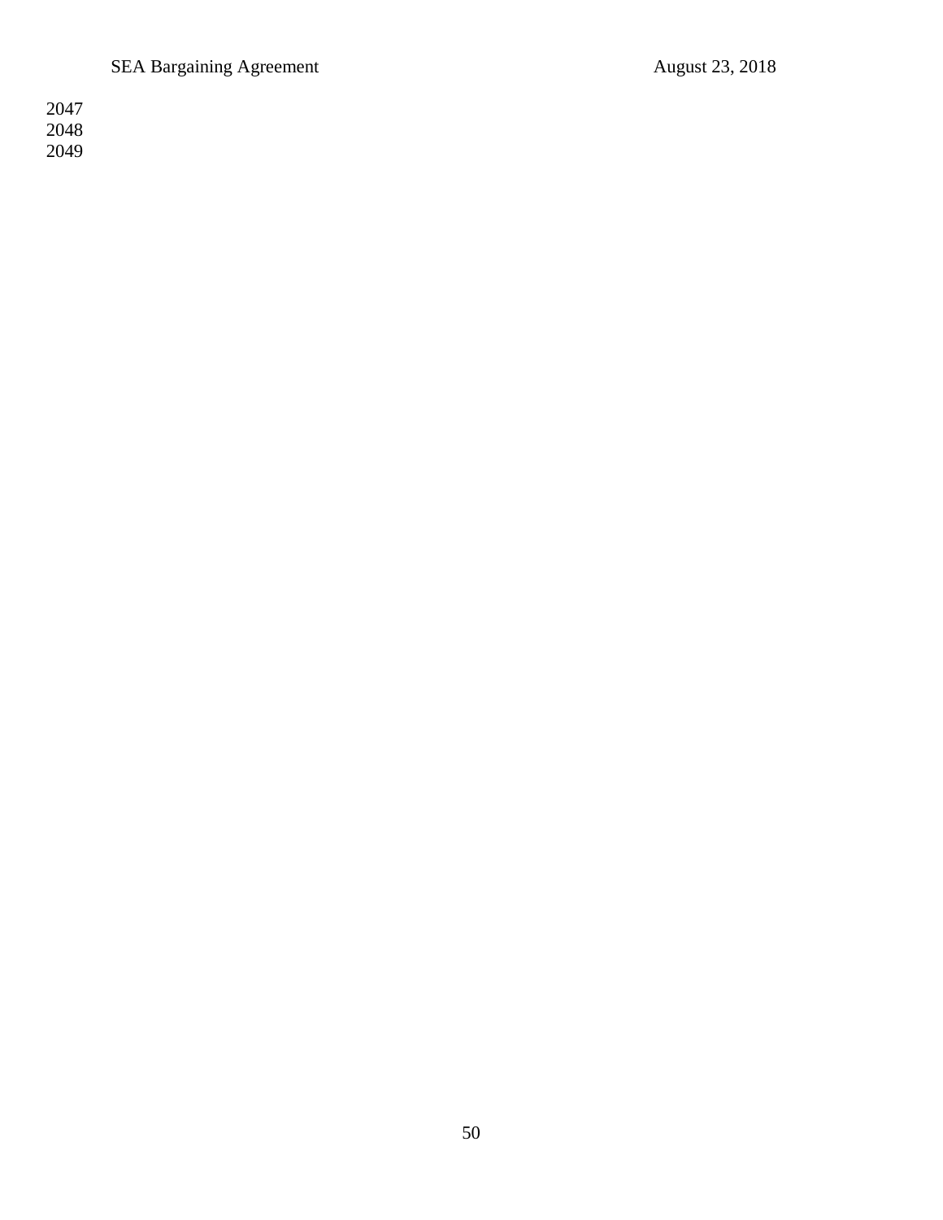2047
2048
2049